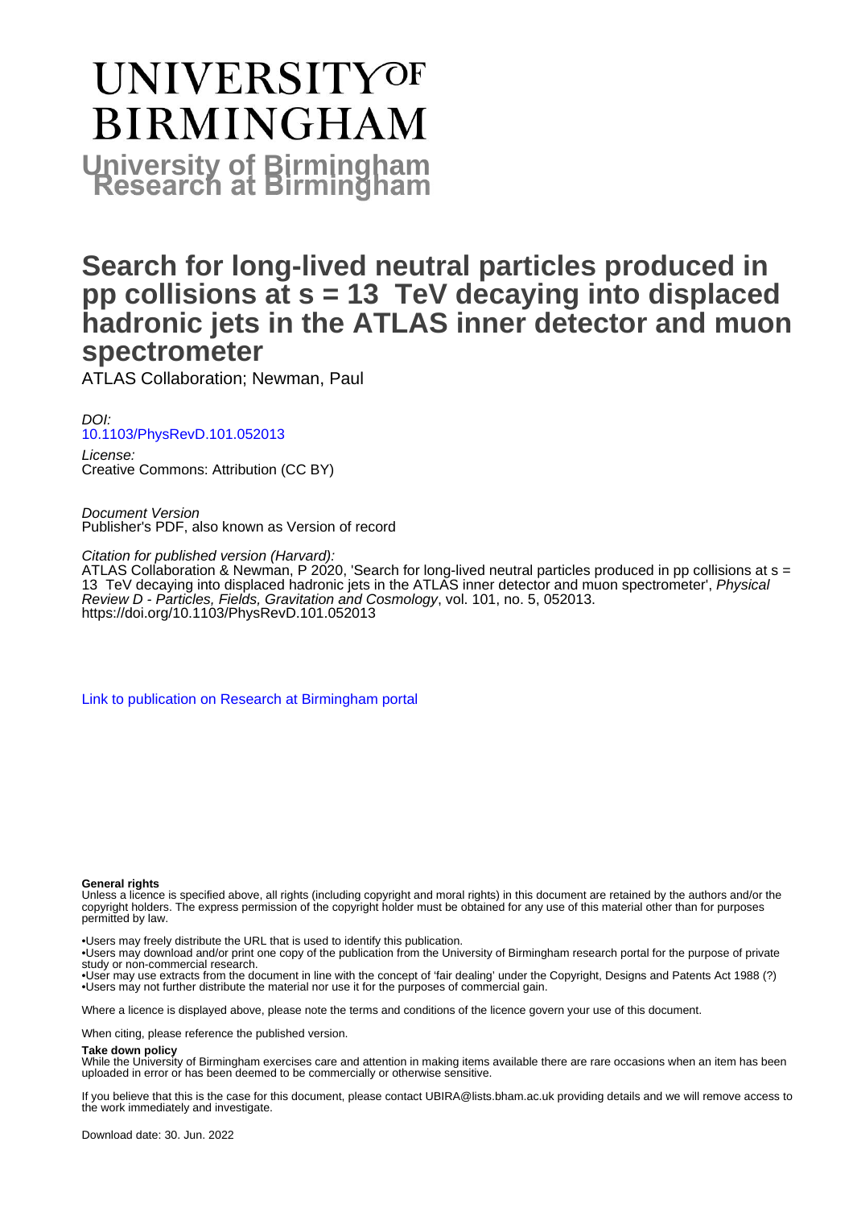# UNIVERSITY OF BIRMINGHAM

**University of Birmingham Research at Birmingham**

# Search for long-lived neutral particles produced in pp collisions at s = 13 TeV decaying into displaced hadronic jets in the ATLAS inner detector and muon spectrometer

ATLAS Collaboration; Newman, Paul

*DOI:*
[10.1103/PhysRevD.101.052013](https://doi.org/10.1103/PhysRevD.101.052013)

*License:*
Creative Commons: Attribution (CC BY)

*Document Version*
Publisher's PDF, also known as Version of record

*Citation for published version (Harvard):*
ATLAS Collaboration & Newman, P 2020, 'Search for long-lived neutral particles produced in pp collisions at s = 13 TeV decaying into displaced hadronic jets in the ATLAS inner detector and muon spectrometer', *Physical Review D - Particles, Fields, Gravitation and Cosmology*, vol. 101, no. 5, 052013. https://doi.org/10.1103/PhysRevD.101.052013

[Link to publication on Research at Birmingham portal](#)

**General rights**

Unless a licence is specified above, all rights (including copyright and moral rights) in this document are retained by the authors and/or the copyright holders. The express permission of the copyright holder must be obtained for any use of this material other than for purposes permitted by law.

- •Users may freely distribute the URL that is used to identify this publication.
- •Users may download and/or print one copy of the publication from the University of Birmingham research portal for the purpose of private study or non-commercial research.
- •User may use extracts from the document in line with the concept of 'fair dealing' under the Copyright, Designs and Patents Act 1988 (?)
- •Users may not further distribute the material nor use it for the purposes of commercial gain.

Where a licence is displayed above, please note the terms and conditions of the licence govern your use of this document.

When citing, please reference the published version.

**Take down policy**

While the University of Birmingham exercises care and attention in making items available there are rare occasions when an item has been uploaded in error or has been deemed to be commercially or otherwise sensitive.

If you believe that this is the case for this document, please contact UBIRA@lists.bham.ac.uk providing details and we will remove access to the work immediately and investigate.

Download date: 30. Jun. 2022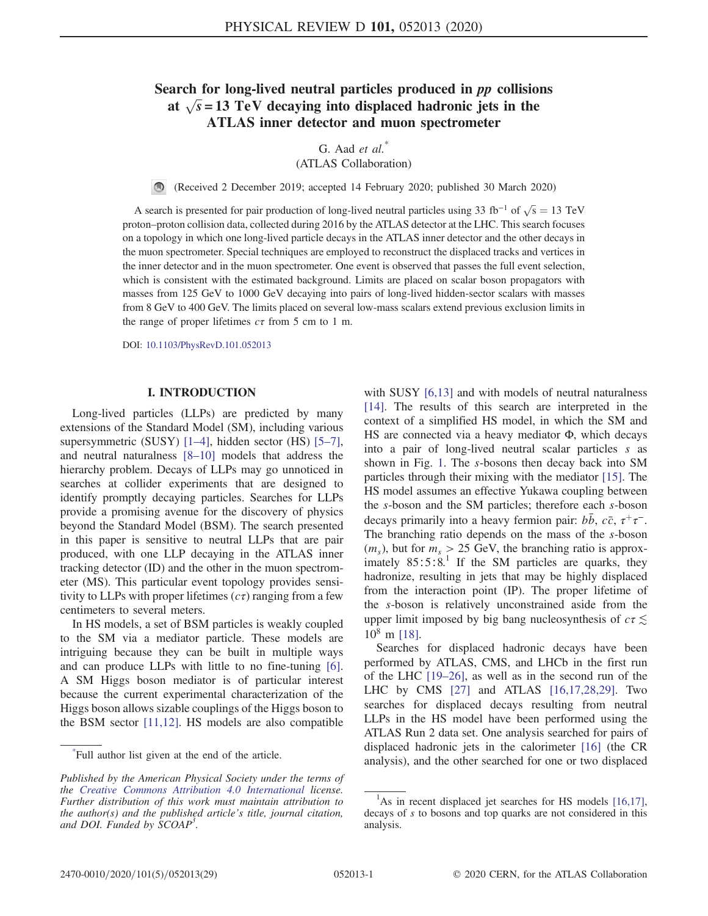# Search for long-lived neutral particles produced in $pp$ collisions at $\sqrt{s} = 13$ TeV decaying into displaced hadronic jets in the ATLAS inner detector and muon spectrometer

G. Aad *et al.*[*]

(ATLAS Collaboration)

(Received 2 December 2019; accepted 14 February 2020; published 30 March 2020)

A search is presented for pair production of long-lived neutral particles using 33 fb$^{-1}$ of $\sqrt{s} = 13$ TeV proton–proton collision data, collected during 2016 by the ATLAS detector at the LHC. This search focuses on a topology in which one long-lived particle decays in the ATLAS inner detector and the other decays in the muon spectrometer. Special techniques are employed to reconstruct the displaced tracks and vertices in the inner detector and in the muon spectrometer. One event is observed that passes the full event selection, which is consistent with the estimated background. Limits are placed on scalar boson propagators with masses from 125 GeV to 1000 GeV decaying into pairs of long-lived hidden-sector scalars with masses from 8 GeV to 400 GeV. The limits placed on several low-mass scalars extend previous exclusion limits in the range of proper lifetimes $c\tau$ from 5 cm to 1 m.

DOI: 10.1103/PhysRevD.101.052013

## I. INTRODUCTION

Long-lived particles (LLPs) are predicted by many extensions of the Standard Model (SM), including various supersymmetric (SUSY) [1–4], hidden sector (HS) [5–7], and neutral naturalness [8–10] models that address the hierarchy problem. Decays of LLPs may go unnoticed in searches at collider experiments that are designed to identify promptly decaying particles. Searches for LLPs provide a promising avenue for the discovery of physics beyond the Standard Model (BSM). The search presented in this paper is sensitive to neutral LLPs that are pair produced, with one LLP decaying in the ATLAS inner tracking detector (ID) and the other in the muon spectrometer (MS). This particular event topology provides sensitivity to LLPs with proper lifetimes ($c\tau$) ranging from a few centimeters to several meters.

In HS models, a set of BSM particles is weakly coupled to the SM via a mediator particle. These models are intriguing because they can be built in multiple ways and can produce LLPs with little to no fine-tuning [6]. A SM Higgs boson mediator is of particular interest because the current experimental characterization of the Higgs boson allows sizable couplings of the Higgs boson to the BSM sector [11,12]. HS models are also compatible with SUSY [6,13] and with models of neutral naturalness [14]. The results of this search are interpreted in the context of a simplified HS model, in which the SM and HS are connected via a heavy mediator $\Phi$, which decays into a pair of long-lived neutral scalar particles $s$ as shown in Fig. 1. The $s$-bosons then decay back into SM particles through their mixing with the mediator [15]. The HS model assumes an effective Yukawa coupling between the $s$-boson and the SM particles; therefore each $s$-boson decays primarily into a heavy fermion pair: $b\bar{b}$, $c\bar{c}$, $\tau^+\tau^-$. The branching ratio depends on the mass of the $s$-boson ($m_s$), but for $m_s > 25$ GeV, the branching ratio is approximately 85:5:8.[1] If the SM particles are quarks, they hadronize, resulting in jets that may be highly displaced from the interaction point (IP). The proper lifetime of the $s$-boson is relatively unconstrained aside from the upper limit imposed by big bang nucleosynthesis of $c\tau \lesssim 10^8$ m [18].

Searches for displaced hadronic decays have been performed by ATLAS, CMS, and LHCb in the first run of the LHC [19–26], as well as in the second run of the LHC by CMS [27] and ATLAS [16,17,28,29]. Two searches for displaced decays resulting from neutral LLPs in the HS model have been performed using the ATLAS Run 2 data set. One analysis searched for pairs of displaced hadronic jets in the calorimeter [16] (the CR analysis), and the other searched for one or two displaced

---

[*]Full author list given at the end of the article.

*Published by the American Physical Society under the terms of the Creative Commons Attribution 4.0 International license. Further distribution of this work must maintain attribution to the author(s) and the published article's title, journal citation, and DOI. Funded by SCOAP*[3].

[1]As in recent displaced jet searches for HS models [16,17], decays of $s$ to bosons and top quarks are not considered in this analysis.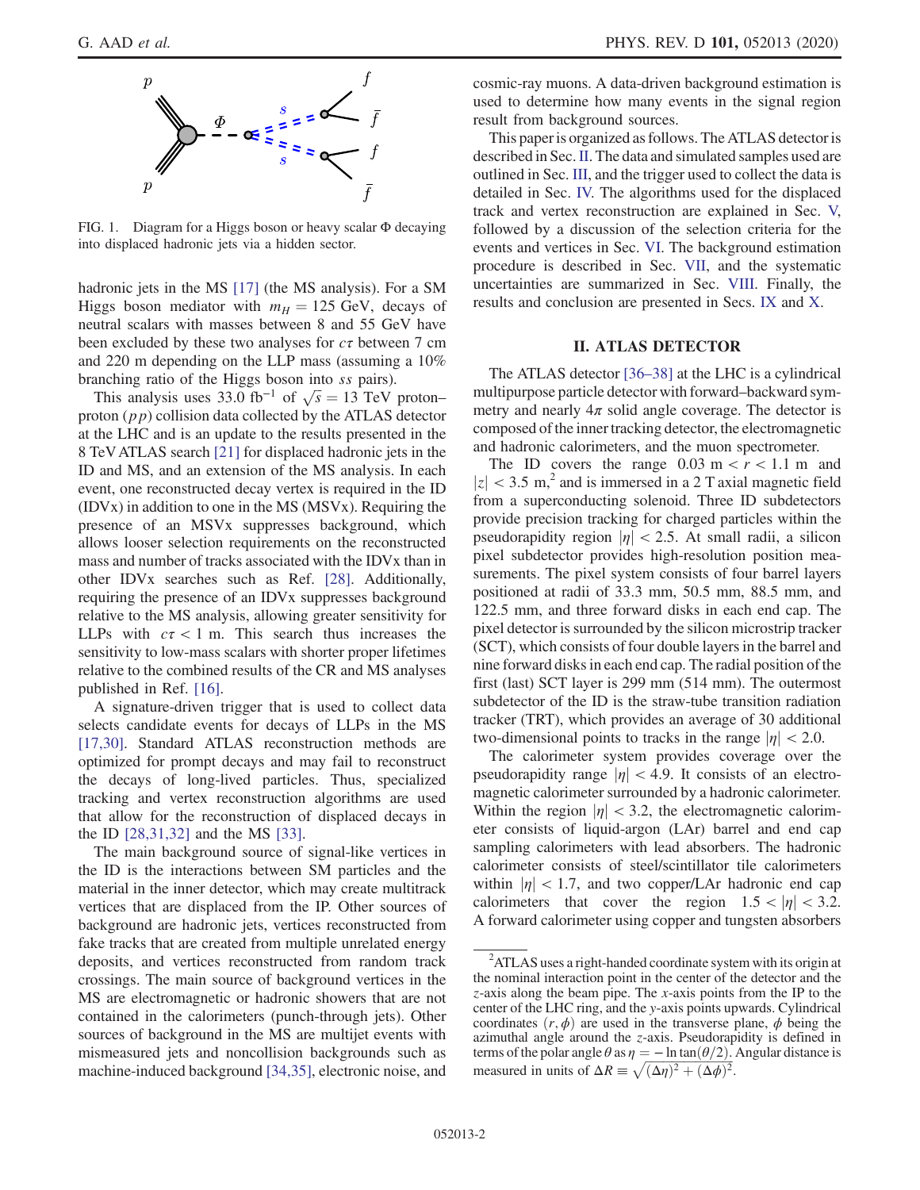p

Φ

s

s

f

$\bar{f}$

f

$\bar{f}$

p

FIG. 1. Diagram for a Higgs boson or heavy scalar Φ decaying into displaced hadronic jets via a hidden sector.

hadronic jets in the MS [17] (the MS analysis). For a SM Higgs boson mediator with $m_H = 125$ GeV, decays of neutral scalars with masses between 8 and 55 GeV have been excluded by these two analyses for $c\tau$ between 7 cm and 220 m depending on the LLP mass (assuming a 10% branching ratio of the Higgs boson into $ss$ pairs).

This analysis uses 33.0 fb$^{-1}$ of $\sqrt{s} = 13$ TeV proton–proton ($pp$) collision data collected by the ATLAS detector at the LHC and is an update to the results presented in the 8 TeV ATLAS search [21] for displaced hadronic jets in the ID and MS, and an extension of the MS analysis. In each event, one reconstructed decay vertex is required in the ID (IDVx) in addition to one in the MS (MSVx). Requiring the presence of an MSVx suppresses background, which allows looser selection requirements on the reconstructed mass and number of tracks associated with the IDVx than in other IDVx searches such as Ref. [28]. Additionally, requiring the presence of an IDVx suppresses background relative to the MS analysis, allowing greater sensitivity for LLPs with $c\tau < 1$ m. This search thus increases the sensitivity to low-mass scalars with shorter proper lifetimes relative to the combined results of the CR and MS analyses published in Ref. [16].

A signature-driven trigger that is used to collect data selects candidate events for decays of LLPs in the MS [17,30]. Standard ATLAS reconstruction methods are optimized for prompt decays and may fail to reconstruct the decays of long-lived particles. Thus, specialized tracking and vertex reconstruction algorithms are used that allow for the reconstruction of displaced decays in the ID [28,31,32] and the MS [33].

The main background source of signal-like vertices in the ID is the interactions between SM particles and the material in the inner detector, which may create multitrack vertices that are displaced from the IP. Other sources of background are hadronic jets, vertices reconstructed from fake tracks that are created from multiple unrelated energy deposits, and vertices reconstructed from random track crossings. The main source of background vertices in the MS are electromagnetic or hadronic showers that are not contained in the calorimeters (punch-through jets). Other sources of background in the MS are multijet events with mismeasured jets and noncollision backgrounds such as machine-induced background [34,35], electronic noise, and cosmic-ray muons. A data-driven background estimation is used to determine how many events in the signal region result from background sources.

This paper is organized as follows. The ATLAS detector is described in Sec. II. The data and simulated samples used are outlined in Sec. III, and the trigger used to collect the data is detailed in Sec. IV. The algorithms used for the displaced track and vertex reconstruction are explained in Sec. V, followed by a discussion of the selection criteria for the events and vertices in Sec. VI. The background estimation procedure is described in Sec. VII, and the systematic uncertainties are summarized in Sec. VIII. Finally, the results and conclusion are presented in Secs. IX and X.

## II. ATLAS DETECTOR

The ATLAS detector [36–38] at the LHC is a cylindrical multipurpose particle detector with forward–backward symmetry and nearly $4\pi$ solid angle coverage. The detector is composed of the inner tracking detector, the electromagnetic and hadronic calorimeters, and the muon spectrometer.

The ID covers the range $0.03\ \text{m} < r < 1.1\ \text{m}$ and $|z| < 3.5$ m,[2] and is immersed in a 2 T axial magnetic field from a superconducting solenoid. Three ID subdetectors provide precision tracking for charged particles within the pseudorapidity region $|\eta| < 2.5$. At small radii, a silicon pixel subdetector provides high-resolution position measurements. The pixel system consists of four barrel layers positioned at radii of 33.3 mm, 50.5 mm, 88.5 mm, and 122.5 mm, and three forward disks in each end cap. The pixel detector is surrounded by the silicon microstrip tracker (SCT), which consists of four double layers in the barrel and nine forward disks in each end cap. The radial position of the first (last) SCT layer is 299 mm (514 mm). The outermost subdetector of the ID is the straw-tube transition radiation tracker (TRT), which provides an average of 30 additional two-dimensional points to tracks in the range $|\eta| < 2.0$.

The calorimeter system provides coverage over the pseudorapidity range $|\eta| < 4.9$. It consists of an electromagnetic calorimeter surrounded by a hadronic calorimeter. Within the region $|\eta| < 3.2$, the electromagnetic calorimeter consists of liquid-argon (LAr) barrel and end cap sampling calorimeters with lead absorbers. The hadronic calorimeter consists of steel/scintillator tile calorimeters within $|\eta| < 1.7$, and two copper/LAr hadronic end cap calorimeters that cover the region $1.5 < |\eta| < 3.2$. A forward calorimeter using copper and tungsten absorbers

[2] ATLAS uses a right-handed coordinate system with its origin at the nominal interaction point in the center of the detector and the $z$-axis along the beam pipe. The $x$-axis points from the IP to the center of the LHC ring, and the $y$-axis points upwards. Cylindrical coordinates $(r, \phi)$ are used in the transverse plane, $\phi$ being the azimuthal angle around the $z$-axis. Pseudorapidity is defined in terms of the polar angle $\theta$ as $\eta = -\ln \tan(\theta/2)$. Angular distance is measured in units of $\Delta R \equiv \sqrt{(\Delta\eta)^2 + (\Delta\phi)^2}$.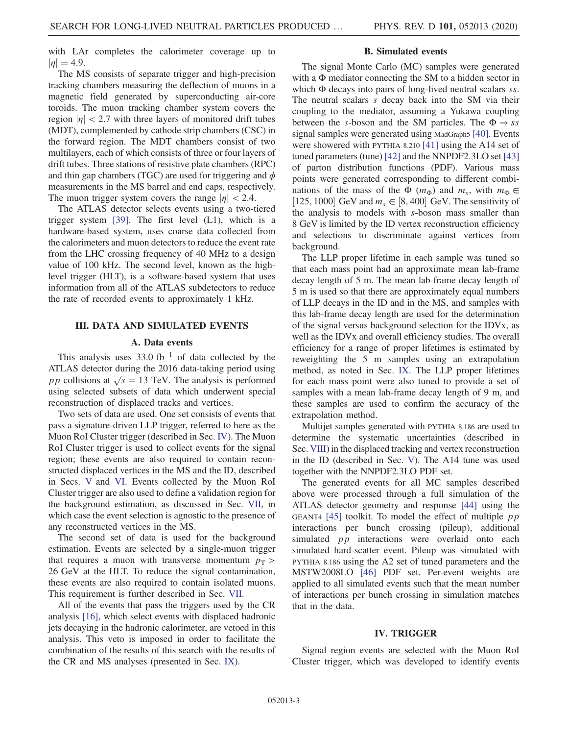with LAr completes the calorimeter coverage up to $|\eta| = 4.9$.

The MS consists of separate trigger and high-precision tracking chambers measuring the deflection of muons in a magnetic field generated by superconducting air-core toroids. The muon tracking chamber system covers the region $|\eta| < 2.7$ with three layers of monitored drift tubes (MDT), complemented by cathode strip chambers (CSC) in the forward region. The MDT chambers consist of two multilayers, each of which consists of three or four layers of drift tubes. Three stations of resistive plate chambers (RPC) and thin gap chambers (TGC) are used for triggering and $\phi$ measurements in the MS barrel and end caps, respectively. The muon trigger system covers the range $|\eta| < 2.4$.

The ATLAS detector selects events using a two-tiered trigger system [39]. The first level (L1), which is a hardware-based system, uses coarse data collected from the calorimeters and muon detectors to reduce the event rate from the LHC crossing frequency of 40 MHz to a design value of 100 kHz. The second level, known as the high-level trigger (HLT), is a software-based system that uses information from all of the ATLAS subdetectors to reduce the rate of recorded events to approximately 1 kHz.

## III. DATA AND SIMULATED EVENTS

### A. Data events

This analysis uses 33.0 fb$^{-1}$ of data collected by the ATLAS detector during the 2016 data-taking period using $pp$ collisions at $\sqrt{s} = 13$ TeV. The analysis is performed using selected subsets of data which underwent special reconstruction of displaced tracks and vertices.

Two sets of data are used. One set consists of events that pass a signature-driven LLP trigger, referred to here as the Muon RoI Cluster trigger (described in Sec. IV). The Muon RoI Cluster trigger is used to collect events for the signal region; these events are also required to contain reconstructed displaced vertices in the MS and the ID, described in Secs. V and VI. Events collected by the Muon RoI Cluster trigger are also used to define a validation region for the background estimation, as discussed in Sec. VII, in which case the event selection is agnostic to the presence of any reconstructed vertices in the MS.

The second set of data is used for the background estimation. Events are selected by a single-muon trigger that requires a muon with transverse momentum $p_{\mathrm{T}} > 26$ GeV at the HLT. To reduce the signal contamination, these events are also required to contain isolated muons. This requirement is further described in Sec. VII.

All of the events that pass the triggers used by the CR analysis [16], which select events with displaced hadronic jets decaying in the hadronic calorimeter, are vetoed in this analysis. This veto is imposed in order to facilitate the combination of the results of this search with the results of the CR and MS analyses (presented in Sec. IX).

### B. Simulated events

The signal Monte Carlo (MC) samples were generated with a $\Phi$ mediator connecting the SM to a hidden sector in which $\Phi$ decays into pairs of long-lived neutral scalars $ss$. The neutral scalars $s$ decay back into the SM via their coupling to the mediator, assuming a Yukawa coupling between the $s$-boson and the SM particles. The $\Phi \to ss$ signal samples were generated using MadGraph5 [40]. Events were showered with PYTHIA 8.210 [41] using the A14 set of tuned parameters (tune) [42] and the NNPDF2.3LO set [43] of parton distribution functions (PDF). Various mass points were generated corresponding to different combinations of the mass of the $\Phi$ ($m_\Phi$) and $m_s$, with $m_\Phi \in [125, 1000]$ GeV and $m_s \in [8, 400]$ GeV. The sensitivity of the analysis to models with $s$-boson mass smaller than 8 GeV is limited by the ID vertex reconstruction efficiency and selections to discriminate against vertices from background.

The LLP proper lifetime in each sample was tuned so that each mass point had an approximate mean lab-frame decay length of 5 m. The mean lab-frame decay length of 5 m is used so that there are approximately equal numbers of LLP decays in the ID and in the MS, and samples with this lab-frame decay length are used for the determination of the signal versus background selection for the IDVx, as well as the IDVx and overall efficiency studies. The overall efficiency for a range of proper lifetimes is estimated by reweighting the 5 m samples using an extrapolation method, as noted in Sec. IX. The LLP proper lifetimes for each mass point were also tuned to provide a set of samples with a mean lab-frame decay length of 9 m, and these samples are used to confirm the accuracy of the extrapolation method.

Multijet samples generated with PYTHIA 8.186 are used to determine the systematic uncertainties (described in Sec. VIII) in the displaced tracking and vertex reconstruction in the ID (described in Sec. V). The A14 tune was used together with the NNPDF2.3LO PDF set.

The generated events for all MC samples described above were processed through a full simulation of the ATLAS detector geometry and response [44] using the GEANT4 [45] toolkit. To model the effect of multiple $pp$ interactions per bunch crossing (pileup), additional simulated $pp$ interactions were overlaid onto each simulated hard-scatter event. Pileup was simulated with PYTHIA 8.186 using the A2 set of tuned parameters and the MSTW2008LO [46] PDF set. Per-event weights are applied to all simulated events such that the mean number of interactions per bunch crossing in simulation matches that in the data.

## IV. TRIGGER

Signal region events are selected with the Muon RoI Cluster trigger, which was developed to identify events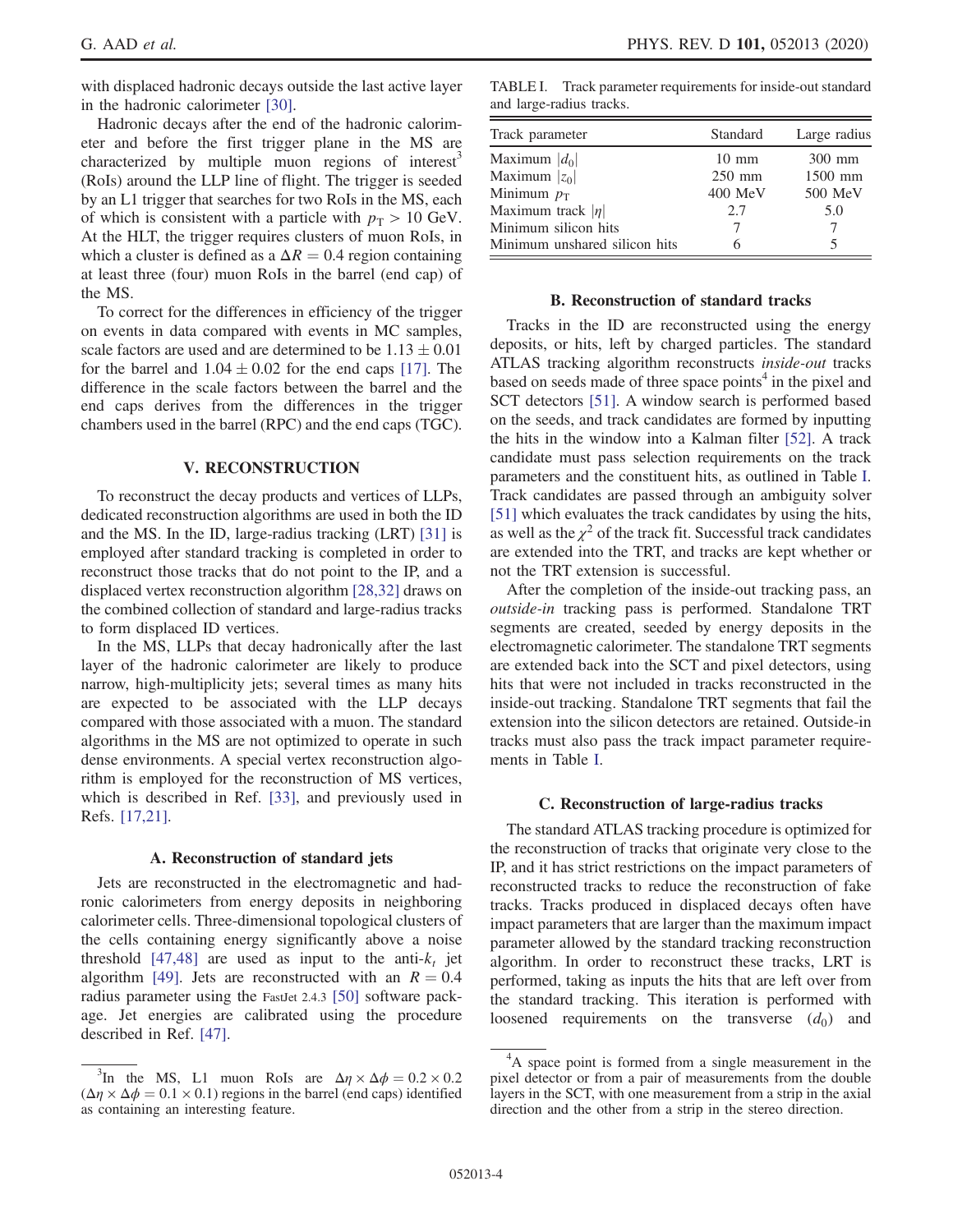with displaced hadronic decays outside the last active layer in the hadronic calorimeter [30].

Hadronic decays after the end of the hadronic calorimeter and before the first trigger plane in the MS are characterized by multiple muon regions of interest[3] (RoIs) around the LLP line of flight. The trigger is seeded by an L1 trigger that searches for two RoIs in the MS, each of which is consistent with a particle with $p_{\mathrm{T}} > 10$ GeV. At the HLT, the trigger requires clusters of muon RoIs, in which a cluster is defined as a $\Delta R = 0.4$ region containing at least three (four) muon RoIs in the barrel (end cap) of the MS.

To correct for the differences in efficiency of the trigger on events in data compared with events in MC samples, scale factors are used and are determined to be $1.13 \pm 0.01$ for the barrel and $1.04 \pm 0.02$ for the end caps [17]. The difference in the scale factors between the barrel and the end caps derives from the differences in the trigger chambers used in the barrel (RPC) and the end caps (TGC).

## V. RECONSTRUCTION

To reconstruct the decay products and vertices of LLPs, dedicated reconstruction algorithms are used in both the ID and the MS. In the ID, large-radius tracking (LRT) [31] is employed after standard tracking is completed in order to reconstruct those tracks that do not point to the IP, and a displaced vertex reconstruction algorithm [28,32] draws on the combined collection of standard and large-radius tracks to form displaced ID vertices.

In the MS, LLPs that decay hadronically after the last layer of the hadronic calorimeter are likely to produce narrow, high-multiplicity jets; several times as many hits are expected to be associated with the LLP decays compared with those associated with a muon. The standard algorithms in the MS are not optimized to operate in such dense environments. A special vertex reconstruction algorithm is employed for the reconstruction of MS vertices, which is described in Ref. [33], and previously used in Refs. [17,21].

### A. Reconstruction of standard jets

Jets are reconstructed in the electromagnetic and hadronic calorimeters from energy deposits in neighboring calorimeter cells. Three-dimensional topological clusters of the cells containing energy significantly above a noise threshold [47,48] are used as input to the anti-$k_t$ jet algorithm [49]. Jets are reconstructed with an $R = 0.4$ radius parameter using the FastJet 2.4.3 [50] software package. Jet energies are calibrated using the procedure described in Ref. [47].

[3] In the MS, L1 muon RoIs are $\Delta\eta \times \Delta\phi = 0.2 \times 0.2$ ($\Delta\eta \times \Delta\phi = 0.1 \times 0.1$) regions in the barrel (end caps) identified as containing an interesting feature.

TABLE I. Track parameter requirements for inside-out standard and large-radius tracks.

| Track parameter | Standard | Large radius |
|---|---|---|
| Maximum $\lvert d_0 \rvert$ | 10 mm | 300 mm |
| Maximum $\lvert z_0 \rvert$ | 250 mm | 1500 mm |
| Minimum $p_{\mathrm{T}}$ | 400 MeV | 500 MeV |
| Maximum track $\lvert \eta \rvert$ | 2.7 | 5.0 |
| Minimum silicon hits | 7 | 7 |
| Minimum unshared silicon hits | 6 | 5 |

### B. Reconstruction of standard tracks

Tracks in the ID are reconstructed using the energy deposits, or hits, left by charged particles. The standard ATLAS tracking algorithm reconstructs *inside-out* tracks based on seeds made of three space points[4] in the pixel and SCT detectors [51]. A window search is performed based on the seeds, and track candidates are formed by inputting the hits in the window into a Kalman filter [52]. A track candidate must pass selection requirements on the track parameters and the constituent hits, as outlined in Table I. Track candidates are passed through an ambiguity solver [51] which evaluates the track candidates by using the hits, as well as the $\chi^2$ of the track fit. Successful track candidates are extended into the TRT, and tracks are kept whether or not the TRT extension is successful.

After the completion of the inside-out tracking pass, an *outside-in* tracking pass is performed. Standalone TRT segments are created, seeded by energy deposits in the electromagnetic calorimeter. The standalone TRT segments are extended back into the SCT and pixel detectors, using hits that were not included in tracks reconstructed in the inside-out tracking. Standalone TRT segments that fail the extension into the silicon detectors are retained. Outside-in tracks must also pass the track impact parameter requirements in Table I.

### C. Reconstruction of large-radius tracks

The standard ATLAS tracking procedure is optimized for the reconstruction of tracks that originate very close to the IP, and it has strict restrictions on the impact parameters of reconstructed tracks to reduce the reconstruction of fake tracks. Tracks produced in displaced decays often have impact parameters that are larger than the maximum impact parameter allowed by the standard tracking reconstruction algorithm. In order to reconstruct these tracks, LRT is performed, taking as inputs the hits that are left over from the standard tracking. This iteration is performed with loosened requirements on the transverse ($d_0$) and

[4] A space point is formed from a single measurement in the pixel detector or from a pair of measurements from the double layers in the SCT, with one measurement from a strip in the axial direction and the other from a strip in the stereo direction.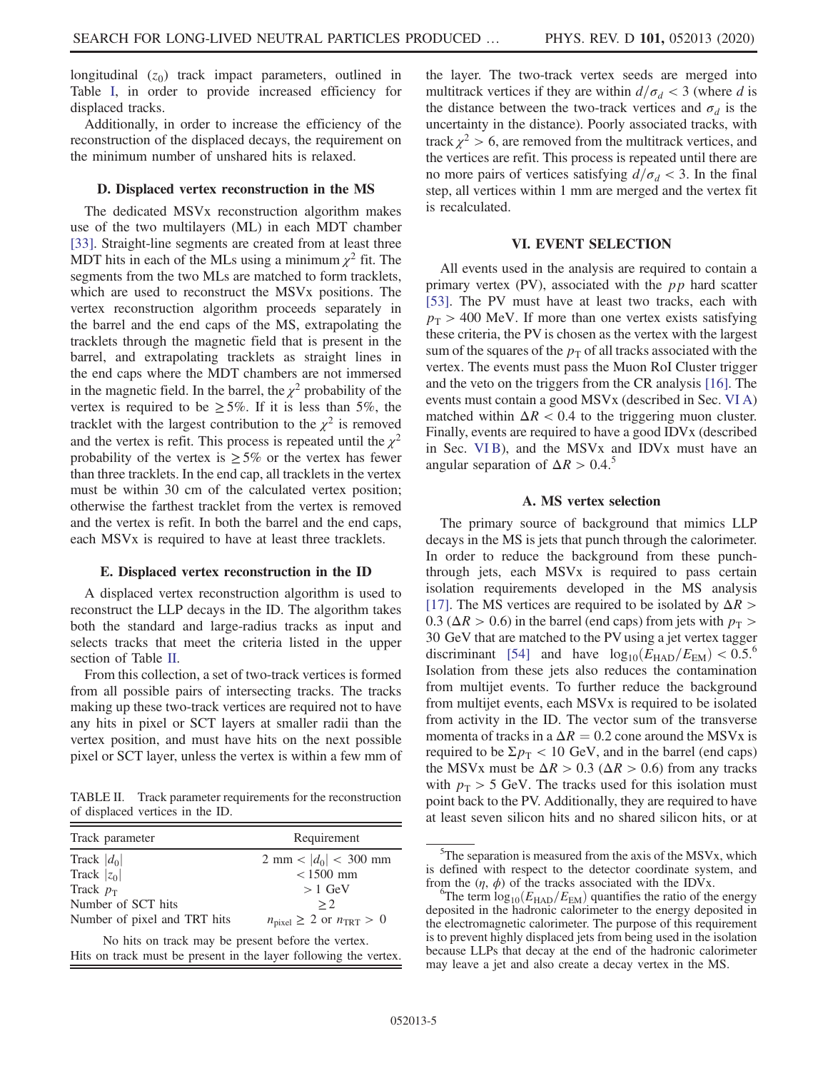longitudinal ($z_0$) track impact parameters, outlined in Table I, in order to provide increased efficiency for displaced tracks.

Additionally, in order to increase the efficiency of the reconstruction of the displaced decays, the requirement on the minimum number of unshared hits is relaxed.

### D. Displaced vertex reconstruction in the MS

The dedicated MSVx reconstruction algorithm makes use of the two multilayers (ML) in each MDT chamber [33]. Straight-line segments are created from at least three MDT hits in each of the MLs using a minimum $\chi^2$ fit. The segments from the two MLs are matched to form tracklets, which are used to reconstruct the MSVx positions. The vertex reconstruction algorithm proceeds separately in the barrel and the end caps of the MS, extrapolating the tracklets through the magnetic field that is present in the barrel, and extrapolating tracklets as straight lines in the end caps where the MDT chambers are not immersed in the magnetic field. In the barrel, the $\chi^2$ probability of the vertex is required to be $\geq 5\%$. If it is less than 5%, the tracklet with the largest contribution to the $\chi^2$ is removed and the vertex is refit. This process is repeated until the $\chi^2$ probability of the vertex is $\geq 5\%$ or the vertex has fewer than three tracklets. In the end cap, all tracklets in the vertex must be within 30 cm of the calculated vertex position; otherwise the farthest tracklet from the vertex is removed and the vertex is refit. In both the barrel and the end caps, each MSVx is required to have at least three tracklets.

### E. Displaced vertex reconstruction in the ID

A displaced vertex reconstruction algorithm is used to reconstruct the LLP decays in the ID. The algorithm takes both the standard and large-radius tracks as input and selects tracks that meet the criteria listed in the upper section of Table II.

From this collection, a set of two-track vertices is formed from all possible pairs of intersecting tracks. The tracks making up these two-track vertices are required not to have any hits in pixel or SCT layers at smaller radii than the vertex position, and must have hits on the next possible pixel or SCT layer, unless the vertex is within a few mm of the layer. The two-track vertex seeds are merged into multitrack vertices if they are within $d/\sigma_d < 3$ (where $d$ is the distance between the two-track vertices and $\sigma_d$ is the uncertainty in the distance). Poorly associated tracks, with track $\chi^2 > 6$, are removed from the multitrack vertices, and the vertices are refit. This process is repeated until there are no more pairs of vertices satisfying $d/\sigma_d < 3$. In the final step, all vertices within 1 mm are merged and the vertex fit is recalculated.

TABLE II. Track parameter requirements for the reconstruction of displaced vertices in the ID.

| Track parameter | Requirement |
|---|---|
| Track $\lvert d_0 \rvert$ | $2\text{ mm} < \lvert d_0 \rvert < 300\text{ mm}$ |
| Track $\lvert z_0 \rvert$ | $< 1500$ mm |
| Track $p_T$ | $> 1$ GeV |
| Number of SCT hits | $\geq 2$ |
| Number of pixel and TRT hits | $n_{\text{pixel}} \geq 2$ or $n_{\text{TRT}} > 0$ |

No hits on track may be present before the vertex.
Hits on track must be present in the layer following the vertex.

## VI. EVENT SELECTION

All events used in the analysis are required to contain a primary vertex (PV), associated with the $pp$ hard scatter [53]. The PV must have at least two tracks, each with $p_T > 400$ MeV. If more than one vertex exists satisfying these criteria, the PV is chosen as the vertex with the largest sum of the squares of the $p_T$ of all tracks associated with the vertex. The events must pass the Muon RoI Cluster trigger and the veto on the triggers from the CR analysis [16]. The events must contain a good MSVx (described in Sec. VI A) matched within $\Delta R < 0.4$ to the triggering muon cluster. Finally, events are required to have a good IDVx (described in Sec. VI B), and the MSVx and IDVx must have an angular separation of $\Delta R > 0.4$.[5]

### A. MS vertex selection

The primary source of background that mimics LLP decays in the MS is jets that punch through the calorimeter. In order to reduce the background from these punch-through jets, each MSVx is required to pass certain isolation requirements developed in the MS analysis [17]. The MS vertices are required to be isolated by $\Delta R > 0.3$ ($\Delta R > 0.6$) in the barrel (end caps) from jets with $p_T > 30$ GeV that are matched to the PV using a jet vertex tagger discriminant [54] and have $\log_{10}(E_{\text{HAD}}/E_{\text{EM}}) < 0.5$.[6] Isolation from these jets also reduces the contamination from multijet events. To further reduce the background from multijet events, each MSVx is required to be isolated from activity in the ID. The vector sum of the transverse momenta of tracks in a $\Delta R = 0.2$ cone around the MSVx is required to be $\Sigma p_T < 10$ GeV, and in the barrel (end caps) the MSVx must be $\Delta R > 0.3$ ($\Delta R > 0.6$) from any tracks with $p_T > 5$ GeV. The tracks used for this isolation must point back to the PV. Additionally, they are required to have at least seven silicon hits and no shared silicon hits, or at

[5] The separation is measured from the axis of the MSVx, which is defined with respect to the detector coordinate system, and from the ($\eta$, $\phi$) of the tracks associated with the IDVx.

[6] The term $\log_{10}(E_{\text{HAD}}/E_{\text{EM}})$ quantifies the ratio of the energy deposited in the hadronic calorimeter to the energy deposited in the electromagnetic calorimeter. The purpose of this requirement is to prevent highly displaced jets from being used in the isolation because LLPs that decay at the end of the hadronic calorimeter may leave a jet and also create a decay vertex in the MS.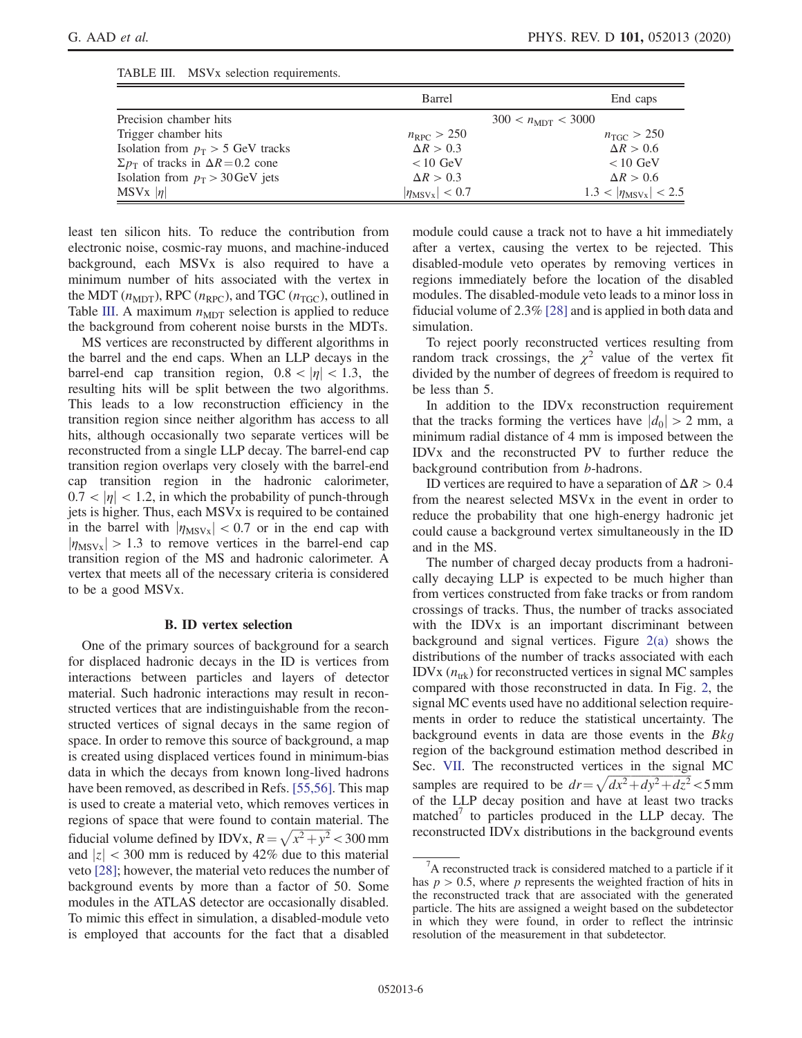TABLE III. MSVx selection requirements.

| | Barrel | End caps |
|---|---|---|
| Precision chamber hits | $300 < n_{\mathrm{MDT}} < 3000$ | |
| Trigger chamber hits | $n_{\mathrm{RPC}} > 250$ | $n_{\mathrm{TGC}} > 250$ |
| Isolation from $p_{\mathrm{T}} > 5$ GeV tracks | $\Delta R > 0.3$ | $\Delta R > 0.6$ |
| $\Sigma p_{\mathrm{T}}$ of tracks in $\Delta R = 0.2$ cone | $< 10$ GeV | $< 10$ GeV |
| Isolation from $p_{\mathrm{T}} > 30$ GeV jets | $\Delta R > 0.3$ | $\Delta R > 0.6$ |
| MSVx $\lvert\eta\rvert$ | $\lvert\eta_{\mathrm{MSVx}}\rvert < 0.7$ | $1.3 < \lvert\eta_{\mathrm{MSVx}}\rvert < 2.5$ |

least ten silicon hits. To reduce the contribution from electronic noise, cosmic-ray muons, and machine-induced background, each MSVx is also required to have a minimum number of hits associated with the vertex in the MDT ($n_{\mathrm{MDT}}$), RPC ($n_{\mathrm{RPC}}$), and TGC ($n_{\mathrm{TGC}}$), outlined in Table III. A maximum $n_{\mathrm{MDT}}$ selection is applied to reduce the background from coherent noise bursts in the MDTs.

MS vertices are reconstructed by different algorithms in the barrel and the end caps. When an LLP decays in the barrel-end cap transition region, $0.8 < |\eta| < 1.3$, the resulting hits will be split between the two algorithms. This leads to a low reconstruction efficiency in the transition region since neither algorithm has access to all hits, although occasionally two separate vertices will be reconstructed from a single LLP decay. The barrel-end cap transition region overlaps very closely with the barrel-end cap transition region in the hadronic calorimeter, $0.7 < |\eta| < 1.2$, in which the probability of punch-through jets is higher. Thus, each MSVx is required to be contained in the barrel with $|\eta_{\mathrm{MSVx}}| < 0.7$ or in the end cap with $|\eta_{\mathrm{MSVx}}| > 1.3$ to remove vertices in the barrel-end cap transition region of the MS and hadronic calorimeter. A vertex that meets all of the necessary criteria is considered to be a good MSVx.

### B. ID vertex selection

One of the primary sources of background for a search for displaced hadronic decays in the ID is vertices from interactions between particles and layers of detector material. Such hadronic interactions may result in reconstructed vertices that are indistinguishable from the reconstructed vertices of signal decays in the same region of space. In order to remove this source of background, a map is created using displaced vertices found in minimum-bias data in which the decays from known long-lived hadrons have been removed, as described in Refs. [55,56]. This map is used to create a material veto, which removes vertices in regions of space that were found to contain material. The fiducial volume defined by IDVx, $R = \sqrt{x^2 + y^2} < 300$ mm and $|z| < 300$ mm is reduced by 42% due to this material veto [28]; however, the material veto reduces the number of background events by more than a factor of 50. Some modules in the ATLAS detector are occasionally disabled. To mimic this effect in simulation, a disabled-module veto is employed that accounts for the fact that a disabled module could cause a track not to have a hit immediately after a vertex, causing the vertex to be rejected. This disabled-module veto operates by removing vertices in regions immediately before the location of the disabled modules. The disabled-module veto leads to a minor loss in fiducial volume of 2.3% [28] and is applied in both data and simulation.

To reject poorly reconstructed vertices resulting from random track crossings, the $\chi^2$ value of the vertex fit divided by the number of degrees of freedom is required to be less than 5.

In addition to the IDVx reconstruction requirement that the tracks forming the vertices have $|d_0| > 2$ mm, a minimum radial distance of 4 mm is imposed between the IDVx and the reconstructed PV to further reduce the background contribution from $b$-hadrons.

ID vertices are required to have a separation of $\Delta R > 0.4$ from the nearest selected MSVx in the event in order to reduce the probability that one high-energy hadronic jet could cause a background vertex simultaneously in the ID and in the MS.

The number of charged decay products from a hadronically decaying LLP is expected to be much higher than from vertices constructed from fake tracks or from random crossings of tracks. Thus, the number of tracks associated with the IDVx is an important discriminant between background and signal vertices. Figure 2(a) shows the distributions of the number of tracks associated with each IDVx ($n_{\mathrm{trk}}$) for reconstructed vertices in signal MC samples compared with those reconstructed in data. In Fig. 2, the signal MC events used have no additional selection requirements in order to reduce the statistical uncertainty. The background events in data are those events in the $Bkg$ region of the background estimation method described in Sec. VII. The reconstructed vertices in the signal MC samples are required to be $dr = \sqrt{dx^2 + dy^2 + dz^2} < 5$ mm of the LLP decay position and have at least two tracks matched[7] to particles produced in the LLP decay. The reconstructed IDVx distributions in the background events

[7] A reconstructed track is considered matched to a particle if it has $p > 0.5$, where $p$ represents the weighted fraction of hits in the reconstructed track that are associated with the generated particle. The hits are assigned a weight based on the subdetector in which they were found, in order to reflect the intrinsic resolution of the measurement in that subdetector.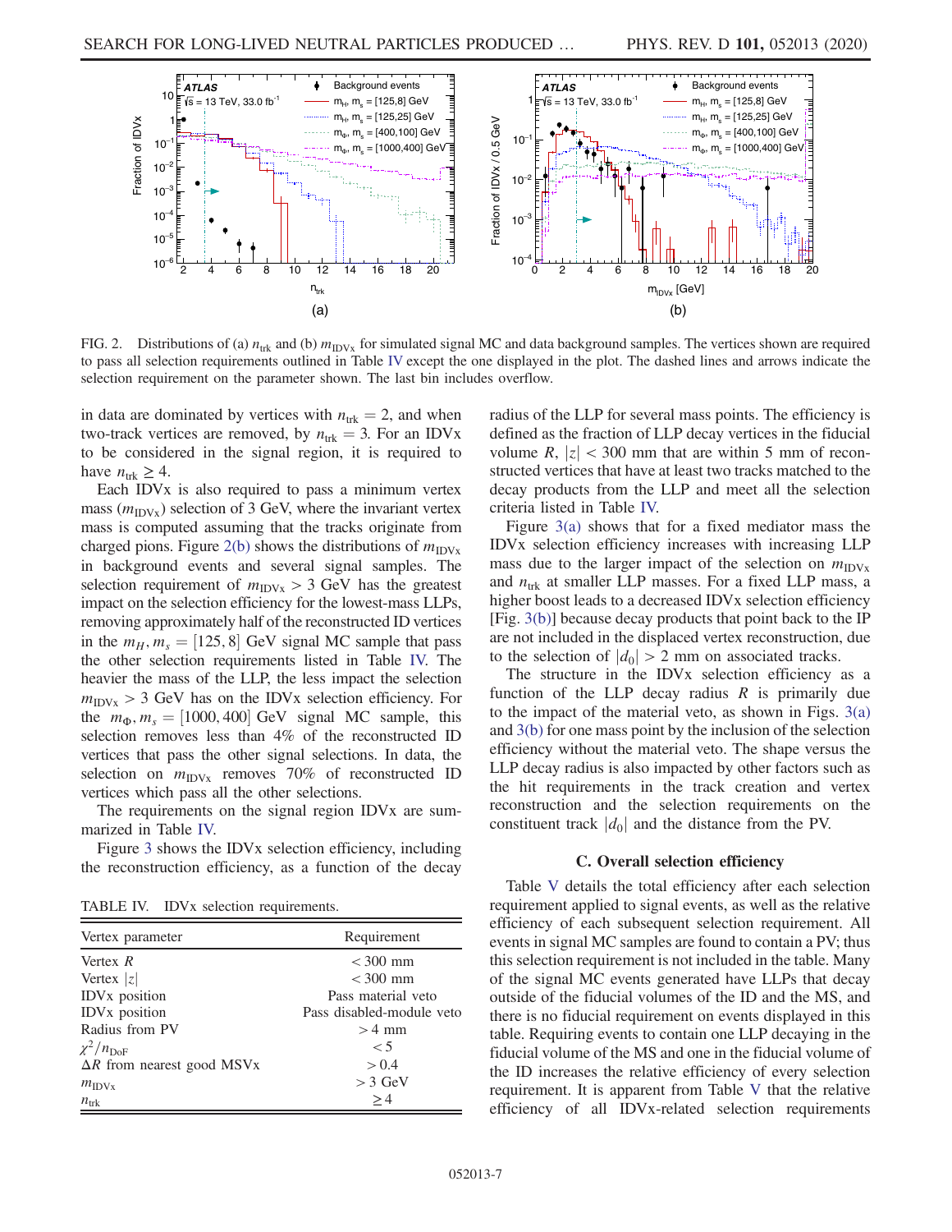FIG. 2. Distributions of (a) $n_{\mathrm{trk}}$ and (b) $m_{\mathrm{IDVx}}$ for simulated signal MC and data background samples. The vertices shown are required to pass all selection requirements outlined in Table IV except the one displayed in the plot. The dashed lines and arrows indicate the selection requirement on the parameter shown. The last bin includes overflow.

in data are dominated by vertices with $n_{\mathrm{trk}} = 2$, and when two-track vertices are removed, by $n_{\mathrm{trk}} = 3$. For an IDVx to be considered in the signal region, it is required to have $n_{\mathrm{trk}} \geq 4$.

Each IDVx is also required to pass a minimum vertex mass ($m_{\mathrm{IDVx}}$) selection of 3 GeV, where the invariant vertex mass is computed assuming that the tracks originate from charged pions. Figure 2(b) shows the distributions of $m_{\mathrm{IDVx}}$ in background events and several signal samples. The selection requirement of $m_{\mathrm{IDVx}} > 3$ GeV has the greatest impact on the selection efficiency for the lowest-mass LLPs, removing approximately half of the reconstructed ID vertices in the $m_H, m_s = [125, 8]$ GeV signal MC sample that pass the other selection requirements listed in Table IV. The heavier the mass of the LLP, the less impact the selection $m_{\mathrm{IDVx}} > 3$ GeV has on the IDVx selection efficiency. For the $m_\Phi, m_s = [1000, 400]$ GeV signal MC sample, this selection removes less than 4% of the reconstructed ID vertices that pass the other signal selections. In data, the selection on $m_{\mathrm{IDVx}}$ removes 70% of reconstructed ID vertices which pass all the other selections.

The requirements on the signal region IDVx are summarized in Table IV.

Figure 3 shows the IDVx selection efficiency, including the reconstruction efficiency, as a function of the decay radius of the LLP for several mass points. The efficiency is defined as the fraction of LLP decay vertices in the fiducial volume $R$, $|z| < 300$ mm that are within 5 mm of reconstructed vertices that have at least two tracks matched to the decay products from the LLP and meet all the selection criteria listed in Table IV.

Figure 3(a) shows that for a fixed mediator mass the IDVx selection efficiency increases with increasing LLP mass due to the larger impact of the selection on $m_{\mathrm{IDVx}}$ and $n_{\mathrm{trk}}$ at smaller LLP masses. For a fixed LLP mass, a higher boost leads to a decreased IDVx selection efficiency [Fig. 3(b)] because decay products that point back to the IP are not included in the displaced vertex reconstruction, due to the selection of $|d_0| > 2$ mm on associated tracks.

The structure in the IDVx selection efficiency as a function of the LLP decay radius $R$ is primarily due to the impact of the material veto, as shown in Figs. 3(a) and 3(b) for one mass point by the inclusion of the selection efficiency without the material veto. The shape versus the LLP decay radius is also impacted by other factors such as the hit requirements in the track creation and vertex reconstruction and the selection requirements on the constituent track $|d_0|$ and the distance from the PV.

TABLE IV. IDVx selection requirements.

| Vertex parameter | Requirement |
|---|---|
| Vertex $R$ | $< 300$ mm |
| Vertex $\lvert z \rvert$ | $< 300$ mm |
| IDVx position | Pass material veto |
| IDVx position | Pass disabled-module veto |
| Radius from PV | $> 4$ mm |
| $\chi^2/n_{\mathrm{DoF}}$ | $< 5$ |
| $\Delta R$ from nearest good MSVx | $> 0.4$ |
| $m_{\mathrm{IDVx}}$ | $> 3$ GeV |
| $n_{\mathrm{trk}}$ | $\geq 4$ |

### C. Overall selection efficiency

Table V details the total efficiency after each selection requirement applied to signal events, as well as the relative efficiency of each subsequent selection requirement. All events in signal MC samples are found to contain a PV; thus this selection requirement is not included in the table. Many of the signal MC events generated have LLPs that decay outside of the fiducial volumes of the ID and the MS, and there is no fiducial requirement on events displayed in this table. Requiring events to contain one LLP decaying in the fiducial volume of the MS and one in the fiducial volume of the ID increases the relative efficiency of every selection requirement. It is apparent from Table V that the relative efficiency of all IDVx-related selection requirements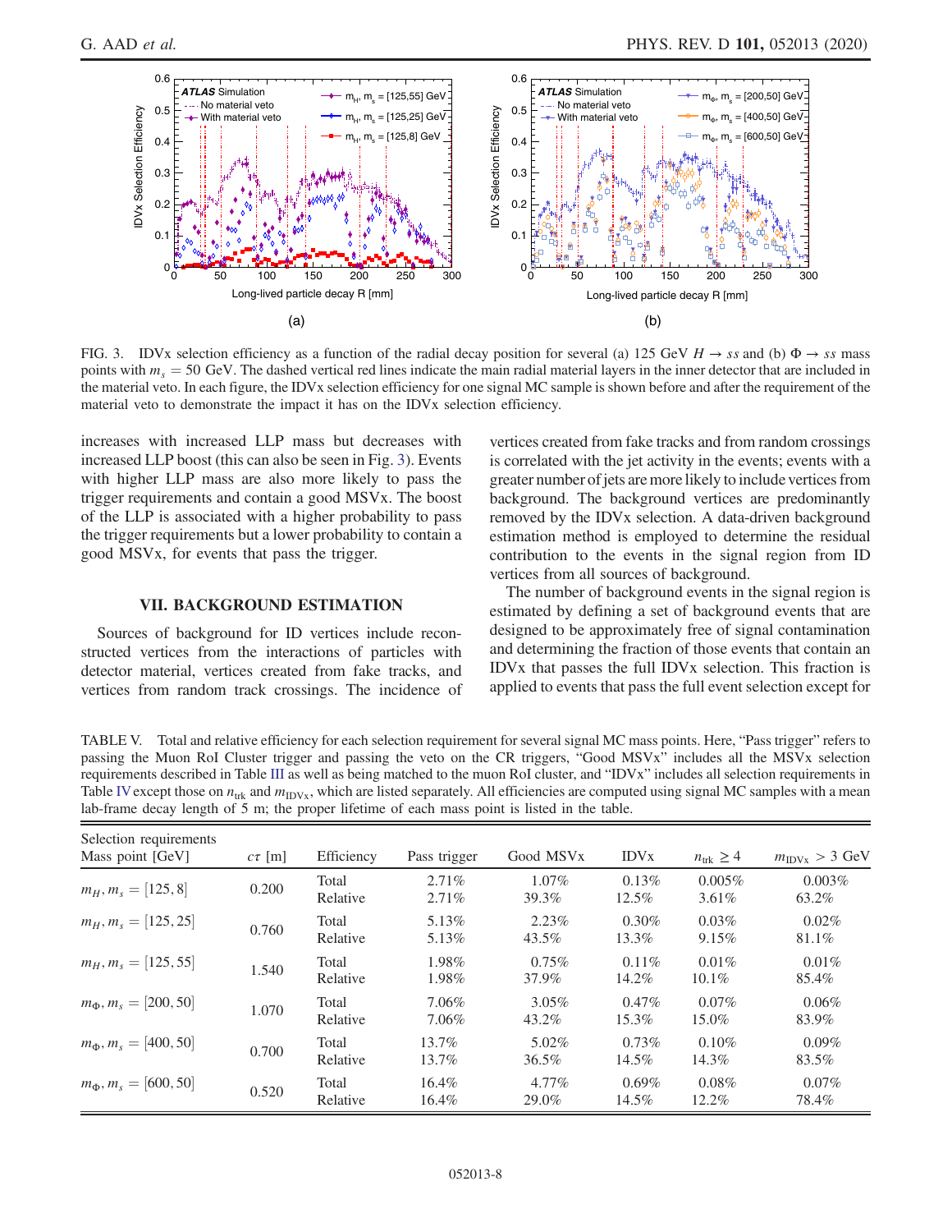ATLAS Simulation
No material veto
With material veto
$m_H, m_s$ = [125,55] GeV
$m_H, m_s$ = [125,25] GeV
$m_H, m_s$ = [125,8] GeV
IDVx Selection Efficiency
Long-lived particle decay R [mm]
(a)

ATLAS Simulation
No material veto
With material veto
$m_\Phi, m_s$ = [200,50] GeV
$m_\Phi, m_s$ = [400,50] GeV
$m_\Phi, m_s$ = [600,50] GeV
IDVx Selection Efficiency
Long-lived particle decay R [mm]
(b)

FIG. 3. IDVx selection efficiency as a function of the radial decay position for several (a) 125 GeV $H \rightarrow ss$ and (b) $\Phi \rightarrow ss$ mass points with $m_s = 50$ GeV. The dashed vertical red lines indicate the main radial material layers in the inner detector that are included in the material veto. In each figure, the IDVx selection efficiency for one signal MC sample is shown before and after the requirement of the material veto to demonstrate the impact it has on the IDVx selection efficiency.

increases with increased LLP mass but decreases with increased LLP boost (this can also be seen in Fig. 3). Events with higher LLP mass are also more likely to pass the trigger requirements and contain a good MSVx. The boost of the LLP is associated with a higher probability to pass the trigger requirements but a lower probability to contain a good MSVx, for events that pass the trigger.

## VII. BACKGROUND ESTIMATION

Sources of background for ID vertices include reconstructed vertices from the interactions of particles with detector material, vertices created from fake tracks, and vertices from random track crossings. The incidence of vertices created from fake tracks and from random crossings is correlated with the jet activity in the events; events with a greater number of jets are more likely to include vertices from background. The background vertices are predominantly removed by the IDVx selection. A data-driven background estimation method is employed to determine the residual contribution to the events in the signal region from ID vertices from all sources of background.

The number of background events in the signal region is estimated by defining a set of background events that are designed to be approximately free of signal contamination and determining the fraction of those events that contain an IDVx that passes the full IDVx selection. This fraction is applied to events that pass the full event selection except for

TABLE V. Total and relative efficiency for each selection requirement for several signal MC mass points. Here, "Pass trigger" refers to passing the Muon RoI Cluster trigger and passing the veto on the CR triggers, "Good MSVx" includes all the MSVx selection requirements described in Table III as well as being matched to the muon RoI cluster, and "IDVx" includes all selection requirements in Table IV except those on $n_{\mathrm{trk}}$ and $m_{\mathrm{IDVx}}$, which are listed separately. All efficiencies are computed using signal MC samples with a mean lab-frame decay length of 5 m; the proper lifetime of each mass point is listed in the table.

| Selection requirements Mass point [GeV] | $c\tau$ [m] | Efficiency | Pass trigger | Good MSVx | IDVx | $n_{\mathrm{trk}} \geq 4$ | $m_{\mathrm{IDVx}} > 3$ GeV |
|---|---|---|---|---|---|---|---|
| $m_H, m_s = [125, 8]$ | 0.200 | Total | 2.71% | 1.07% | 0.13% | 0.005% | 0.003% |
| | | Relative | 2.71% | 39.3% | 12.5% | 3.61% | 63.2% |
| $m_H, m_s = [125, 25]$ | 0.760 | Total | 5.13% | 2.23% | 0.30% | 0.03% | 0.02% |
| | | Relative | 5.13% | 43.5% | 13.3% | 9.15% | 81.1% |
| $m_H, m_s = [125, 55]$ | 1.540 | Total | 1.98% | 0.75% | 0.11% | 0.01% | 0.01% |
| | | Relative | 1.98% | 37.9% | 14.2% | 10.1% | 85.4% |
| $m_\Phi, m_s = [200, 50]$ | 1.070 | Total | 7.06% | 3.05% | 0.47% | 0.07% | 0.06% |
| | | Relative | 7.06% | 43.2% | 15.3% | 15.0% | 83.9% |
| $m_\Phi, m_s = [400, 50]$ | 0.700 | Total | 13.7% | 5.02% | 0.73% | 0.10% | 0.09% |
| | | Relative | 13.7% | 36.5% | 14.5% | 14.3% | 83.5% |
| $m_\Phi, m_s = [600, 50]$ | 0.520 | Total | 16.4% | 4.77% | 0.69% | 0.08% | 0.07% |
| | | Relative | 16.4% | 29.0% | 14.5% | 12.2% | 78.4% |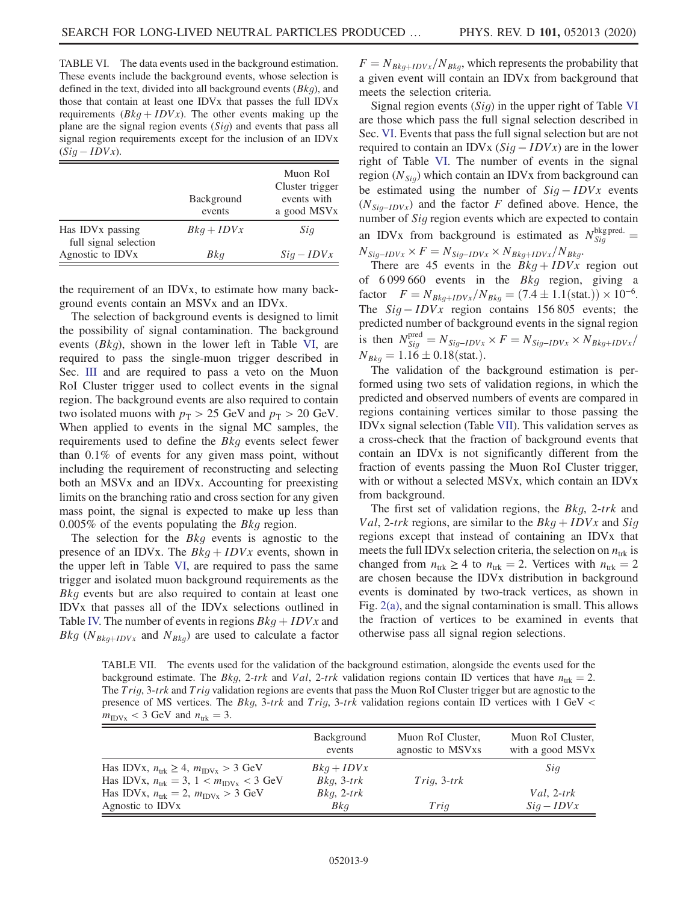TABLE VI. The data events used in the background estimation. These events include the background events, whose selection is defined in the text, divided into all background events ($Bkg$), and those that contain at least one IDVx that passes the full IDVx requirements ($Bkg + IDVx$). The other events making up the plane are the signal region events ($Sig$) and events that pass all signal region requirements except for the inclusion of an IDVx ($Sig - IDVx$).

| | Background events | Muon RoI Cluster trigger events with a good MSVx |
|---|---|---|
| Has IDVx passing full signal selection | $Bkg + IDVx$ | $Sig$ |
| Agnostic to IDVx | $Bkg$ | $Sig - IDVx$ |

the requirement of an IDVx, to estimate how many background events contain an MSVx and an IDVx.

The selection of background events is designed to limit the possibility of signal contamination. The background events ($Bkg$), shown in the lower left in Table VI, are required to pass the single-muon trigger described in Sec. III and are required to pass a veto on the Muon RoI Cluster trigger used to collect events in the signal region. The background events are also required to contain two isolated muons with $p_T > 25$ GeV and $p_T > 20$ GeV. When applied to events in the signal MC samples, the requirements used to define the $Bkg$ events select fewer than 0.1% of events for any given mass point, without including the requirement of reconstructing and selecting both an MSVx and an IDVx. Accounting for preexisting limits on the branching ratio and cross section for any given mass point, the signal is expected to make up less than 0.005% of the events populating the $Bkg$ region.

The selection for the $Bkg$ events is agnostic to the presence of an IDVx. The $Bkg + IDVx$ events, shown in the upper left in Table VI, are required to pass the same trigger and isolated muon background requirements as the $Bkg$ events but are also required to contain at least one IDVx that passes all of the IDVx selections outlined in Table IV. The number of events in regions $Bkg + IDVx$ and $Bkg$ ($N_{Bkg+IDVx}$ and $N_{Bkg}$) are used to calculate a factor $F = N_{Bkg+IDVx}/N_{Bkg}$, which represents the probability that a given event will contain an IDVx from background that meets the selection criteria.

Signal region events ($Sig$) in the upper right of Table VI are those which pass the full signal selection described in Sec. VI. Events that pass the full signal selection but are not required to contain an IDVx ($Sig - IDVx$) are in the lower right of Table VI. The number of events in the signal region ($N_{Sig}$) which contain an IDVx from background can be estimated using the number of $Sig - IDVx$ events ($N_{Sig-IDVx}$) and the factor $F$ defined above. Hence, the number of $Sig$ region events which are expected to contain an IDVx from background is estimated as $N_{Sig}^{\text{bkg pred.}} = N_{Sig-IDVx} \times F = N_{Sig-IDVx} \times N_{Bkg+IDVx}/N_{Bkg}$.

There are 45 events in the $Bkg + IDVx$ region out of 6 099 660 events in the $Bkg$ region, giving a factor $F = N_{Bkg+IDVx}/N_{Bkg} = (7.4 \pm 1.1(\text{stat.})) \times 10^{-6}$. The $Sig - IDVx$ region contains 156 805 events; the predicted number of background events in the signal region is then $N_{Sig}^{\text{pred}} = N_{Sig-IDVx} \times F = N_{Sig-IDVx} \times N_{Bkg+IDVx}/N_{Bkg} = 1.16 \pm 0.18(\text{stat.})$.

The validation of the background estimation is performed using two sets of validation regions, in which the predicted and observed numbers of events are compared in regions containing vertices similar to those passing the IDVx signal selection (Table VII). This validation serves as a cross-check that the fraction of background events that contain an IDVx is not significantly different from the fraction of events passing the Muon RoI Cluster trigger, with or without a selected MSVx, which contain an IDVx from background.

The first set of validation regions, the $Bkg$, 2-$trk$ and $Val$, 2-$trk$ regions, are similar to the $Bkg + IDVx$ and $Sig$ regions except that instead of containing an IDVx that meets the full IDVx selection criteria, the selection on $n_{\text{trk}}$ is changed from $n_{\text{trk}} \geq 4$ to $n_{\text{trk}} = 2$. Vertices with $n_{\text{trk}} = 2$ are chosen because the IDVx distribution in background events is dominated by two-track vertices, as shown in Fig. 2(a), and the signal contamination is small. This allows the fraction of vertices to be examined in events that otherwise pass all signal region selections.

TABLE VII. The events used for the validation of the background estimation, alongside the events used for the background estimate. The $Bkg$, 2-$trk$ and $Val$, 2-$trk$ validation regions contain ID vertices that have $n_{\text{trk}} = 2$. The $Trig$, 3-$trk$ and $Trig$ validation regions are events that pass the Muon RoI Cluster trigger but are agnostic to the presence of MS vertices. The $Bkg$, 3-$trk$ and $Trig$, 3-$trk$ validation regions contain ID vertices with 1 GeV $< m_{\text{IDVx}} <$ 3 GeV and $n_{\text{trk}} = 3$.

| | Background events | Muon RoI Cluster, agnostic to MSVxs | Muon RoI Cluster, with a good MSVx |
|---|---|---|---|
| Has IDVx, $n_{\text{trk}} \geq 4$, $m_{\text{IDVx}} > 3$ GeV | $Bkg + IDVx$ | | $Sig$ |
| Has IDVx, $n_{\text{trk}} = 3$, $1 < m_{\text{IDVx}} < 3$ GeV | $Bkg$, 3-$trk$ | $Trig$, 3-$trk$ | |
| Has IDVx, $n_{\text{trk}} = 2$, $m_{\text{IDVx}} > 3$ GeV | $Bkg$, 2-$trk$ | | $Val$, 2-$trk$ |
| Agnostic to IDVx | $Bkg$ | $Trig$ | $Sig - IDVx$ |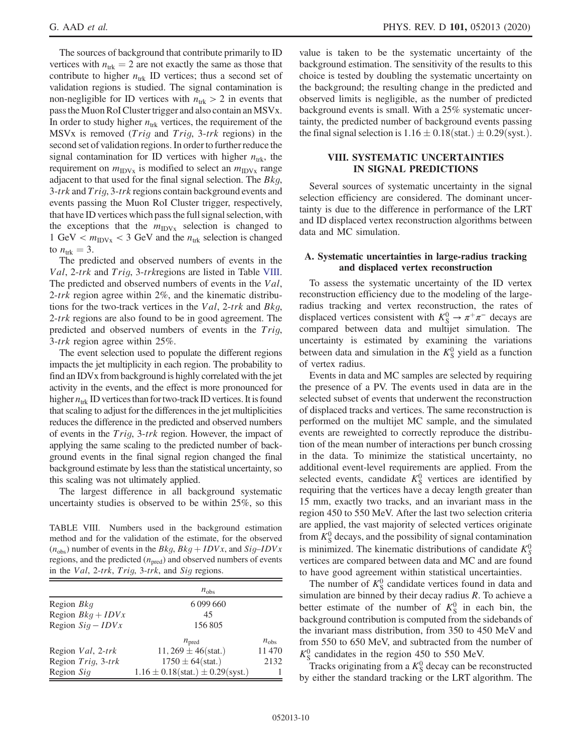The sources of background that contribute primarily to ID vertices with $n_{\mathrm{trk}} = 2$ are not exactly the same as those that contribute to higher $n_{\mathrm{trk}}$ ID vertices; thus a second set of validation regions is studied. The signal contamination is non-negligible for ID vertices with $n_{\mathrm{trk}} > 2$ in events that pass the Muon RoI Cluster trigger and also contain an MSVx. In order to study higher $n_{\mathrm{trk}}$ vertices, the requirement of the MSVx is removed (*Trig* and *Trig*, 3-*trk* regions) in the second set of validation regions. In order to further reduce the signal contamination for ID vertices with higher $n_{\mathrm{trk}}$, the requirement on $m_{\mathrm{IDVx}}$ is modified to select an $m_{\mathrm{IDVx}}$ range adjacent to that used for the final signal selection. The *Bkg*, 3-*trk* and *Trig*, 3-*trk* regions contain background events and events passing the Muon RoI Cluster trigger, respectively, that have ID vertices which pass the full signal selection, with the exceptions that the $m_{\mathrm{IDVx}}$ selection is changed to $1\ \mathrm{GeV} < m_{\mathrm{IDVx}} < 3\ \mathrm{GeV}$ and the $n_{\mathrm{trk}}$ selection is changed to $n_{\mathrm{trk}} = 3$.

The predicted and observed numbers of events in the *Val*, 2-*trk* and *Trig*, 3-*trk*regions are listed in Table VIII. The predicted and observed numbers of events in the *Val*, 2-*trk* region agree within 2%, and the kinematic distributions for the two-track vertices in the *Val*, 2-*trk* and *Bkg*, 2-*trk* regions are also found to be in good agreement. The predicted and observed numbers of events in the *Trig*, 3-*trk* region agree within 25%.

The event selection used to populate the different regions impacts the jet multiplicity in each region. The probability to find an IDVx from background is highly correlated with the jet activity in the events, and the effect is more pronounced for higher $n_{\mathrm{trk}}$ ID vertices than for two-track ID vertices. It is found that scaling to adjust for the differences in the jet multiplicities reduces the difference in the predicted and observed numbers of events in the *Trig*, 3-*trk* region. However, the impact of applying the same scaling to the predicted number of background events in the final signal region changed the final background estimate by less than the statistical uncertainty, so this scaling was not ultimately applied.

The largest difference in all background systematic uncertainty studies is observed to be within 25%, so this value is taken to be the systematic uncertainty of the background estimation. The sensitivity of the results to this choice is tested by doubling the systematic uncertainty on the background; the resulting change in the predicted and observed limits is negligible, as the number of predicted background events is small. With a 25% systematic uncertainty, the predicted number of background events passing the final signal selection is $1.16 \pm 0.18(\mathrm{stat.}) \pm 0.29(\mathrm{syst.})$.

TABLE VIII. Numbers used in the background estimation method and for the validation of the estimate, for the observed ($n_{\mathrm{obs}}$) number of events in the *Bkg*, *Bkg* + *IDVx*, and *Sig*–*IDVx* regions, and the predicted ($n_{\mathrm{pred}}$) and observed numbers of events in the *Val*, 2-*trk*, *Trig*, 3-*trk*, and *Sig* regions.

| | $n_{\mathrm{obs}}$ | |
|---|---|---|
| Region *Bkg* | 6 099 660 | |
| Region *Bkg* + *IDVx* | 45 | |
| Region *Sig* − *IDVx* | 156 805 | |
| | $n_{\mathrm{pred}}$ | $n_{\mathrm{obs}}$ |
| Region *Val*, 2-*trk* | $11,269 \pm 46(\mathrm{stat.})$ | 11 470 |
| Region *Trig*, 3-*trk* | $1750 \pm 64(\mathrm{stat.})$ | 2132 |
| Region *Sig* | $1.16 \pm 0.18(\mathrm{stat.}) \pm 0.29(\mathrm{syst.})$ | 1 |

## VIII. SYSTEMATIC UNCERTAINTIES IN SIGNAL PREDICTIONS

Several sources of systematic uncertainty in the signal selection efficiency are considered. The dominant uncertainty is due to the difference in performance of the LRT and ID displaced vertex reconstruction algorithms between data and MC simulation.

### A. Systematic uncertainties in large-radius tracking and displaced vertex reconstruction

To assess the systematic uncertainty of the ID vertex reconstruction efficiency due to the modeling of the large-radius tracking and vertex reconstruction, the rates of displaced vertices consistent with $K_S^0 \to \pi^+\pi^-$ decays are compared between data and multijet simulation. The uncertainty is estimated by examining the variations between data and simulation in the $K_S^0$ yield as a function of vertex radius.

Events in data and MC samples are selected by requiring the presence of a PV. The events used in data are in the selected subset of events that underwent the reconstruction of displaced tracks and vertices. The same reconstruction is performed on the multijet MC sample, and the simulated events are reweighted to correctly reproduce the distribution of the mean number of interactions per bunch crossing in the data. To minimize the statistical uncertainty, no additional event-level requirements are applied. From the selected events, candidate $K_S^0$ vertices are identified by requiring that the vertices have a decay length greater than 15 mm, exactly two tracks, and an invariant mass in the region 450 to 550 MeV. After the last two selection criteria are applied, the vast majority of selected vertices originate from $K_S^0$ decays, and the possibility of signal contamination is minimized. The kinematic distributions of candidate $K_S^0$ vertices are compared between data and MC and are found to have good agreement within statistical uncertainties.

The number of $K_S^0$ candidate vertices found in data and simulation are binned by their decay radius $R$. To achieve a better estimate of the number of $K_S^0$ in each bin, the background contribution is computed from the sidebands of the invariant mass distribution, from 350 to 450 MeV and from 550 to 650 MeV, and subtracted from the number of $K_S^0$ candidates in the region 450 to 550 MeV.

Tracks originating from a $K_S^0$ decay can be reconstructed by either the standard tracking or the LRT algorithm. The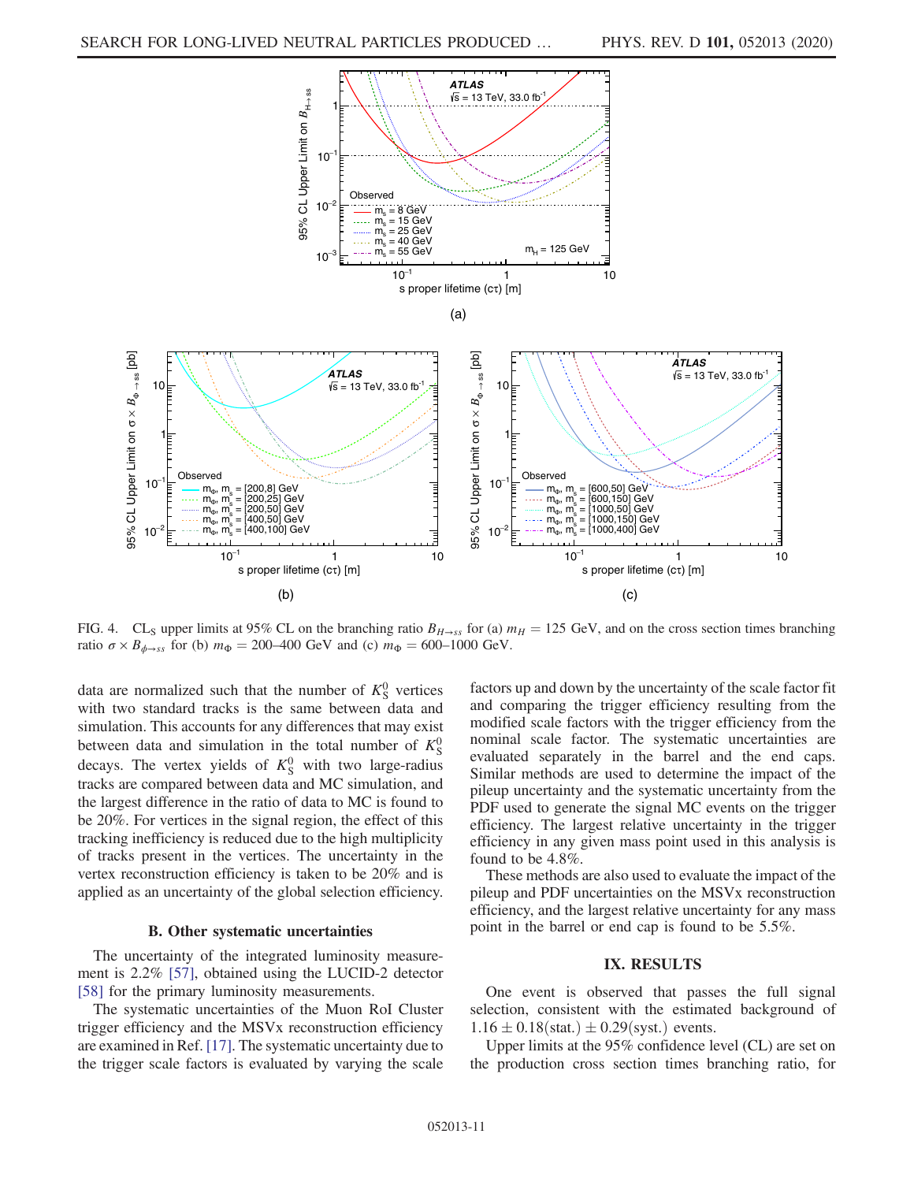FIG. 4. $CL_S$ upper limits at 95% CL on the branching ratio $B_{H\to ss}$ for (a) $m_H = 125$ GeV, and on the cross section times branching ratio $\sigma \times B_{\phi\to ss}$ for (b) $m_\Phi = 200$–400 GeV and (c) $m_\Phi = 600$–1000 GeV.

data are normalized such that the number of $K_S^0$ vertices with two standard tracks is the same between data and simulation. This accounts for any differences that may exist between data and simulation in the total number of $K_S^0$ decays. The vertex yields of $K_S^0$ with two large-radius tracks are compared between data and MC simulation, and the largest difference in the ratio of data to MC is found to be 20%. For vertices in the signal region, the effect of this tracking inefficiency is reduced due to the high multiplicity of tracks present in the vertices. The uncertainty in the vertex reconstruction efficiency is taken to be 20% and is applied as an uncertainty of the global selection efficiency.

### B. Other systematic uncertainties

The uncertainty of the integrated luminosity measurement is 2.2% [57], obtained using the LUCID-2 detector [58] for the primary luminosity measurements.

The systematic uncertainties of the Muon RoI Cluster trigger efficiency and the MSVx reconstruction efficiency are examined in Ref. [17]. The systematic uncertainty due to the trigger scale factors is evaluated by varying the scale factors up and down by the uncertainty of the scale factor fit and comparing the trigger efficiency resulting from the modified scale factors with the trigger efficiency from the nominal scale factor. The systematic uncertainties are evaluated separately in the barrel and the end caps. Similar methods are used to determine the impact of the pileup uncertainty and the systematic uncertainty from the PDF used to generate the signal MC events on the trigger efficiency. The largest relative uncertainty in the trigger efficiency in any given mass point used in this analysis is found to be 4.8%.

These methods are also used to evaluate the impact of the pileup and PDF uncertainties on the MSVx reconstruction efficiency, and the largest relative uncertainty for any mass point in the barrel or end cap is found to be 5.5%.

## IX. RESULTS

One event is observed that passes the full signal selection, consistent with the estimated background of $1.16 \pm 0.18(\text{stat.}) \pm 0.29(\text{syst.})$ events.

Upper limits at the 95% confidence level (CL) are set on the production cross section times branching ratio, for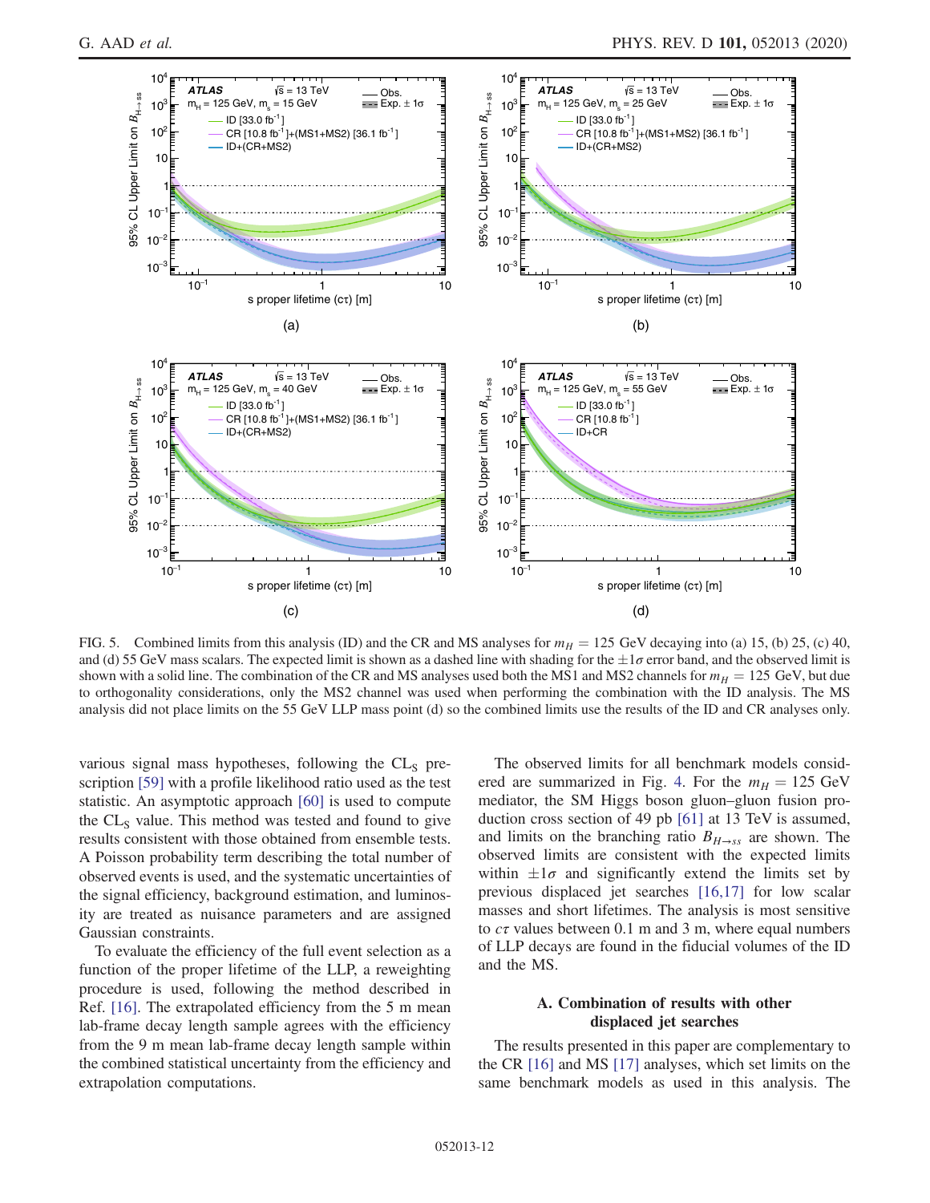FIG. 5. Combined limits from this analysis (ID) and the CR and MS analyses for $m_H = 125$ GeV decaying into (a) 15, (b) 25, (c) 40, and (d) 55 GeV mass scalars. The expected limit is shown as a dashed line with shading for the $\pm 1\sigma$ error band, and the observed limit is shown with a solid line. The combination of the CR and MS analyses used both the MS1 and MS2 channels for $m_H = 125$ GeV, but due to orthogonality considerations, only the MS2 channel was used when performing the combination with the ID analysis. The MS analysis did not place limits on the 55 GeV LLP mass point (d) so the combined limits use the results of the ID and CR analyses only.

various signal mass hypotheses, following the $\mathrm{CL_S}$ prescription [59] with a profile likelihood ratio used as the test statistic. An asymptotic approach [60] is used to compute the $\mathrm{CL_S}$ value. This method was tested and found to give results consistent with those obtained from ensemble tests. A Poisson probability term describing the total number of observed events is used, and the systematic uncertainties of the signal efficiency, background estimation, and luminosity are treated as nuisance parameters and are assigned Gaussian constraints.

To evaluate the efficiency of the full event selection as a function of the proper lifetime of the LLP, a reweighting procedure is used, following the method described in Ref. [16]. The extrapolated efficiency from the 5 m mean lab-frame decay length sample agrees with the efficiency from the 9 m mean lab-frame decay length sample within the combined statistical uncertainty from the efficiency and extrapolation computations.

The observed limits for all benchmark models considered are summarized in Fig. 4. For the $m_H = 125$ GeV mediator, the SM Higgs boson gluon–gluon fusion production cross section of 49 pb [61] at 13 TeV is assumed, and limits on the branching ratio $B_{H\to ss}$ are shown. The observed limits are consistent with the expected limits within $\pm 1\sigma$ and significantly extend the limits set by previous displaced jet searches [16,17] for low scalar masses and short lifetimes. The analysis is most sensitive to $c\tau$ values between 0.1 m and 3 m, where equal numbers of LLP decays are found in the fiducial volumes of the ID and the MS.

### A. Combination of results with other displaced jet searches

The results presented in this paper are complementary to the CR [16] and MS [17] analyses, which set limits on the same benchmark models as used in this analysis. The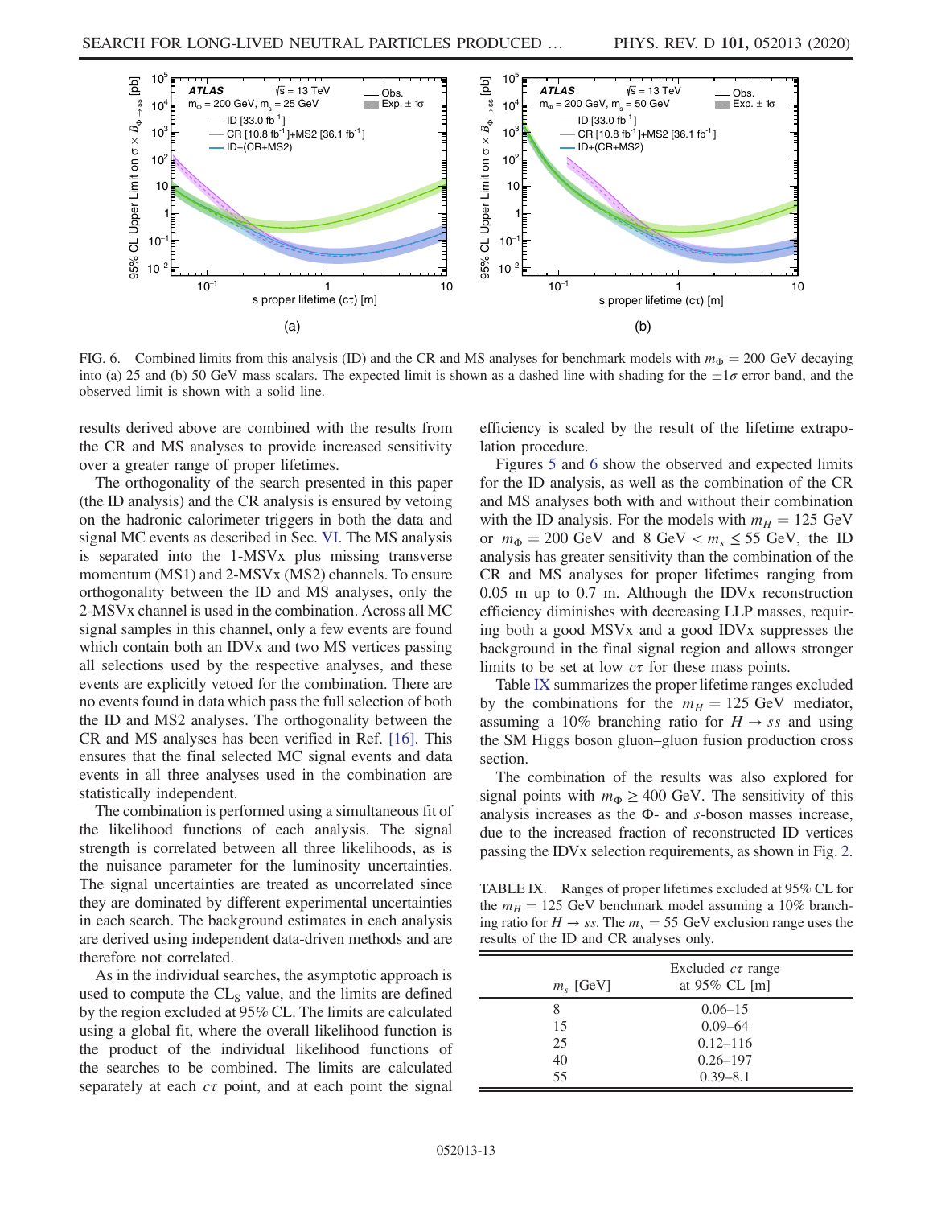FIG. 6. Combined limits from this analysis (ID) and the CR and MS analyses for benchmark models with $m_\Phi = 200$ GeV decaying into (a) 25 and (b) 50 GeV mass scalars. The expected limit is shown as a dashed line with shading for the $\pm 1\sigma$ error band, and the observed limit is shown with a solid line.

results derived above are combined with the results from the CR and MS analyses to provide increased sensitivity over a greater range of proper lifetimes.

The orthogonality of the search presented in this paper (the ID analysis) and the CR analysis is ensured by vetoing on the hadronic calorimeter triggers in both the data and signal MC events as described in Sec. VI. The MS analysis is separated into the 1-MSVx plus missing transverse momentum (MS1) and 2-MSVx (MS2) channels. To ensure orthogonality between the ID and MS analyses, only the 2-MSVx channel is used in the combination. Across all MC signal samples in this channel, only a few events are found which contain both an IDVx and two MS vertices passing all selections used by the respective analyses, and these events are explicitly vetoed for the combination. There are no events found in data which pass the full selection of both the ID and MS2 analyses. The orthogonality between the CR and MS analyses has been verified in Ref. [16]. This ensures that the final selected MC signal events and data events in all three analyses used in the combination are statistically independent.

The combination is performed using a simultaneous fit of the likelihood functions of each analysis. The signal strength is correlated between all three likelihoods, as is the nuisance parameter for the luminosity uncertainties. The signal uncertainties are treated as uncorrelated since they are dominated by different experimental uncertainties in each search. The background estimates in each analysis are derived using independent data-driven methods and are therefore not correlated.

As in the individual searches, the asymptotic approach is used to compute the $\mathrm{CL_S}$ value, and the limits are defined by the region excluded at 95% CL. The limits are calculated using a global fit, where the overall likelihood function is the product of the individual likelihood functions of the searches to be combined. The limits are calculated separately at each $c\tau$ point, and at each point the signal efficiency is scaled by the result of the lifetime extrapolation procedure.

Figures 5 and 6 show the observed and expected limits for the ID analysis, as well as the combination of the CR and MS analyses both with and without their combination with the ID analysis. For the models with $m_H = 125$ GeV or $m_\Phi = 200$ GeV and $8\ \mathrm{GeV} < m_s \leq 55$ GeV, the ID analysis has greater sensitivity than the combination of the CR and MS analyses for proper lifetimes ranging from 0.05 m up to 0.7 m. Although the IDVx reconstruction efficiency diminishes with decreasing LLP masses, requiring both a good MSVx and a good IDVx suppresses the background in the final signal region and allows stronger limits to be set at low $c\tau$ for these mass points.

Table IX summarizes the proper lifetime ranges excluded by the combinations for the $m_H = 125$ GeV mediator, assuming a 10% branching ratio for $H \to ss$ and using the SM Higgs boson gluon–gluon fusion production cross section.

The combination of the results was also explored for signal points with $m_\Phi \geq 400$ GeV. The sensitivity of this analysis increases as the Φ- and $s$-boson masses increase, due to the increased fraction of reconstructed ID vertices passing the IDVx selection requirements, as shown in Fig. 2.

TABLE IX. Ranges of proper lifetimes excluded at 95% CL for the $m_H = 125$ GeV benchmark model assuming a 10% branching ratio for $H \to ss$. The $m_s = 55$ GeV exclusion range uses the results of the ID and CR analyses only.

| $m_s$ [GeV] | Excluded $c\tau$ range at 95% CL [m] |
|---|---|
| 8 | 0.06–15 |
| 15 | 0.09–64 |
| 25 | 0.12–116 |
| 40 | 0.26–197 |
| 55 | 0.39–8.1 |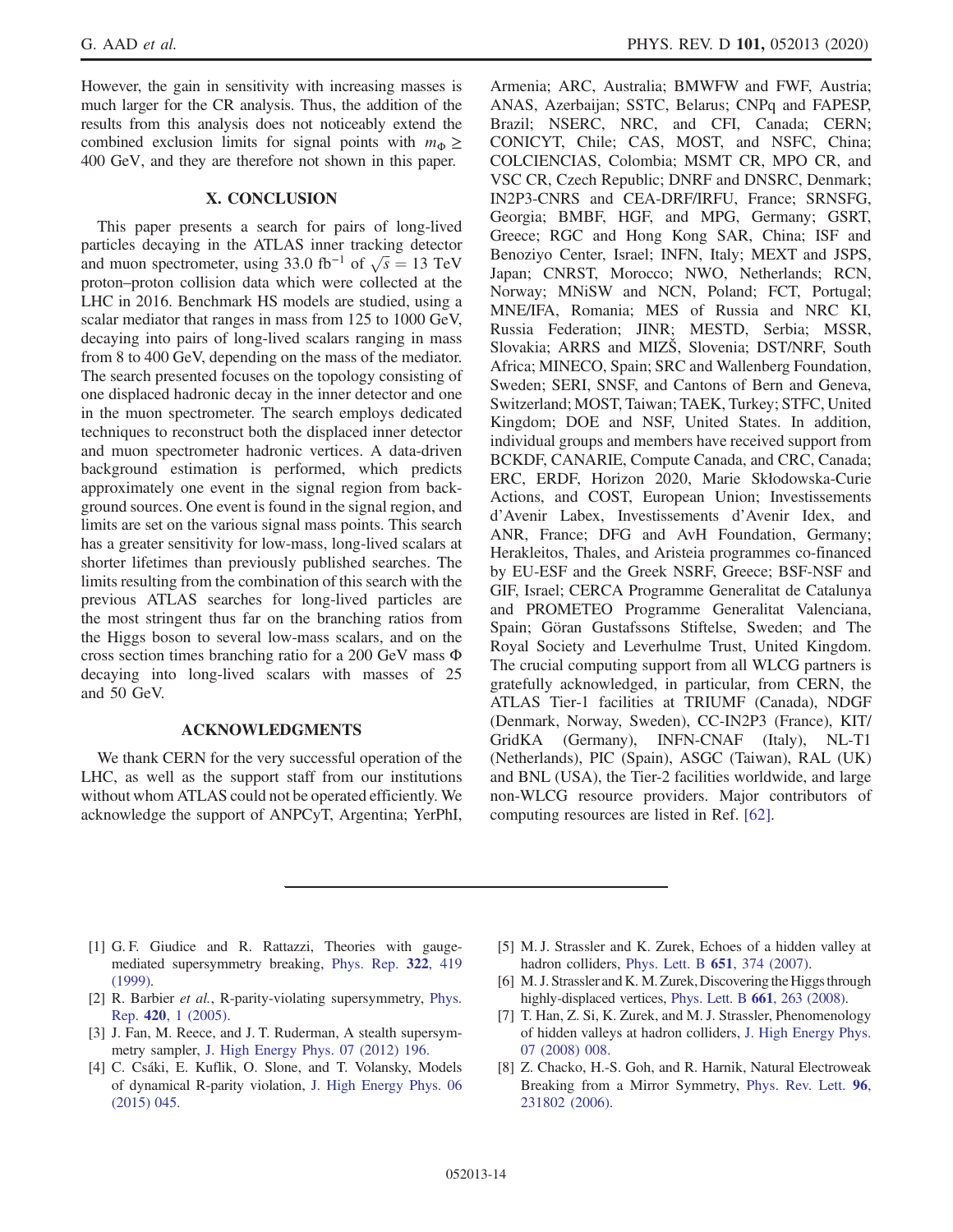However, the gain in sensitivity with increasing masses is much larger for the CR analysis. Thus, the addition of the results from this analysis does not noticeably extend the combined exclusion limits for signal points with $m_\Phi \geq 400$ GeV, and they are therefore not shown in this paper.

## X. CONCLUSION

This paper presents a search for pairs of long-lived particles decaying in the ATLAS inner tracking detector and muon spectrometer, using 33.0 $\text{fb}^{-1}$ of $\sqrt{s} = 13$ TeV proton–proton collision data which were collected at the LHC in 2016. Benchmark HS models are studied, using a scalar mediator that ranges in mass from 125 to 1000 GeV, decaying into pairs of long-lived scalars ranging in mass from 8 to 400 GeV, depending on the mass of the mediator. The search presented focuses on the topology consisting of one displaced hadronic decay in the inner detector and one in the muon spectrometer. The search employs dedicated techniques to reconstruct both the displaced inner detector and muon spectrometer hadronic vertices. A data-driven background estimation is performed, which predicts approximately one event in the signal region from background sources. One event is found in the signal region, and limits are set on the various signal mass points. This search has a greater sensitivity for low-mass, long-lived scalars at shorter lifetimes than previously published searches. The limits resulting from the combination of this search with the previous ATLAS searches for long-lived particles are the most stringent thus far on the branching ratios from the Higgs boson to several low-mass scalars, and on the cross section times branching ratio for a 200 GeV mass $\Phi$ decaying into long-lived scalars with masses of 25 and 50 GeV.

## ACKNOWLEDGMENTS

We thank CERN for the very successful operation of the LHC, as well as the support staff from our institutions without whom ATLAS could not be operated efficiently. We acknowledge the support of ANPCyT, Argentina; YerPhI, Armenia; ARC, Australia; BMWFW and FWF, Austria; ANAS, Azerbaijan; SSTC, Belarus; CNPq and FAPESP, Brazil; NSERC, NRC, and CFI, Canada; CERN; CONICYT, Chile; CAS, MOST, and NSFC, China; COLCIENCIAS, Colombia; MSMT CR, MPO CR, and VSC CR, Czech Republic; DNRF and DNSRC, Denmark; IN2P3-CNRS and CEA-DRF/IRFU, France; SRNSFG, Georgia; BMBF, HGF, and MPG, Germany; GSRT, Greece; RGC and Hong Kong SAR, China; ISF and Benoziyo Center, Israel; INFN, Italy; MEXT and JSPS, Japan; CNRST, Morocco; NWO, Netherlands; RCN, Norway; MNiSW and NCN, Poland; FCT, Portugal; MNE/IFA, Romania; MES of Russia and NRC KI, Russia Federation; JINR; MESTD, Serbia; MSSR, Slovakia; ARRS and MIZŠ, Slovenia; DST/NRF, South Africa; MINECO, Spain; SRC and Wallenberg Foundation, Sweden; SERI, SNSF, and Cantons of Bern and Geneva, Switzerland; MOST, Taiwan; TAEK, Turkey; STFC, United Kingdom; DOE and NSF, United States. In addition, individual groups and members have received support from BCKDF, CANARIE, Compute Canada, and CRC, Canada; ERC, ERDF, Horizon 2020, Marie Skłodowska-Curie Actions, and COST, European Union; Investissements d'Avenir Labex, Investissements d'Avenir Idex, and ANR, France; DFG and AvH Foundation, Germany; Herakleitos, Thales, and Aristeia programmes co-financed by EU-ESF and the Greek NSRF, Greece; BSF-NSF and GIF, Israel; CERCA Programme Generalitat de Catalunya and PROMETEO Programme Generalitat Valenciana, Spain; Göran Gustafssons Stiftelse, Sweden; and The Royal Society and Leverhulme Trust, United Kingdom. The crucial computing support from all WLCG partners is gratefully acknowledged, in particular, from CERN, the ATLAS Tier-1 facilities at TRIUMF (Canada), NDGF (Denmark, Norway, Sweden), CC-IN2P3 (France), KIT/GridKA (Germany), INFN-CNAF (Italy), NL-T1 (Netherlands), PIC (Spain), ASGC (Taiwan), RAL (UK) and BNL (USA), the Tier-2 facilities worldwide, and large non-WLCG resource providers. Major contributors of computing resources are listed in Ref. [62].

---

[1] G. F. Giudice and R. Rattazzi, Theories with gauge-mediated supersymmetry breaking, Phys. Rep. **322**, 419 (1999).

[2] R. Barbier *et al.*, R-parity-violating supersymmetry, Phys. Rep. **420**, 1 (2005).

[3] J. Fan, M. Reece, and J. T. Ruderman, A stealth supersymmetry sampler, J. High Energy Phys. 07 (2012) 196.

[4] C. Csáki, E. Kuflik, O. Slone, and T. Volansky, Models of dynamical R-parity violation, J. High Energy Phys. 06 (2015) 045.

[5] M. J. Strassler and K. Zurek, Echoes of a hidden valley at hadron colliders, Phys. Lett. B **651**, 374 (2007).

[6] M. J. Strassler and K. M. Zurek, Discovering the Higgs through highly-displaced vertices, Phys. Lett. B **661**, 263 (2008).

[7] T. Han, Z. Si, K. Zurek, and M. J. Strassler, Phenomenology of hidden valleys at hadron colliders, J. High Energy Phys. 07 (2008) 008.

[8] Z. Chacko, H.-S. Goh, and R. Harnik, Natural Electroweak Breaking from a Mirror Symmetry, Phys. Rev. Lett. **96**, 231802 (2006).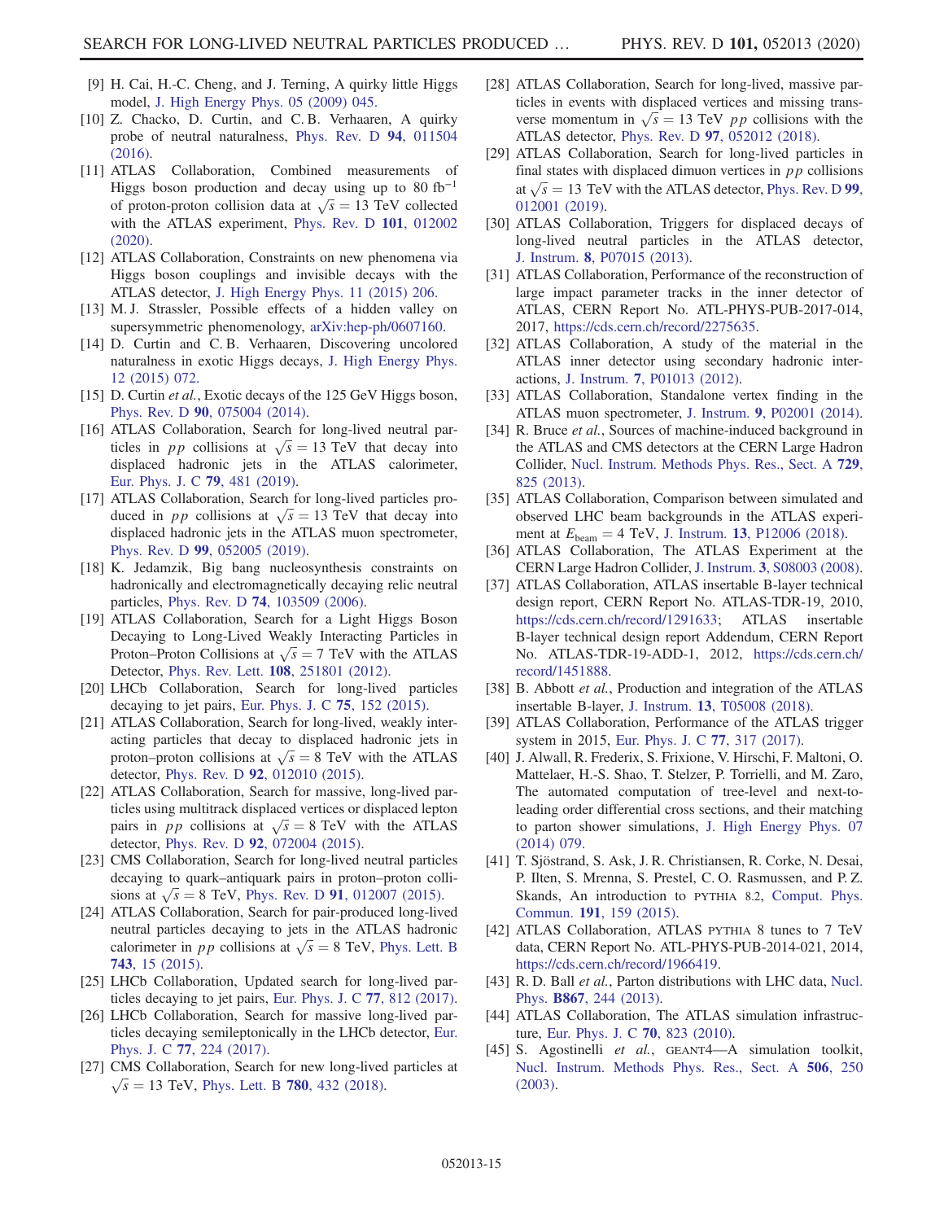[9] H. Cai, H.-C. Cheng, and J. Terning, A quirky little Higgs model, J. High Energy Phys. 05 (2009) 045.

[10] Z. Chacko, D. Curtin, and C. B. Verhaaren, A quirky probe of neutral naturalness, Phys. Rev. D **94**, 011504 (2016).

[11] ATLAS Collaboration, Combined measurements of Higgs boson production and decay using up to 80 $\mathrm{fb}^{-1}$ of proton-proton collision data at $\sqrt{s} = 13$ TeV collected with the ATLAS experiment, Phys. Rev. D **101**, 012002 (2020).

[12] ATLAS Collaboration, Constraints on new phenomena via Higgs boson couplings and invisible decays with the ATLAS detector, J. High Energy Phys. 11 (2015) 206.

[13] M. J. Strassler, Possible effects of a hidden valley on supersymmetric phenomenology, arXiv:hep-ph/0607160.

[14] D. Curtin and C. B. Verhaaren, Discovering uncolored naturalness in exotic Higgs decays, J. High Energy Phys. 12 (2015) 072.

[15] D. Curtin *et al.*, Exotic decays of the 125 GeV Higgs boson, Phys. Rev. D **90**, 075004 (2014).

[16] ATLAS Collaboration, Search for long-lived neutral particles in $pp$ collisions at $\sqrt{s} = 13$ TeV that decay into displaced hadronic jets in the ATLAS calorimeter, Eur. Phys. J. C **79**, 481 (2019).

[17] ATLAS Collaboration, Search for long-lived particles produced in $pp$ collisions at $\sqrt{s} = 13$ TeV that decay into displaced hadronic jets in the ATLAS muon spectrometer, Phys. Rev. D **99**, 052005 (2019).

[18] K. Jedamzik, Big bang nucleosynthesis constraints on hadronically and electromagnetically decaying relic neutral particles, Phys. Rev. D **74**, 103509 (2006).

[19] ATLAS Collaboration, Search for a Light Higgs Boson Decaying to Long-Lived Weakly Interacting Particles in Proton–Proton Collisions at $\sqrt{s} = 7$ TeV with the ATLAS Detector, Phys. Rev. Lett. **108**, 251801 (2012).

[20] LHCb Collaboration, Search for long-lived particles decaying to jet pairs, Eur. Phys. J. C **75**, 152 (2015).

[21] ATLAS Collaboration, Search for long-lived, weakly interacting particles that decay to displaced hadronic jets in proton–proton collisions at $\sqrt{s} = 8$ TeV with the ATLAS detector, Phys. Rev. D **92**, 012010 (2015).

[22] ATLAS Collaboration, Search for massive, long-lived particles using multitrack displaced vertices or displaced lepton pairs in $pp$ collisions at $\sqrt{s} = 8$ TeV with the ATLAS detector, Phys. Rev. D **92**, 072004 (2015).

[23] CMS Collaboration, Search for long-lived neutral particles decaying to quark–antiquark pairs in proton–proton collisions at $\sqrt{s} = 8$ TeV, Phys. Rev. D **91**, 012007 (2015).

[24] ATLAS Collaboration, Search for pair-produced long-lived neutral particles decaying to jets in the ATLAS hadronic calorimeter in $pp$ collisions at $\sqrt{s} = 8$ TeV, Phys. Lett. B **743**, 15 (2015).

[25] LHCb Collaboration, Updated search for long-lived particles decaying to jet pairs, Eur. Phys. J. C **77**, 812 (2017).

[26] LHCb Collaboration, Search for massive long-lived particles decaying semileptonically in the LHCb detector, Eur. Phys. J. C **77**, 224 (2017).

[27] CMS Collaboration, Search for new long-lived particles at $\sqrt{s} = 13$ TeV, Phys. Lett. B **780**, 432 (2018).

[28] ATLAS Collaboration, Search for long-lived, massive particles in events with displaced vertices and missing transverse momentum in $\sqrt{s} = 13$ TeV $pp$ collisions with the ATLAS detector, Phys. Rev. D **97**, 052012 (2018).

[29] ATLAS Collaboration, Search for long-lived particles in final states with displaced dimuon vertices in $pp$ collisions at $\sqrt{s} = 13$ TeV with the ATLAS detector, Phys. Rev. D **99**, 012001 (2019).

[30] ATLAS Collaboration, Triggers for displaced decays of long-lived neutral particles in the ATLAS detector, J. Instrum. **8**, P07015 (2013).

[31] ATLAS Collaboration, Performance of the reconstruction of large impact parameter tracks in the inner detector of ATLAS, CERN Report No. ATL-PHYS-PUB-2017-014, 2017, https://cds.cern.ch/record/2275635.

[32] ATLAS Collaboration, A study of the material in the ATLAS inner detector using secondary hadronic interactions, J. Instrum. **7**, P01013 (2012).

[33] ATLAS Collaboration, Standalone vertex finding in the ATLAS muon spectrometer, J. Instrum. **9**, P02001 (2014).

[34] R. Bruce *et al.*, Sources of machine-induced background in the ATLAS and CMS detectors at the CERN Large Hadron Collider, Nucl. Instrum. Methods Phys. Res., Sect. A **729**, 825 (2013).

[35] ATLAS Collaboration, Comparison between simulated and observed LHC beam backgrounds in the ATLAS experiment at $E_{\mathrm{beam}} = 4$ TeV, J. Instrum. **13**, P12006 (2018).

[36] ATLAS Collaboration, The ATLAS Experiment at the CERN Large Hadron Collider, J. Instrum. **3**, S08003 (2008).

[37] ATLAS Collaboration, ATLAS insertable B-layer technical design report, CERN Report No. ATLAS-TDR-19, 2010, https://cds.cern.ch/record/1291633; ATLAS insertable B-layer technical design report Addendum, CERN Report No. ATLAS-TDR-19-ADD-1, 2012, https://cds.cern.ch/record/1451888.

[38] B. Abbott *et al.*, Production and integration of the ATLAS insertable B-layer, J. Instrum. **13**, T05008 (2018).

[39] ATLAS Collaboration, Performance of the ATLAS trigger system in 2015, Eur. Phys. J. C **77**, 317 (2017).

[40] J. Alwall, R. Frederix, S. Frixione, V. Hirschi, F. Maltoni, O. Mattelaer, H.-S. Shao, T. Stelzer, P. Torrielli, and M. Zaro, The automated computation of tree-level and next-to-leading order differential cross sections, and their matching to parton shower simulations, J. High Energy Phys. 07 (2014) 079.

[41] T. Sjöstrand, S. Ask, J. R. Christiansen, R. Corke, N. Desai, P. Ilten, S. Mrenna, S. Prestel, C. O. Rasmussen, and P. Z. Skands, An introduction to PYTHIA 8.2, Comput. Phys. Commun. **191**, 159 (2015).

[42] ATLAS Collaboration, ATLAS PYTHIA 8 tunes to 7 TeV data, CERN Report No. ATL-PHYS-PUB-2014-021, 2014, https://cds.cern.ch/record/1966419.

[43] R. D. Ball *et al.*, Parton distributions with LHC data, Nucl. Phys. **B867**, 244 (2013).

[44] ATLAS Collaboration, The ATLAS simulation infrastructure, Eur. Phys. J. C **70**, 823 (2010).

[45] S. Agostinelli *et al.*, GEANT4—A simulation toolkit, Nucl. Instrum. Methods Phys. Res., Sect. A **506**, 250 (2003).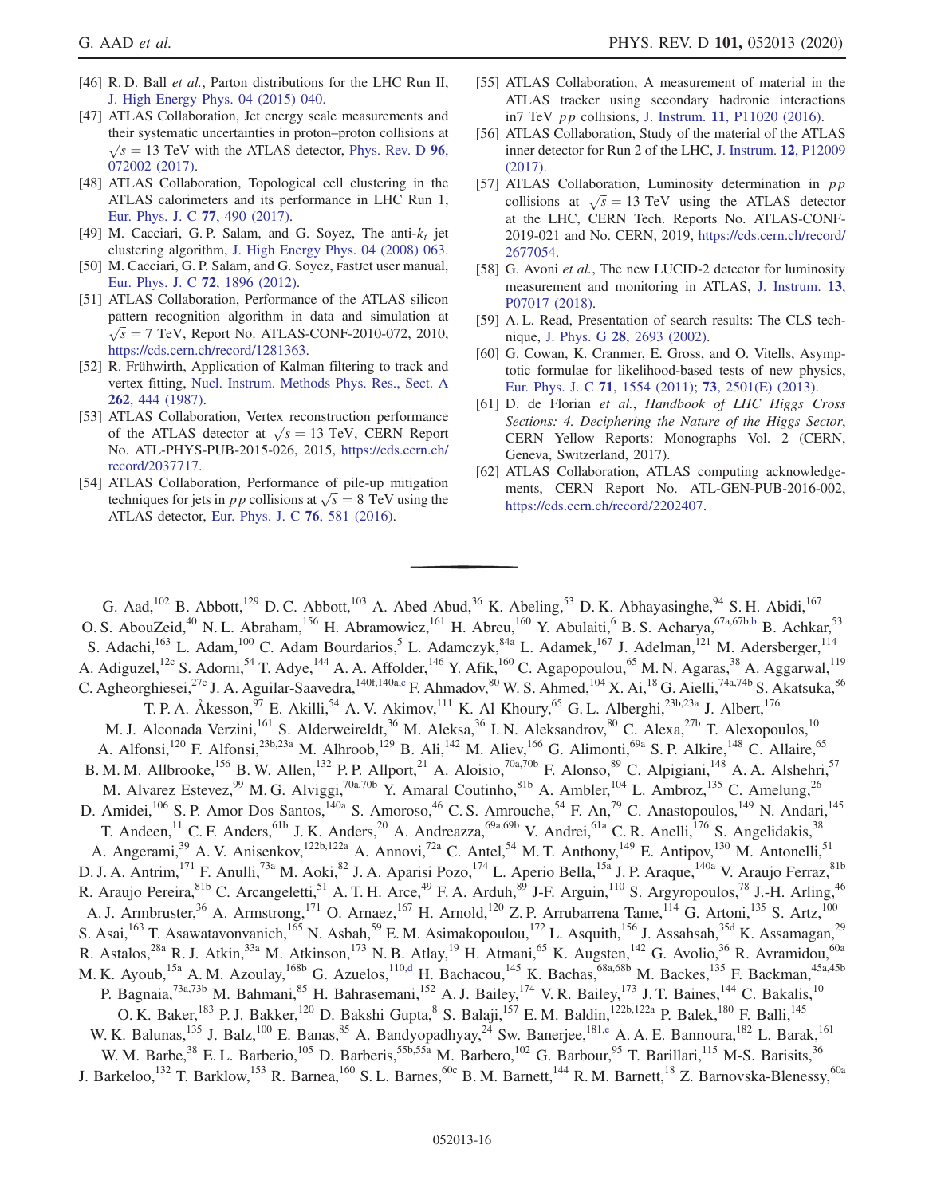[46] R. D. Ball *et al.*, Parton distributions for the LHC Run II, J. High Energy Phys. 04 (2015) 040.

[47] ATLAS Collaboration, Jet energy scale measurements and their systematic uncertainties in proton–proton collisions at $\sqrt{s} = 13$ TeV with the ATLAS detector, Phys. Rev. D **96**, 072002 (2017).

[48] ATLAS Collaboration, Topological cell clustering in the ATLAS calorimeters and its performance in LHC Run 1, Eur. Phys. J. C **77**, 490 (2017).

[49] M. Cacciari, G. P. Salam, and G. Soyez, The anti-$k_t$ jet clustering algorithm, J. High Energy Phys. 04 (2008) 063.

[50] M. Cacciari, G. P. Salam, and G. Soyez, FastJet user manual, Eur. Phys. J. C **72**, 1896 (2012).

[51] ATLAS Collaboration, Performance of the ATLAS silicon pattern recognition algorithm in data and simulation at $\sqrt{s} = 7$ TeV, Report No. ATLAS-CONF-2010-072, 2010, https://cds.cern.ch/record/1281363.

[52] R. Frühwirth, Application of Kalman filtering to track and vertex fitting, Nucl. Instrum. Methods Phys. Res., Sect. A **262**, 444 (1987).

[53] ATLAS Collaboration, Vertex reconstruction performance of the ATLAS detector at $\sqrt{s} = 13$ TeV, CERN Report No. ATL-PHYS-PUB-2015-026, 2015, https://cds.cern.ch/record/2037717.

[54] ATLAS Collaboration, Performance of pile-up mitigation techniques for jets in $pp$ collisions at $\sqrt{s} = 8$ TeV using the ATLAS detector, Eur. Phys. J. C **76**, 581 (2016).

[55] ATLAS Collaboration, A measurement of material in the ATLAS tracker using secondary hadronic interactions in7 TeV $pp$ collisions, J. Instrum. **11**, P11020 (2016).

[56] ATLAS Collaboration, Study of the material of the ATLAS inner detector for Run 2 of the LHC, J. Instrum. **12**, P12009 (2017).

[57] ATLAS Collaboration, Luminosity determination in $pp$ collisions at $\sqrt{s} = 13$ TeV using the ATLAS detector at the LHC, CERN Tech. Reports No. ATLAS-CONF-2019-021 and No. CERN, 2019, https://cds.cern.ch/record/2677054.

[58] G. Avoni *et al.*, The new LUCID-2 detector for luminosity measurement and monitoring in ATLAS, J. Instrum. **13**, P07017 (2018).

[59] A. L. Read, Presentation of search results: The CLS technique, J. Phys. G **28**, 2693 (2002).

[60] G. Cowan, K. Cranmer, E. Gross, and O. Vitells, Asymptotic formulae for likelihood-based tests of new physics, Eur. Phys. J. C **71**, 1554 (2011); **73**, 2501(E) (2013).

[61] D. de Florian *et al.*, *Handbook of LHC Higgs Cross Sections: 4. Deciphering the Nature of the Higgs Sector*, CERN Yellow Reports: Monographs Vol. 2 (CERN, Geneva, Switzerland, 2017).

[62] ATLAS Collaboration, ATLAS computing acknowledgements, CERN Report No. ATL-GEN-PUB-2016-002, https://cds.cern.ch/record/2202407.

---

G. Aad,[102] B. Abbott,[129] D. C. Abbott,[103] A. Abed Abud,[36] K. Abeling,[53] D. K. Abhayasinghe,[94] S. H. Abidi,[167] O. S. AbouZeid,[40] N. L. Abraham,[156] H. Abramowicz,[161] H. Abreu,[160] Y. Abulaiti,[6] B. S. Acharya,[67a,67b,b] B. Achkar,[53] S. Adachi,[163] L. Adam,[100] C. Adam Bourdarios,[5] L. Adamczyk,[84a] L. Adamek,[167] J. Adelman,[121] M. Adersberger,[114] A. Adiguzel,[12c] S. Adorni,[54] T. Adye,[144] A. A. Affolder,[146] Y. Afik,[160] C. Agapopoulou,[65] M. N. Agaras,[38] A. Aggarwal,[119] C. Agheorghiesei,[27c] J. A. Aguilar-Saavedra,[140f,140a,c] F. Ahmadov,[80] W. S. Ahmed,[104] X. Ai,[18] G. Aielli,[74a,74b] S. Akatsuka,[86] T. P. A. Åkesson,[97] E. Akilli,[54] A. V. Akimov,[111] K. Al Khoury,[65] G. L. Alberghi,[23b,23a] J. Albert,[176] M. J. Alconada Verzini,[161] S. Alderweireldt,[36] M. Aleksa,[36] I. N. Aleksandrov,[80] C. Alexa,[27b] T. Alexopoulos,[10] A. Alfonsi,[120] F. Alfonsi,[23b,23a] M. Alhroob,[129] B. Ali,[142] M. Aliev,[166] G. Alimonti,[69a] S. P. Alkire,[148] C. Allaire,[65] B. M. M. Allbrooke,[156] B. W. Allen,[132] P. P. Allport,[21] A. Aloisio,[70a,70b] F. Alonso,[89] C. Alpigiani,[148] A. A. Alshehri,[57] M. Alvarez Estevez,[99] M. G. Alviggi,[70a,70b] Y. Amaral Coutinho,[81b] A. Ambler,[104] L. Ambroz,[135] C. Amelung,[26] D. Amidei,[106] S. P. Amor Dos Santos,[140a] S. Amoroso,[46] C. S. Amrouche,[54] F. An,[79] C. Anastopoulos,[149] N. Andari,[145] T. Andeen,[11] C. F. Anders,[61b] J. K. Anders,[20] A. Andreazza,[69a,69b] V. Andrei,[61a] C. R. Anelli,[176] S. Angelidakis,[38] A. Angerami,[39] A. V. Anisenkov,[122b,122a] A. Annovi,[72a] C. Antel,[54] M. T. Anthony,[149] E. Antipov,[130] M. Antonelli,[51] D. J. A. Antrim,[171] F. Anulli,[73a] M. Aoki,[82] J. A. Aparisi Pozo,[174] L. Aperio Bella,[15a] J. P. Araque,[140a] V. Araujo Ferraz,[81b] R. Araujo Pereira,[81b] C. Arcangeletti,[51] A. T. H. Arce,[49] F. A. Arduh,[89] J-F. Arguin,[110] S. Argyropoulos,[78] J.-H. Arling,[46] A. J. Armbruster,[36] A. Armstrong,[171] O. Arnaez,[167] H. Arnold,[120] Z. P. Arrubarrena Tame,[114] G. Artoni,[135] S. Artz,[100] S. Asai,[163] T. Asawatavonvanich,[165] N. Asbah,[59] E. M. Asimakopoulou,[172] L. Asquith,[156] J. Assahsah,[35d] K. Assamagan,[29] R. Astalos,[28a] R. J. Atkin,[33a] M. Atkinson,[173] N. B. Atlay,[19] H. Atmani,[65] K. Augsten,[142] G. Avolio,[36] R. Avramidou,[60a] M. K. Ayoub,[15a] A. M. Azoulay,[168b] G. Azuelos,[110,d] H. Bachacou,[145] K. Bachas,[68a,68b] M. Backes,[135] F. Backman,[45a,45b] P. Bagnaia,[73a,73b] M. Bahmani,[85] H. Bahrasemani,[152] A. J. Bailey,[174] V. R. Bailey,[173] J. T. Baines,[144] C. Bakalis,[10] O. K. Baker,[183] P. J. Bakker,[120] D. Bakshi Gupta,[8] S. Balaji,[157] E. M. Baldin,[122b,122a] P. Balek,[180] F. Balli,[145] W. K. Balunas,[135] J. Balz,[100] E. Banas,[85] A. Bandyopadhyay,[24] Sw. Banerjee,[181,e] A. A. E. Bannoura,[182] L. Barak,[161] W. M. Barbe,[38] E. L. Barberio,[105] D. Barberis,[55b,55a] M. Barbero,[102] G. Barbour,[95] T. Barillari,[115] M-S. Barisits,[36] J. Barkeloo,[132] T. Barklow,[153] R. Barnea,[160] S. L. Barnes,[60c] B. M. Barnett,[144] R. M. Barnett,[18] Z. Barnovska-Blenessy,[60a]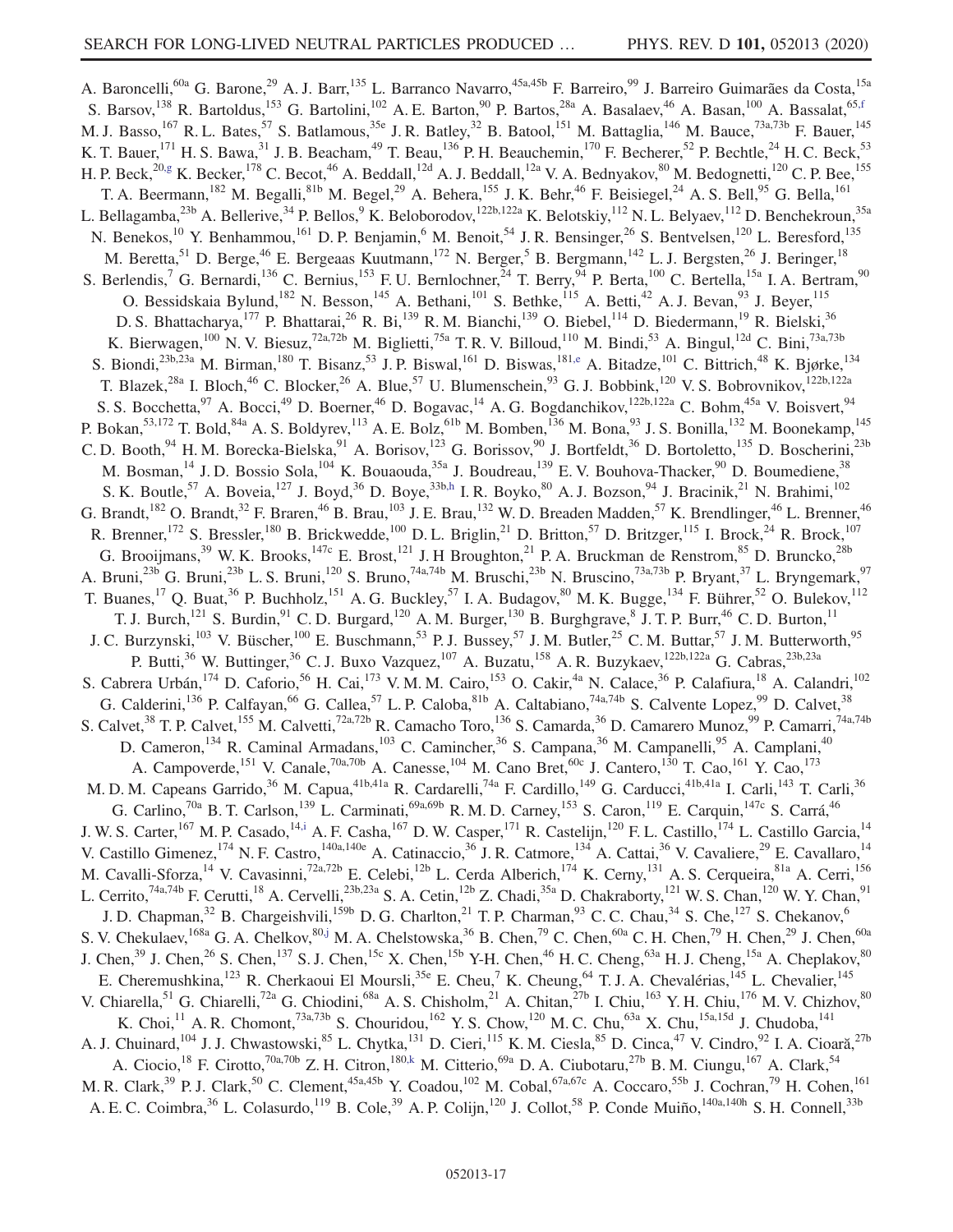A. Baroncelli,[60a] G. Barone,[29] A. J. Barr,[135] L. Barranco Navarro,[45a,45b] F. Barreiro,[99] J. Barreiro Guimarães da Costa,[15a] S. Barsov,[138] R. Bartoldus,[153] G. Bartolini,[102] A. E. Barton,[90] P. Bartos,[28a] A. Basalaev,[46] A. Basan,[100] A. Bassalat,[65,f] M. J. Basso,[167] R. L. Bates,[57] S. Batlamous,[35e] J. R. Batley,[32] B. Batool,[151] M. Battaglia,[146] M. Bauce,[73a,73b] F. Bauer,[145] K. T. Bauer,[171] H. S. Bawa,[31] J. B. Beacham,[49] T. Beau,[136] P. H. Beauchemin,[170] F. Becherer,[52] P. Bechtle,[24] H. C. Beck,[53] H. P. Beck,[20,g] K. Becker,[178] C. Becot,[46] A. Beddall,[12d] A. J. Beddall,[12a] V. A. Bednyakov,[80] M. Bedognetti,[120] C. P. Bee,[155] T. A. Beermann,[182] M. Begalli,[81b] M. Begel,[29] A. Behera,[155] J. K. Behr,[46] F. Beisiegel,[24] A. S. Bell,[95] G. Bella,[161] L. Bellagamba,[23b] A. Bellerive,[34] P. Bellos,[9] K. Beloborodov,[122b,122a] K. Belotskiy,[112] N. L. Belyaev,[112] D. Benchekroun,[35a] N. Benekos,[10] Y. Benhammou,[161] D. P. Benjamin,[6] M. Benoit,[54] J. R. Bensinger,[26] S. Bentvelsen,[120] L. Beresford,[135] M. Beretta,[51] D. Berge,[46] E. Bergeaas Kuutmann,[172] N. Berger,[5] B. Bergmann,[142] L. J. Bergsten,[26] J. Beringer,[18] S. Berlendis,[7] G. Bernardi,[136] C. Bernius,[153] F. U. Bernlochner,[24] T. Berry,[94] P. Berta,[100] C. Bertella,[15a] I. A. Bertram,[90] O. Bessidskaia Bylund,[182] N. Besson,[145] A. Bethani,[101] S. Bethke,[115] A. Betti,[42] A. J. Bevan,[93] J. Beyer,[115] D. S. Bhattacharya,[177] P. Bhattarai,[26] R. Bi,[139] R. M. Bianchi,[139] O. Biebel,[114] D. Biedermann,[19] R. Bielski,[36] K. Bierwagen,[100] N. V. Biesuz,[72a,72b] M. Biglietti,[75a] T. R. V. Billoud,[110] M. Bindi,[53] A. Bingul,[12d] C. Bini,[73a,73b] S. Biondi,[23b,23a] M. Birman,[180] T. Bisanz,[53] J. P. Biswal,[161] D. Biswas,[181,e] A. Bitadze,[101] C. Bittrich,[48] K. Bjørke,[134] T. Blazek,[28a] I. Bloch,[46] C. Blocker,[26] A. Blue,[57] U. Blumenschein,[93] G. J. Bobbink,[120] V. S. Bobrovnikov,[122b,122a] S. S. Bocchetta,[97] A. Bocci,[49] D. Boerner,[46] D. Bogavac,[14] A. G. Bogdanchikov,[122b,122a] C. Bohm,[45a] V. Boisvert,[94] P. Bokan,[53,172] T. Bold,[84a] A. S. Boldyrev,[113] A. E. Bolz,[61b] M. Bomben,[136] M. Bona,[93] J. S. Bonilla,[132] M. Boonekamp,[145] C. D. Booth,[94] H. M. Borecka-Bielska,[91] A. Borisov,[123] G. Borissov,[90] J. Bortfeldt,[36] D. Bortoletto,[135] D. Boscherini,[23b] M. Bosman,[14] J. D. Bossio Sola,[104] K. Bouaouda,[35a] J. Boudreau,[139] E. V. Bouhova-Thacker,[90] D. Boumediene,[38] S. K. Boutle,[57] A. Boveia,[127] J. Boyd,[36] D. Boye,[33b,h] I. R. Boyko,[80] A. J. Bozson,[94] J. Bracinik,[21] N. Brahimi,[102] G. Brandt,[182] O. Brandt,[32] F. Braren,[46] B. Brau,[103] J. E. Brau,[132] W. D. Breaden Madden,[57] K. Brendlinger,[46] L. Brenner,[46] R. Brenner,[172] S. Bressler,[180] B. Brickwedde,[100] D. L. Briglin,[21] D. Britton,[57] D. Britzger,[115] I. Brock,[24] R. Brock,[107] G. Brooijmans,[39] W. K. Brooks,[147c] E. Brost,[121] J. H Broughton,[21] P. A. Bruckman de Renstrom,[85] D. Bruncko,[28b] A. Bruni,[23b] G. Bruni,[23b] L. S. Bruni,[120] S. Bruno,[74a,74b] M. Bruschi,[23b] N. Bruscino,[73a,73b] P. Bryant,[37] L. Bryngemark,[97] T. Buanes,[17] Q. Buat,[36] P. Buchholz,[151] A. G. Buckley,[57] I. A. Budagov,[80] M. K. Bugge,[134] F. Bührer,[52] O. Bulekov,[112] T. J. Burch,[121] S. Burdin,[91] C. D. Burgard,[120] A. M. Burger,[130] B. Burghgrave,[8] J. T. P. Burr,[46] C. D. Burton,[11] J. C. Burzynski,[103] V. Büscher,[100] E. Buschmann,[53] P. J. Bussey,[57] J. M. Butler,[25] C. M. Buttar,[57] J. M. Butterworth,[95] P. Butti,[36] W. Buttinger,[36] C. J. Buxo Vazquez,[107] A. Buzatu,[158] A. R. Buzykaev,[122b,122a] G. Cabras,[23b,23a] S. Cabrera Urbán,[174] D. Caforio,[56] H. Cai,[173] V. M. M. Cairo,[153] O. Cakir,[4a] N. Calace,[36] P. Calafiura,[18] A. Calandri,[102] G. Calderini,[136] P. Calfayan,[66] G. Callea,[57] L. P. Caloba,[81b] A. Caltabiano,[74a,74b] S. Calvente Lopez,[99] D. Calvet,[38] S. Calvet,[38] T. P. Calvet,[155] M. Calvetti,[72a,72b] R. Camacho Toro,[136] S. Camarda,[36] D. Camarero Munoz,[99] P. Camarri,[74a,74b] D. Cameron,[134] R. Caminal Armadans,[103] C. Camincher,[36] S. Campana,[36] M. Campanelli,[95] A. Camplani,[40] A. Campoverde,[151] V. Canale,[70a,70b] A. Canesse,[104] M. Cano Bret,[60c] J. Cantero,[130] T. Cao,[161] Y. Cao,[173] M. D. M. Capeans Garrido,[36] M. Capua,[41b,41a] R. Cardarelli,[74a] F. Cardillo,[149] G. Carducci,[41b,41a] I. Carli,[143] T. Carli,[36] G. Carlino,[70a] B. T. Carlson,[139] L. Carminati,[69a,69b] R. M. D. Carney,[153] S. Caron,[119] E. Carquin,[147c] S. Carrá,[46] J. W. S. Carter,[167] M. P. Casado,[14,i] A. F. Casha,[167] D. W. Casper,[171] R. Castelijn,[120] F. L. Castillo,[174] L. Castillo Garcia,[14] V. Castillo Gimenez,[174] N. F. Castro,[140a,140e] A. Catinaccio,[36] J. R. Catmore,[134] A. Cattai,[36] V. Cavaliere,[29] E. Cavallaro,[14] M. Cavalli-Sforza,[14] V. Cavasinni,[72a,72b] E. Celebi,[12b] L. Cerda Alberich,[174] K. Cerny,[131] A. S. Cerqueira,[81a] A. Cerri,[156] L. Cerrito,[74a,74b] F. Cerutti,[18] A. Cervelli,[23b,23a] S. A. Cetin,[12b] Z. Chadi,[35a] D. Chakraborty,[121] W. S. Chan,[120] W. Y. Chan,[91] J. D. Chapman,[32] B. Chargeishvili,[159b] D. G. Charlton,[21] T. P. Charman,[93] C. C. Chau,[34] S. Che,[127] S. Chekanov,[6] S. V. Chekulaev,[168a] G. A. Chelkov,[80,j] M. A. Chelstowska,[36] B. Chen,[79] C. Chen,[60a] C. H. Chen,[79] H. Chen,[29] J. Chen,[60a] J. Chen,[39] J. Chen,[26] S. Chen,[137] S. J. Chen,[15c] X. Chen,[15b] Y-H. Chen,[46] H. C. Cheng,[63a] H. J. Cheng,[15a] A. Cheplakov,[80] E. Cheremushkina,[123] R. Cherkaoui El Moursli,[35e] E. Cheu,[7] K. Cheung,[64] T. J. A. Chevalérias,[145] L. Chevalier,[145] V. Chiarella,[51] G. Chiarelli,[72a] G. Chiodini,[68a] A. S. Chisholm,[21] A. Chitan,[27b] I. Chiu,[163] Y. H. Chiu,[176] M. V. Chizhov,[80] K. Choi,[11] A. R. Chomont,[73a,73b] S. Chouridou,[162] Y. S. Chow,[120] M. C. Chu,[63a] X. Chu,[15a,15d] J. Chudoba,[141] A. J. Chuinard,[104] J. J. Chwastowski,[85] L. Chytka,[131] D. Cieri,[115] K. M. Ciesla,[85] D. Cinca,[47] V. Cindro,[92] I. A. Cioară,[27b] A. Ciocio,[18] F. Cirotto,[70a,70b] Z. H. Citron,[180,k] M. Citterio,[69a] D. A. Ciubotaru,[27b] B. M. Ciungu,[167] A. Clark,[54] M. R. Clark,[39] P. J. Clark,[50] C. Clement,[45a,45b] Y. Coadou,[102] M. Cobal,[67a,67c] A. Coccaro,[55b] J. Cochran,[79] H. Cohen,[161] A. E. C. Coimbra,[36] L. Colasurdo,[119] B. Cole,[39] A. P. Colijn,[120] J. Collot,[58] P. Conde Muiño,[140a,140h] S. H. Connell,[33b]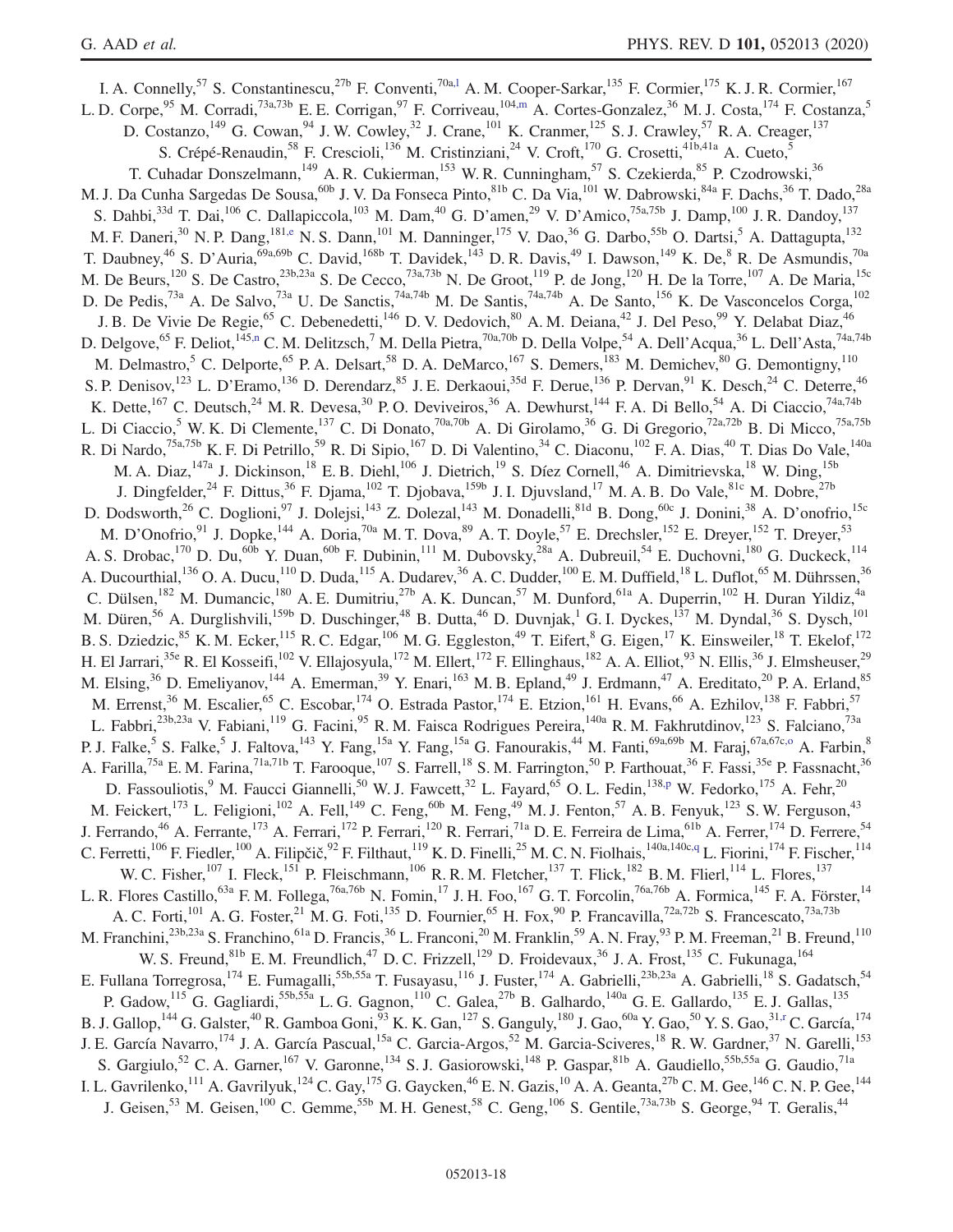I. A. Connelly,[57] S. Constantinescu,[27b] F. Conventi,[70a,l] A. M. Cooper-Sarkar,[135] F. Cormier,[175] K. J. R. Cormier,[167] L. D. Corpe,[95] M. Corradi,[73a,73b] E. E. Corrigan,[97] F. Corriveau,[104,m] A. Cortes-Gonzalez,[36] M. J. Costa,[174] F. Costanza,[5] D. Costanzo,[149] G. Cowan,[94] J. W. Cowley,[32] J. Crane,[101] K. Cranmer,[125] S. J. Crawley,[57] R. A. Creager,[137] S. Crépé-Renaudin,[58] F. Crescioli,[136] M. Cristinziani,[24] V. Croft,[170] G. Crosetti,[41b,41a] A. Cueto,[5] T. Cuhadar Donszelmann,[149] A. R. Cukierman,[153] W. R. Cunningham,[57] S. Czekierda,[85] P. Czodrowski,[36] M. J. Da Cunha Sargedas De Sousa,[60b] J. V. Da Fonseca Pinto,[81b] C. Da Via,[101] W. Dabrowski,[84a] F. Dachs,[36] T. Dado,[28a] S. Dahbi,[33d] T. Dai,[106] C. Dallapiccola,[103] M. Dam,[40] G. D'amen,[29] V. D'Amico,[75a,75b] J. Damp,[100] J. R. Dandoy,[137] M. F. Daneri,[30] N. P. Dang,[181,e] N. S. Dann,[101] M. Danninger,[175] V. Dao,[36] G. Darbo,[55b] O. Dartsi,[5] A. Dattagupta,[132] T. Daubney,[46] S. D'Auria,[69a,69b] C. David,[168b] T. Davidek,[143] D. R. Davis,[49] I. Dawson,[149] K. De,[8] R. De Asmundis,[70a] M. De Beurs,[120] S. De Castro,[23b,23a] S. De Cecco,[73a,73b] N. De Groot,[119] P. de Jong,[120] H. De la Torre,[107] A. De Maria,[15c] D. De Pedis,[73a] A. De Salvo,[73a] U. De Sanctis,[74a,74b] M. De Santis,[74a,74b] A. De Santo,[156] K. De Vasconcelos Corga,[102] J. B. De Vivie De Regie,[65] C. Debenedetti,[146] D. V. Dedovich,[80] A. M. Deiana,[42] J. Del Peso,[99] Y. Delabat Diaz,[46] D. Delgove,[65] F. Deliot,[145,n] C. M. Delitzsch,[7] M. Della Pietra,[70a,70b] D. Della Volpe,[54] A. Dell'Acqua,[36] L. Dell'Asta,[74a,74b] M. Delmastro,[5] C. Delporte,[65] P. A. Delsart,[58] D. A. DeMarco,[167] S. Demers,[183] M. Demichev,[80] G. Demontigny,[110] S. P. Denisov,[123] L. D'Eramo,[136] D. Derendarz,[85] J. E. Derkaoui,[35d] F. Derue,[136] P. Dervan,[91] K. Desch,[24] C. Deterre,[46] K. Dette,[167] C. Deutsch,[24] M. R. Devesa,[30] P. O. Deviveiros,[36] A. Dewhurst,[144] F. A. Di Bello,[54] A. Di Ciaccio,[74a,74b] L. Di Ciaccio,[5] W. K. Di Clemente,[137] C. Di Donato,[70a,70b] A. Di Girolamo,[36] G. Di Gregorio,[72a,72b] B. Di Micco,[75a,75b] R. Di Nardo,[75a,75b] K. F. Di Petrillo,[59] R. Di Sipio,[167] D. Di Valentino,[34] C. Diaconu,[102] F. A. Dias,[40] T. Dias Do Vale,[140a] M. A. Diaz,[147a] J. Dickinson,[18] E. B. Diehl,[106] J. Dietrich,[19] S. Díez Cornell,[46] A. Dimitrievska,[18] W. Ding,[15b] J. Dingfelder,[24] F. Dittus,[36] F. Djama,[102] T. Djobava,[159b] J. I. Djuvsland,[17] M. A. B. Do Vale,[81c] M. Dobre,[27b] D. Dodsworth,[26] C. Doglioni,[97] J. Dolejsi,[143] Z. Dolezal,[143] M. Donadelli,[81d] B. Dong,[60c] J. Donini,[38] A. D'onofrio,[15c] M. D'Onofrio,[91] J. Dopke,[144] A. Doria,[70a] M. T. Dova,[89] A. T. Doyle,[57] E. Drechsler,[152] E. Dreyer,[152] T. Dreyer,[53] A. S. Drobac,[170] D. Du,[60b] Y. Duan,[60b] F. Dubinin,[111] M. Dubovsky,[28a] A. Dubreuil,[54] E. Duchovni,[180] G. Duckeck,[114] A. Ducourthial,[136] O. A. Ducu,[110] D. Duda,[115] A. Dudarev,[36] A. C. Dudder,[100] E. M. Duffield,[18] L. Duflot,[65] M. Dührssen,[36] C. Dülsen,[182] M. Dumancic,[180] A. E. Dumitriu,[27b] A. K. Duncan,[57] M. Dunford,[61a] A. Duperrin,[102] H. Duran Yildiz,[4a] M. Düren,[56] A. Durglishvili,[159b] D. Duschinger,[48] B. Dutta,[46] D. Duvnjak,[1] G. I. Dyckes,[137] M. Dyndal,[36] S. Dysch,[101] B. S. Dziedzic,[85] K. M. Ecker,[115] R. C. Edgar,[106] M. G. Eggleston,[49] T. Eifert,[8] G. Eigen,[17] K. Einsweiler,[18] T. Ekelof,[172] H. El Jarrari,[35e] R. El Kosseifi,[102] V. Ellajosyula,[172] M. Ellert,[172] F. Ellinghaus,[182] A. A. Elliot,[93] N. Ellis,[36] J. Elmsheuser,[29] M. Elsing,[36] D. Emeliyanov,[144] A. Emerman,[39] Y. Enari,[163] M. B. Epland,[49] J. Erdmann,[47] A. Ereditato,[20] P. A. Erland,[85] M. Errenst,[36] M. Escalier,[65] C. Escobar,[174] O. Estrada Pastor,[174] E. Etzion,[161] H. Evans,[66] A. Ezhilov,[138] F. Fabbri,[57] L. Fabbri,[23b,23a] V. Fabiani,[119] G. Facini,[95] R. M. Faisca Rodrigues Pereira,[140a] R. M. Fakhrutdinov,[123] S. Falciano,[73a] P. J. Falke,[5] S. Falke,[5] J. Faltova,[143] Y. Fang,[15a] Y. Fang,[15a] G. Fanourakis,[44] M. Fanti,[69a,69b] M. Faraj,[67a,67c,o] A. Farbin,[8] A. Farilla,[75a] E. M. Farina,[71a,71b] T. Farooque,[107] S. Farrell,[18] S. M. Farrington,[50] P. Farthouat,[36] F. Fassi,[35e] P. Fassnacht,[36] D. Fassouliotis,[9] M. Faucci Giannelli,[50] W. J. Fawcett,[32] L. Fayard,[65] O. L. Fedin,[138,p] W. Fedorko,[175] A. Fehr,[20] M. Feickert,[173] L. Feligioni,[102] A. Fell,[149] C. Feng,[60b] M. Feng,[49] M. J. Fenton,[57] A. B. Fenyuk,[123] S. W. Ferguson,[43] J. Ferrando,[46] A. Ferrante,[173] A. Ferrari,[172] P. Ferrari,[120] R. Ferrari,[71a] D. E. Ferreira de Lima,[61b] A. Ferrer,[174] D. Ferrere,[54] C. Ferretti,[106] F. Fiedler,[100] A. Filipčič,[92] F. Filthaut,[119] K. D. Finelli,[25] M. C. N. Fiolhais,[140a,140c,q] L. Fiorini,[174] F. Fischer,[114] W. C. Fisher,[107] I. Fleck,[151] P. Fleischmann,[106] R. R. M. Fletcher,[137] T. Flick,[182] B. M. Flierl,[114] L. Flores,[137] L. R. Flores Castillo,[63a] F. M. Follega,[76a,76b] N. Fomin,[17] J. H. Foo,[167] G. T. Forcolin,[76a,76b] A. Formica,[145] F. A. Förster,[14] A. C. Forti,[101] A. G. Foster,[21] M. G. Foti,[135] D. Fournier,[65] H. Fox,[90] P. Francavilla,[72a,72b] S. Francescato,[73a,73b] M. Franchini,[23b,23a] S. Franchino,[61a] D. Francis,[36] L. Franconi,[20] M. Franklin,[59] A. N. Fray,[93] P. M. Freeman,[21] B. Freund,[110] W. S. Freund,[81b] E. M. Freundlich,[47] D. C. Frizzell,[129] D. Froidevaux,[36] J. A. Frost,[135] C. Fukunaga,[164] E. Fullana Torregrosa,[174] E. Fumagalli,[55b,55a] T. Fusayasu,[116] J. Fuster,[174] A. Gabrielli,[23b,23a] A. Gabrielli,[18] S. Gadatsch,[54] P. Gadow,[115] G. Gagliardi,[55b,55a] L. G. Gagnon,[110] C. Galea,[27b] B. Galhardo,[140a] G. E. Gallardo,[135] E. J. Gallas,[135] B. J. Gallop,[144] G. Galster,[40] R. Gamboa Goni,[93] K. K. Gan,[127] S. Ganguly,[180] J. Gao,[60a] Y. Gao,[50] Y. S. Gao,[31,r] C. García,[174] J. E. García Navarro,[174] J. A. García Pascual,[15a] C. Garcia-Argos,[52] M. Garcia-Sciveres,[18] R. W. Gardner,[37] N. Garelli,[153] S. Gargiulo,[52] C. A. Garner,[167] V. Garonne,[134] S. J. Gasiorowski,[148] P. Gaspar,[81b] A. Gaudiello,[55b,55a] G. Gaudio,[71a] I. L. Gavrilenko,[111] A. Gavrilyuk,[124] C. Gay,[175] G. Gaycken,[46] E. N. Gazis,[10] A. A. Geanta,[27b] C. M. Gee,[146] C. N. P. Gee,[144] J. Geisen,[53] M. Geisen,[100] C. Gemme,[55b] M. H. Genest,[58] C. Geng,[106] S. Gentile,[73a,73b] S. George,[94] T. Geralis,[44]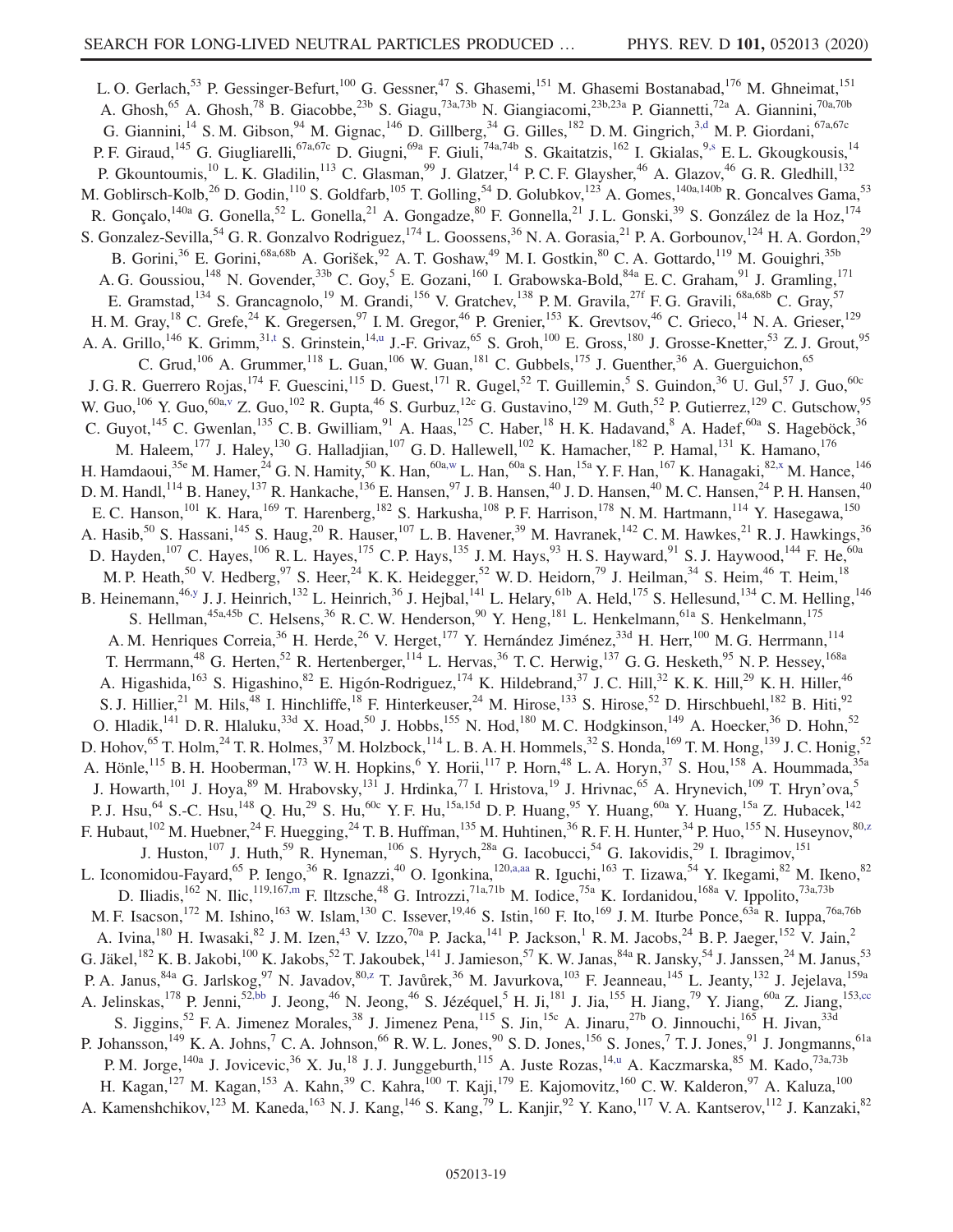L. O. Gerlach,[53] P. Gessinger-Befurt,[100] G. Gessner,[47] S. Ghasemi,[151] M. Ghasemi Bostanabad,[176] M. Ghneimat,[151] A. Ghosh,[65] A. Ghosh,[78] B. Giacobbe,[23b] S. Giagu,[73a,73b] N. Giangiacomi,[23b,23a] P. Giannetti,[72a] A. Giannini,[70a,70b] G. Giannini,[14] S. M. Gibson,[94] M. Gignac,[146] D. Gillberg,[34] G. Gilles,[182] D. M. Gingrich,[3,d] M. P. Giordani,[67a,67c] P. F. Giraud,[145] G. Giugliarelli,[67a,67c] D. Giugni,[69a] F. Giuli,[74a,74b] S. Gkaitatzis,[162] I. Gkialas,[9,s] E. L. Gkougkousis,[14] P. Gkountoumis,[10] L. K. Gladilin,[113] C. Glasman,[99] J. Glatzer,[14] P. C. F. Glaysher,[46] A. Glazov,[46] G. R. Gledhill,[132] M. Goblirsch-Kolb,[26] D. Godin,[110] S. Goldfarb,[105] T. Golling,[54] D. Golubkov,[123] A. Gomes,[140a,140b] R. Goncalves Gama,[53] R. Gonçalo,[140a] G. Gonella,[52] L. Gonella,[21] A. Gongadze,[80] F. Gonnella,[21] J. L. Gonski,[39] S. González de la Hoz,[174] S. Gonzalez-Sevilla,[54] G. R. Gonzalvo Rodriguez,[174] L. Goossens,[36] N. A. Gorasia,[21] P. A. Gorbounov,[124] H. A. Gordon,[29] B. Gorini,[36] E. Gorini,[68a,68b] A. Gorišek,[92] A. T. Goshaw,[49] M. I. Gostkin,[80] C. A. Gottardo,[119] M. Gouighri,[35b] A. G. Goussiou,[148] N. Govender,[33b] C. Goy,[5] E. Gozani,[160] I. Grabowska-Bold,[84a] E. C. Graham,[91] J. Gramling,[171] E. Gramstad,[134] S. Grancagnolo,[19] M. Grandi,[156] V. Gratchev,[138] P. M. Gravila,[27f] F. G. Gravili,[68a,68b] C. Gray,[57] H. M. Gray,[18] C. Grefe,[24] K. Gregersen,[97] I. M. Gregor,[46] P. Grenier,[153] K. Grevtsov,[46] C. Grieco,[14] N. A. Grieser,[129] A. A. Grillo,[146] K. Grimm,[31,t] S. Grinstein,[14,u] J.-F. Grivaz,[65] S. Groh,[100] E. Gross,[180] J. Grosse-Knetter,[53] Z. J. Grout,[95] C. Grud,[106] A. Grummer,[118] L. Guan,[106] W. Guan,[181] C. Gubbels,[175] J. Guenther,[36] A. Guerguichon,[65] J. G. R. Guerrero Rojas,[174] F. Guescini,[115] D. Guest,[171] R. Gugel,[52] T. Guillemin,[5] S. Guindon,[36] U. Gul,[57] J. Guo,[60c] W. Guo,[106] Y. Guo,[60a,v] Z. Guo,[102] R. Gupta,[46] S. Gurbuz,[12c] G. Gustavino,[129] M. Guth,[52] P. Gutierrez,[129] C. Gutschow,[95] C. Guyot,[145] C. Gwenlan,[135] C. B. Gwilliam,[91] A. Haas,[125] C. Haber,[18] H. K. Hadavand,[8] A. Hadef,[60a] S. Hageböck,[36] M. Haleem,[177] J. Haley,[130] G. Halladjian,[107] G. D. Hallewell,[102] K. Hamacher,[182] P. Hamal,[131] K. Hamano,[176] H. Hamdaoui,[35e] M. Hamer,[24] G. N. Hamity,[50] K. Han,[60a,w] L. Han,[60a] S. Han,[15a] Y. F. Han,[167] K. Hanagaki,[82,x] M. Hance,[146] D. M. Handl,[114] B. Haney,[137] R. Hankache,[136] E. Hansen,[97] J. B. Hansen,[40] J. D. Hansen,[40] M. C. Hansen,[24] P. H. Hansen,[40] E. C. Hanson,[101] K. Hara,[169] T. Harenberg,[182] S. Harkusha,[108] P. F. Harrison,[178] N. M. Hartmann,[114] Y. Hasegawa,[150] A. Hasib,[50] S. Hassani,[145] S. Haug,[20] R. Hauser,[107] L. B. Havener,[39] M. Havranek,[142] C. M. Hawkes,[21] R. J. Hawkings,[36] D. Hayden,[107] C. Hayes,[106] R. L. Hayes,[175] C. P. Hays,[135] J. M. Hays,[93] H. S. Hayward,[91] S. J. Haywood,[144] F. He,[60a] M. P. Heath,[50] V. Hedberg,[97] S. Heer,[24] K. K. Heidegger,[52] W. D. Heidorn,[79] J. Heilman,[34] S. Heim,[46] T. Heim,[18] B. Heinemann,[46,y] J. J. Heinrich,[132] L. Heinrich,[36] J. Hejbal,[141] L. Helary,[61b] A. Held,[175] S. Hellesund,[134] C. M. Helling,[146] S. Hellman,[45a,45b] C. Helsens,[36] R. C. W. Henderson,[90] Y. Heng,[181] L. Henkelmann,[61a] S. Henkelmann,[175] A. M. Henriques Correia,[36] H. Herde,[26] V. Herget,[177] Y. Hernández Jiménez,[33d] H. Herr,[100] M. G. Herrmann,[114] T. Herrmann,[48] G. Herten,[52] R. Hertenberger,[114] L. Hervas,[36] T. C. Herwig,[137] G. G. Hesketh,[95] N. P. Hessey,[168a] A. Higashida,[163] S. Higashino,[82] E. Higón-Rodriguez,[174] K. Hildebrand,[37] J. C. Hill,[32] K. K. Hill,[29] K. H. Hiller,[46] S. J. Hillier,[21] M. Hils,[48] I. Hinchliffe,[18] F. Hinterkeuser,[24] M. Hirose,[133] S. Hirose,[52] D. Hirschbuehl,[182] B. Hiti,[92] O. Hladik,[141] D. R. Hlaluku,[33d] X. Hoad,[50] J. Hobbs,[155] N. Hod,[180] M. C. Hodgkinson,[149] A. Hoecker,[36] D. Hohn,[52] D. Hohov,[65] T. Holm,[24] T. R. Holmes,[37] M. Holzbock,[114] L. B. A. H. Hommels,[32] S. Honda,[169] T. M. Hong,[139] J. C. Honig,[52] A. Hönle,[115] B. H. Hooberman,[173] W. H. Hopkins,[6] Y. Horii,[117] P. Horn,[48] L. A. Horyn,[37] S. Hou,[158] A. Hoummada,[35a] J. Howarth,[101] J. Hoya,[89] M. Hrabovsky,[131] J. Hrdinka,[77] I. Hristova,[19] J. Hrivnac,[65] A. Hrynevich,[109] T. Hryn'ova,[5] P. J. Hsu,[64] S.-C. Hsu,[148] Q. Hu,[29] S. Hu,[60c] Y. F. Hu,[15a,15d] D. P. Huang,[95] Y. Huang,[60a] Y. Huang,[15a] Z. Hubacek,[142] F. Hubaut,[102] M. Huebner,[24] F. Huegging,[24] T. B. Huffman,[135] M. Huhtinen,[36] R. F. H. Hunter,[34] P. Huo,[155] N. Huseynov,[80,z] J. Huston,[107] J. Huth,[59] R. Hyneman,[106] S. Hyrych,[28a] G. Iacobucci,[54] G. Iakovidis,[29] I. Ibragimov,[151] L. Iconomidou-Fayard,[65] P. Iengo,[36] R. Ignazzi,[40] O. Igonkina,[120,a,aa] R. Iguchi,[163] T. Iizawa,[54] Y. Ikegami,[82] M. Ikeno,[82] D. Iliadis,[162] N. Ilic,[119,167,m] F. Iltzsche,[48] G. Introzzi,[71a,71b] M. Iodice,[75a] K. Iordanidou,[168a] V. Ippolito,[73a,73b] M. F. Isacson,[172] M. Ishino,[163] W. Islam,[130] C. Issever,[19,46] S. Istin,[160] F. Ito,[169] J. M. Iturbe Ponce,[63a] R. Iuppa,[76a,76b] A. Ivina,[180] H. Iwasaki,[82] J. M. Izen,[43] V. Izzo,[70a] P. Jacka,[141] P. Jackson,[1] R. M. Jacobs,[24] B. P. Jaeger,[152] V. Jain,[2] G. Jäkel,[182] K. B. Jakobi,[100] K. Jakobs,[52] T. Jakoubek,[141] J. Jamieson,[57] K. W. Janas,[84a] R. Jansky,[54] J. Janssen,[24] M. Janus,[53] P. A. Janus,[84a] G. Jarlskog,[97] N. Javadov,[80,z] T. Javůrek,[36] M. Javurkova,[103] F. Jeanneau,[145] L. Jeanty,[132] J. Jejelava,[159a] A. Jelinskas,[178] P. Jenni,[52,bb] J. Jeong,[46] N. Jeong,[46] S. Jézéquel,[5] H. Ji,[181] J. Jia,[155] H. Jiang,[79] Y. Jiang,[60a] Z. Jiang,[153,cc] S. Jiggins,[52] F. A. Jimenez Morales,[38] J. Jimenez Pena,[115] S. Jin,[15c] A. Jinaru,[27b] O. Jinnouchi,[165] H. Jivan,[33d] P. Johansson,[149] K. A. Johns,[7] C. A. Johnson,[66] R. W. L. Jones,[90] S. D. Jones,[156] S. Jones,[7] T. J. Jones,[91] J. Jongmanns,[61a] P. M. Jorge,[140a] J. Jovicevic,[36] X. Ju,[18] J. J. Junggeburth,[115] A. Juste Rozas,[14,u] A. Kaczmarska,[85] M. Kado,[73a,73b] H. Kagan,[127] M. Kagan,[153] A. Kahn,[39] C. Kahra,[100] T. Kaji,[179] E. Kajomovitz,[160] C. W. Kalderon,[97] A. Kaluza,[100] A. Kamenshchikov,[123] M. Kaneda,[163] N. J. Kang,[146] S. Kang,[79] L. Kanjir,[92] Y. Kano,[117] V. A. Kantserov,[112] J. Kanzaki,[82]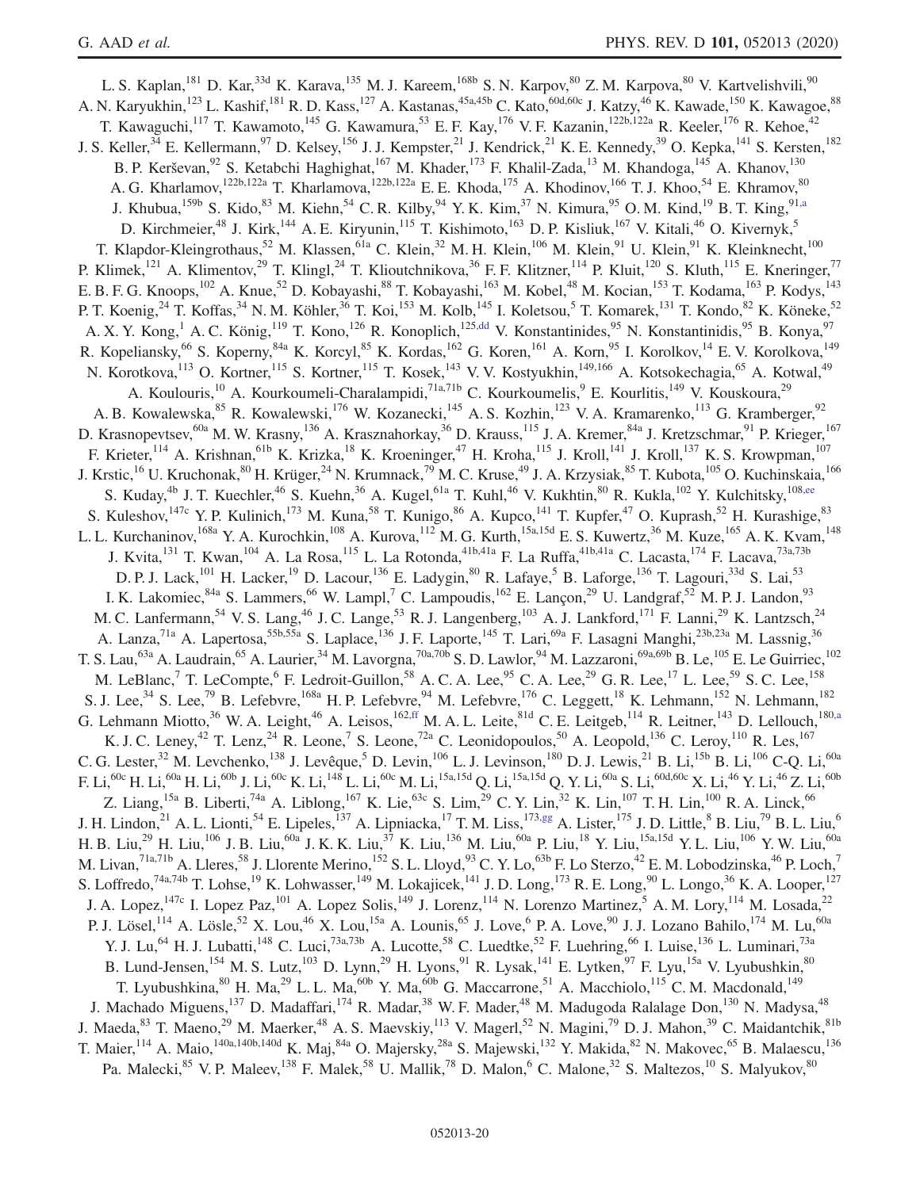L. S. Kaplan,[181] D. Kar,[33d] K. Karava,[135] M. J. Kareem,[168b] S. N. Karpov,[80] Z. M. Karpova,[80] V. Kartvelishvili,[90] A. N. Karyukhin,[123] L. Kashif,[181] R. D. Kass,[127] A. Kastanas,[45a,45b] C. Kato,[60d,60c] J. Katzy,[46] K. Kawade,[150] K. Kawagoe,[88] T. Kawaguchi,[117] T. Kawamoto,[145] G. Kawamura,[53] E. F. Kay,[176] V. F. Kazanin,[122b,122a] R. Keeler,[176] R. Kehoe,[42] J. S. Keller,[34] E. Kellermann,[97] D. Kelsey,[156] J. J. Kempster,[21] J. Kendrick,[21] K. E. Kennedy,[39] O. Kepka,[141] S. Kersten,[182] B. P. Kerševan,[92] S. Ketabchi Haghighat,[167] M. Khader,[173] F. Khalil-Zada,[13] M. Khandoga,[145] A. Khanov,[130] A. G. Kharlamov,[122b,122a] T. Kharlamova,[122b,122a] E. E. Khoda,[175] A. Khodinov,[166] T. J. Khoo,[54] E. Khramov,[80] J. Khubua,[159b] S. Kido,[83] M. Kiehn,[54] C. R. Kilby,[94] Y. K. Kim,[37] N. Kimura,[95] O. M. Kind,[19] B. T. King,[91,a] D. Kirchmeier,[48] J. Kirk,[144] A. E. Kiryunin,[115] T. Kishimoto,[163] D. P. Kisliuk,[167] V. Kitali,[46] O. Kivernyk,[5] T. Klapdor-Kleingrothaus,[52] M. Klassen,[61a] C. Klein,[32] M. H. Klein,[106] M. Klein,[91] U. Klein,[91] K. Kleinknecht,[100] P. Klimek,[121] A. Klimentov,[29] T. Klingl,[24] T. Klioutchnikova,[36] F. F. Klitzner,[114] P. Kluit,[120] S. Kluth,[115] E. Kneringer,[77] E. B. F. G. Knoops,[102] A. Knue,[52] D. Kobayashi,[88] T. Kobayashi,[163] M. Kobel,[48] M. Kocian,[153] T. Kodama,[163] P. Kodys,[143] P. T. Koenig,[24] T. Koffas,[34] N. M. Köhler,[36] T. Koi,[153] M. Kolb,[145] I. Koletsou,[5] T. Komarek,[131] T. Kondo,[82] K. Köneke,[52] A. X. Y. Kong,[1] A. C. König,[119] T. Kono,[126] R. Konoplich,[125,dd] V. Konstantinides,[95] N. Konstantinidis,[95] B. Konya,[97] R. Kopeliansky,[66] S. Koperny,[84a] K. Korcyl,[85] K. Kordas,[162] G. Koren,[161] A. Korn,[95] I. Korolkov,[14] E. V. Korolkova,[149] N. Korotkova,[113] O. Kortner,[115] S. Kortner,[115] T. Kosek,[143] V. V. Kostyukhin,[149,166] A. Kotsokechagia,[65] A. Kotwal,[49] A. Koulouris,[10] A. Kourkoumeli-Charalampidi,[71a,71b] C. Kourkoumelis,[9] E. Kourlitis,[149] V. Kouskoura,[29] A. B. Kowalewska,[85] R. Kowalewski,[176] W. Kozanecki,[145] A. S. Kozhin,[123] V. A. Kramarenko,[113] G. Kramberger,[92] D. Krasnopevtsev,[60a] M. W. Krasny,[136] A. Krasznahorkay,[36] D. Krauss,[115] J. A. Kremer,[84a] J. Kretzschmar,[91] P. Krieger,[167] F. Krieter,[114] A. Krishnan,[61b] K. Krizka,[18] K. Kroeninger,[47] H. Kroha,[115] J. Kroll,[141] J. Kroll,[137] K. S. Krowpman,[107] J. Krstic,[16] U. Kruchonak,[80] H. Krüger,[24] N. Krumnack,[79] M. C. Kruse,[49] J. A. Krzysiak,[85] T. Kubota,[105] O. Kuchinskaia,[166] S. Kuday,[4b] J. T. Kuechler,[46] S. Kuehn,[36] A. Kugel,[61a] T. Kuhl,[46] V. Kukhtin,[80] R. Kukla,[102] Y. Kulchitsky,[108,ee] S. Kuleshov,[147c] Y. P. Kulinich,[173] M. Kuna,[58] T. Kunigo,[86] A. Kupco,[141] T. Kupfer,[47] O. Kuprash,[52] H. Kurashige,[83] L. L. Kurchaninov,[168a] Y. A. Kurochkin,[108] A. Kurova,[112] M. G. Kurth,[15a,15d] E. S. Kuwertz,[36] M. Kuze,[165] A. K. Kvam,[148] J. Kvita,[131] T. Kwan,[104] A. La Rosa,[115] L. La Rotonda,[41b,41a] F. La Ruffa,[41b,41a] C. Lacasta,[174] F. Lacava,[73a,73b] D. P. J. Lack,[101] H. Lacker,[19] D. Lacour,[136] E. Ladygin,[80] R. Lafaye,[5] B. Laforge,[136] T. Lagouri,[33d] S. Lai,[53] I. K. Lakomiec,[84a] S. Lammers,[66] W. Lampl,[7] C. Lampoudis,[162] E. Lançon,[29] U. Landgraf,[52] M. P. J. Landon,[93] M. C. Lanfermann,[54] V. S. Lang,[46] J. C. Lange,[53] R. J. Langenberg,[103] A. J. Lankford,[171] F. Lanni,[29] K. Lantzsch,[24] A. Lanza,[71a] A. Lapertosa,[55b,55a] S. Laplace,[136] J. F. Laporte,[145] T. Lari,[69a] F. Lasagni Manghi,[23b,23a] M. Lassnig,[36] T. S. Lau,[63a] A. Laudrain,[65] A. Laurier,[34] M. Lavorgna,[70a,70b] S. D. Lawlor,[94] M. Lazzaroni,[69a,69b] B. Le,[105] E. Le Guirriec,[102] M. LeBlanc,[7] T. LeCompte,[6] F. Ledroit-Guillon,[58] A. C. A. Lee,[95] C. A. Lee,[29] G. R. Lee,[17] L. Lee,[59] S. C. Lee,[158] S. J. Lee,[34] S. Lee,[79] B. Lefebvre,[168a] H. P. Lefebvre,[94] M. Lefebvre,[176] C. Leggett,[18] K. Lehmann,[152] N. Lehmann,[182] G. Lehmann Miotto,[36] W. A. Leight,[46] A. Leisos,[162,ff] M. A. L. Leite,[81d] C. E. Leitgeb,[114] R. Leitner,[143] D. Lellouch,[180,a] K. J. C. Leney,[42] T. Lenz,[24] R. Leone,[7] S. Leone,[72a] C. Leonidopoulos,[50] A. Leopold,[136] C. Leroy,[110] R. Les,[167] C. G. Lester,[32] M. Levchenko,[138] J. Levêque,[5] D. Levin,[106] L. J. Levinson,[180] D. J. Lewis,[21] B. Li,[15b] B. Li,[106] C-Q. Li,[60a] F. Li,[60c] H. Li,[60a] H. Li,[60b] J. Li,[60c] K. Li,[148] L. Li,[60c] M. Li,[15a,15d] Q. Li,[15a,15d] Q. Y. Li,[60a] S. Li,[60d,60c] X. Li,[46] Y. Li,[46] Z. Li,[60b] Z. Liang,[15a] B. Liberti,[74a] A. Liblong,[167] K. Lie,[63c] S. Lim,[29] C. Y. Lin,[32] K. Lin,[107] T. H. Lin,[100] R. A. Linck,[66] J. H. Lindon,[21] A. L. Lionti,[54] E. Lipeles,[137] A. Lipniacka,[17] T. M. Liss,[173,gg] A. Lister,[175] J. D. Little,[8] B. Liu,[79] B. L. Liu,[6] H. B. Liu,[29] H. Liu,[106] J. B. Liu,[60a] J. K. K. Liu,[37] K. Liu,[136] M. Liu,[60a] P. Liu,[18] Y. Liu,[15a,15d] Y. L. Liu,[106] Y. W. Liu,[60a] M. Livan,[71a,71b] A. Lleres,[58] J. Llorente Merino,[152] S. L. Lloyd,[93] C. Y. Lo,[63b] F. Lo Sterzo,[42] E. M. Lobodzinska,[46] P. Loch,[7] S. Loffredo,[74a,74b] T. Lohse,[19] K. Lohwasser,[149] M. Lokajicek,[141] J. D. Long,[173] R. E. Long,[90] L. Longo,[36] K. A. Looper,[127] J. A. Lopez,[147c] I. Lopez Paz,[101] A. Lopez Solis,[149] J. Lorenz,[114] N. Lorenzo Martinez,[5] A. M. Lory,[114] M. Losada,[22] P. J. Lösel,[114] A. Lösle,[52] X. Lou,[46] X. Lou,[15a] A. Lounis,[65] J. Love,[6] P. A. Love,[90] J. J. Lozano Bahilo,[174] M. Lu,[60a] Y. J. Lu,[64] H. J. Lubatti,[148] C. Luci,[73a,73b] A. Lucotte,[58] C. Luedtke,[52] F. Luehring,[66] I. Luise,[136] L. Luminari,[73a] B. Lund-Jensen,[154] M. S. Lutz,[103] D. Lynn,[29] H. Lyons,[91] R. Lysak,[141] E. Lytken,[97] F. Lyu,[15a] V. Lyubushkin,[80] T. Lyubushkina,[80] H. Ma,[29] L. L. Ma,[60b] Y. Ma,[60b] G. Maccarrone,[51] A. Macchiolo,[115] C. M. Macdonald,[149] J. Machado Miguens,[137] D. Madaffari,[174] R. Madar,[38] W. F. Mader,[48] M. Madugoda Ralalage Don,[130] N. Madysa,[48] J. Maeda,[83] T. Maeno,[29] M. Maerker,[48] A. S. Maevskiy,[113] V. Magerl,[52] N. Magini,[79] D. J. Mahon,[39] C. Maidantchik,[81b] T. Maier,[114] A. Maio,[140a,140b,140d] K. Maj,[84a] O. Majersky,[28a] S. Majewski,[132] Y. Makida,[82] N. Makovec,[65] B. Malaescu,[136] Pa. Malecki,[85] V. P. Maleev,[138] F. Malek,[58] U. Mallik,[78] D. Malon,[6] C. Malone,[32] S. Maltezos,[10] S. Malyukov,[80]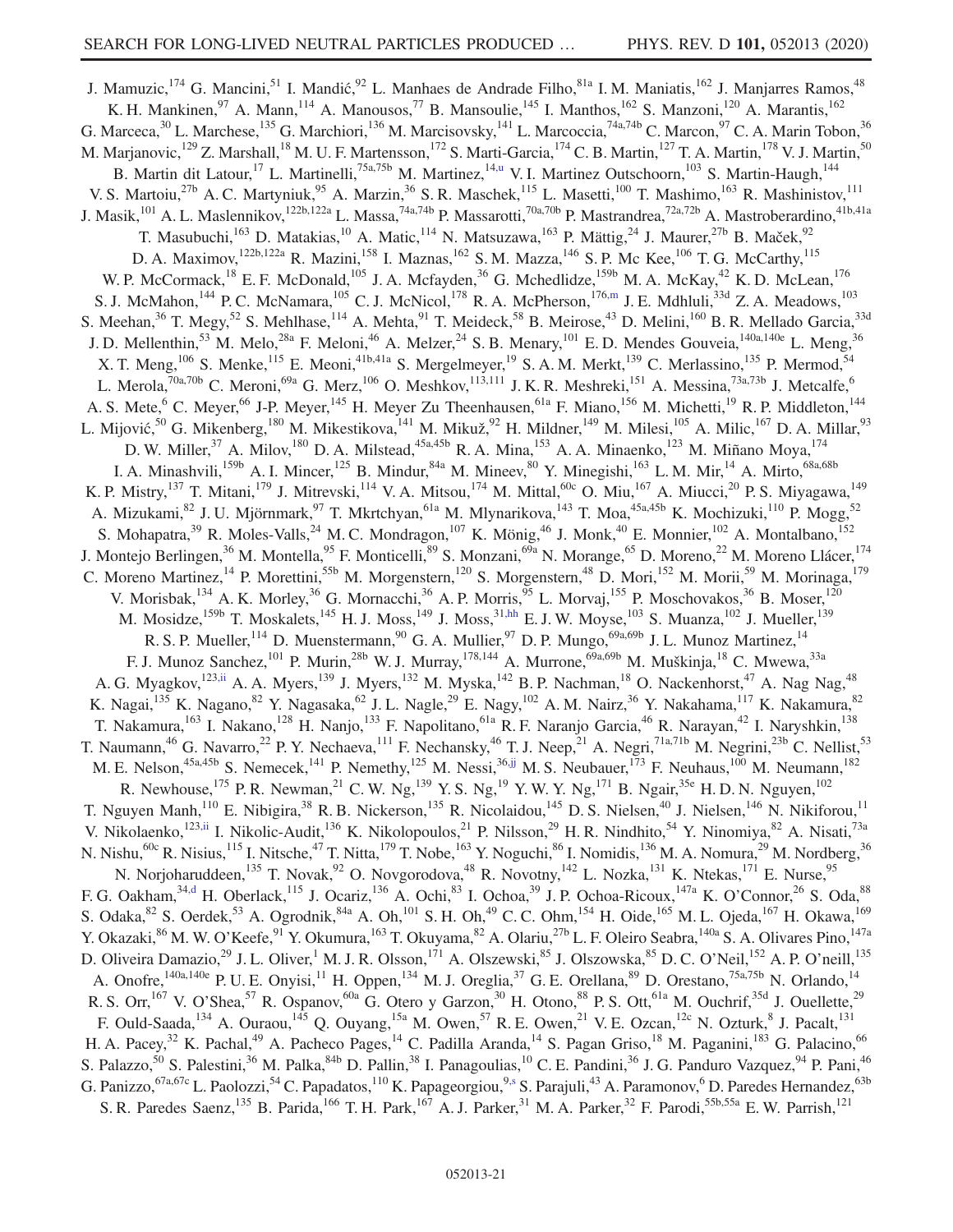J. Mamuzic,[174] G. Mancini,[51] I. Mandić,[92] L. Manhaes de Andrade Filho,[81a] I. M. Maniatis,[162] J. Manjarres Ramos,[48] K. H. Mankinen,[97] A. Mann,[114] A. Manousos,[77] B. Mansoulie,[145] I. Manthos,[162] S. Manzoni,[120] A. Marantis,[162] G. Marceca,[30] L. Marchese,[135] G. Marchiori,[136] M. Marcisovsky,[141] L. Marcoccia,[74a,74b] C. Marcon,[97] C. A. Marin Tobon,[36] M. Marjanovic,[129] Z. Marshall,[18] M. U. F. Martensson,[172] S. Marti-Garcia,[174] C. B. Martin,[127] T. A. Martin,[178] V. J. Martin,[50] B. Martin dit Latour,[17] L. Martinelli,[75a,75b] M. Martinez,[14,u] V. I. Martinez Outschoorn,[103] S. Martin-Haugh,[144] V. S. Martoiu,[27b] A. C. Martyniuk,[95] A. Marzin,[36] S. R. Maschek,[115] L. Masetti,[100] T. Mashimo,[163] R. Mashinistov,[111] J. Masik,[101] A. L. Maslennikov,[122b,122a] L. Massa,[74a,74b] P. Massarotti,[70a,70b] P. Mastrandrea,[72a,72b] A. Mastroberardino,[41b,41a] T. Masubuchi,[163] D. Matakias,[10] A. Matic,[114] N. Matsuzawa,[163] P. Mättig,[24] J. Maurer,[27b] B. Maček,[92] D. A. Maximov,[122b,122a] R. Mazini,[158] I. Maznas,[162] S. M. Mazza,[146] S. P. Mc Kee,[106] T. G. McCarthy,[115] W. P. McCormack,[18] E. F. McDonald,[105] J. A. Mcfayden,[36] G. Mchedlidze,[159b] M. A. McKay,[42] K. D. McLean,[176] S. J. McMahon,[144] P. C. McNamara,[105] C. J. McNicol,[178] R. A. McPherson,[176,m] J. E. Mdhluli,[33d] Z. A. Meadows,[103] S. Meehan,[36] T. Megy,[52] S. Mehlhase,[114] A. Mehta,[91] T. Meideck,[58] B. Meirose,[43] D. Melini,[160] B. R. Mellado Garcia,[33d] J. D. Mellenthin,[53] M. Melo,[28a] F. Meloni,[46] A. Melzer,[24] S. B. Menary,[101] E. D. Mendes Gouveia,[140a,140e] L. Meng,[36] X. T. Meng,[106] S. Menke,[115] E. Meoni,[41b,41a] S. Mergelmeyer,[19] S. A. M. Merkt,[139] C. Merlassino,[135] P. Mermod,[54] L. Merola,[70a,70b] C. Meroni,[69a] G. Merz,[106] O. Meshkov,[113,111] J. K. R. Meshreki,[151] A. Messina,[73a,73b] J. Metcalfe,[6] A. S. Mete,[6] C. Meyer,[66] J-P. Meyer,[145] H. Meyer Zu Theenhausen,[61a] F. Miano,[156] M. Michetti,[19] R. P. Middleton,[144] L. Mijović,[50] G. Mikenberg,[180] M. Mikestikova,[141] M. Mikuž,[92] H. Mildner,[149] M. Milesi,[105] A. Milic,[167] D. A. Millar,[93] D. W. Miller,[37] A. Milov,[180] D. A. Milstead,[45a,45b] R. A. Mina,[153] A. A. Minaenko,[123] M. Miñano Moya,[174] I. A. Minashvili,[159b] A. I. Mincer,[125] B. Mindur,[84a] M. Mineev,[80] Y. Minegishi,[163] L. M. Mir,[14] A. Mirto,[68a,68b] K. P. Mistry,[137] T. Mitani,[179] J. Mitrevski,[114] V. A. Mitsou,[174] M. Mittal,[60c] O. Miu,[167] A. Miucci,[20] P. S. Miyagawa,[149] A. Mizukami,[82] J. U. Mjörnmark,[97] T. Mkrtchyan,[61a] M. Mlynarikova,[143] T. Moa,[45a,45b] K. Mochizuki,[110] P. Mogg,[52] S. Mohapatra,[39] R. Moles-Valls,[24] M. C. Mondragon,[107] K. Mönig,[46] J. Monk,[40] E. Monnier,[102] A. Montalbano,[152] J. Montejo Berlingen,[36] M. Montella,[95] F. Monticelli,[89] S. Monzani,[69a] N. Morange,[65] D. Moreno,[22] M. Moreno Llácer,[174] C. Moreno Martinez,[14] P. Morettini,[55b] M. Morgenstern,[120] S. Morgenstern,[48] D. Mori,[152] M. Morii,[59] M. Morinaga,[179] V. Morisbak,[134] A. K. Morley,[36] G. Mornacchi,[36] A. P. Morris,[95] L. Morvaj,[155] P. Moschovakos,[36] B. Moser,[120] M. Mosidze,[159b] T. Moskalets,[145] H. J. Moss,[149] J. Moss,[31,hh] E. J. W. Moyse,[103] S. Muanza,[102] J. Mueller,[139] R. S. P. Mueller,[114] D. Muenstermann,[90] G. A. Mullier,[97] D. P. Mungo,[69a,69b] J. L. Munoz Martinez,[14] F. J. Munoz Sanchez,[101] P. Murin,[28b] W. J. Murray,[178,144] A. Murrone,[69a,69b] M. Muškinja,[18] C. Mwewa,[33a] A. G. Myagkov,[123,ii] A. A. Myers,[139] J. Myers,[132] M. Myska,[142] B. P. Nachman,[18] O. Nackenhorst,[47] A. Nag Nag,[48] K. Nagai,[135] K. Nagano,[82] Y. Nagasaka,[62] J. L. Nagle,[29] E. Nagy,[102] A. M. Nairz,[36] Y. Nakahama,[117] K. Nakamura,[82] T. Nakamura,[163] I. Nakano,[128] H. Nanjo,[133] F. Napolitano,[61a] R. F. Naranjo Garcia,[46] R. Narayan,[42] I. Naryshkin,[138] T. Naumann,[46] G. Navarro,[22] P. Y. Nechaeva,[111] F. Nechansky,[46] T. J. Neep,[21] A. Negri,[71a,71b] M. Negrini,[23b] C. Nellist,[53] M. E. Nelson,[45a,45b] S. Nemecek,[141] P. Nemethy,[125] M. Nessi,[36,jj] M. S. Neubauer,[173] F. Neuhaus,[100] M. Neumann,[182] R. Newhouse,[175] P. R. Newman,[21] C. W. Ng,[139] Y. S. Ng,[19] Y. W. Y. Ng,[171] B. Ngair,[35e] H. D. N. Nguyen,[102] T. Nguyen Manh,[110] E. Nibigira,[38] R. B. Nickerson,[135] R. Nicolaidou,[145] D. S. Nielsen,[40] J. Nielsen,[146] N. Nikiforou,[11] V. Nikolaenko,[123,ii] I. Nikolic-Audit,[136] K. Nikolopoulos,[21] P. Nilsson,[29] H. R. Nindhito,[54] Y. Ninomiya,[82] A. Nisati,[73a] N. Nishu,[60c] R. Nisius,[115] I. Nitsche,[47] T. Nitta,[179] T. Nobe,[163] Y. Noguchi,[86] I. Nomidis,[136] M. A. Nomura,[29] M. Nordberg,[36] N. Norjoharuddeen,[135] T. Novak,[92] O. Novgorodova,[48] R. Novotny,[142] L. Nozka,[131] K. Ntekas,[171] E. Nurse,[95] F. G. Oakham,[34,d] H. Oberlack,[115] J. Ocariz,[136] A. Ochi,[83] I. Ochoa,[39] J. P. Ochoa-Ricoux,[147a] K. O'Connor,[26] S. Oda,[88] S. Odaka,[82] S. Oerdek,[53] A. Ogrodnik,[84a] A. Oh,[101] S. H. Oh,[49] C. C. Ohm,[154] H. Oide,[165] M. L. Ojeda,[167] H. Okawa,[169] Y. Okazaki,[86] M. W. O'Keefe,[91] Y. Okumura,[163] T. Okuyama,[82] A. Olariu,[27b] L. F. Oleiro Seabra,[140a] S. A. Olivares Pino,[147a] D. Oliveira Damazio,[29] J. L. Oliver,[1] M. J. R. Olsson,[171] A. Olszewski,[85] J. Olszowska,[85] D. C. O'Neil,[152] A. P. O'neill,[135] A. Onofre,[140a,140e] P. U. E. Onyisi,[11] H. Oppen,[134] M. J. Oreglia,[37] G. E. Orellana,[89] D. Orestano,[75a,75b] N. Orlando,[14] R. S. Orr,[167] V. O'Shea,[57] R. Ospanov,[60a] G. Otero y Garzon,[30] H. Otono,[88] P. S. Ott,[61a] M. Ouchrif,[35d] J. Ouellette,[29] F. Ould-Saada,[134] A. Ouraou,[145] Q. Ouyang,[15a] M. Owen,[57] R. E. Owen,[21] V. E. Ozcan,[12c] N. Ozturk,[8] J. Pacalt,[131] H. A. Pacey,[32] K. Pachal,[49] A. Pacheco Pages,[14] C. Padilla Aranda,[14] S. Pagan Griso,[18] M. Paganini,[183] G. Palacino,[66] S. Palazzo,[50] S. Palestini,[36] M. Palka,[84b] D. Pallin,[38] I. Panagoulias,[10] C. E. Pandini,[36] J. G. Panduro Vazquez,[94] P. Pani,[46] G. Panizzo,[67a,67c] L. Paolozzi,[54] C. Papadatos,[110] K. Papageorgiou,[9,s] S. Parajuli,[43] A. Paramonov,[6] D. Paredes Hernandez,[63b] S. R. Paredes Saenz,[135] B. Parida,[166] T. H. Park,[167] A. J. Parker,[31] M. A. Parker,[32] F. Parodi,[55b,55a] E. W. Parrish,[121]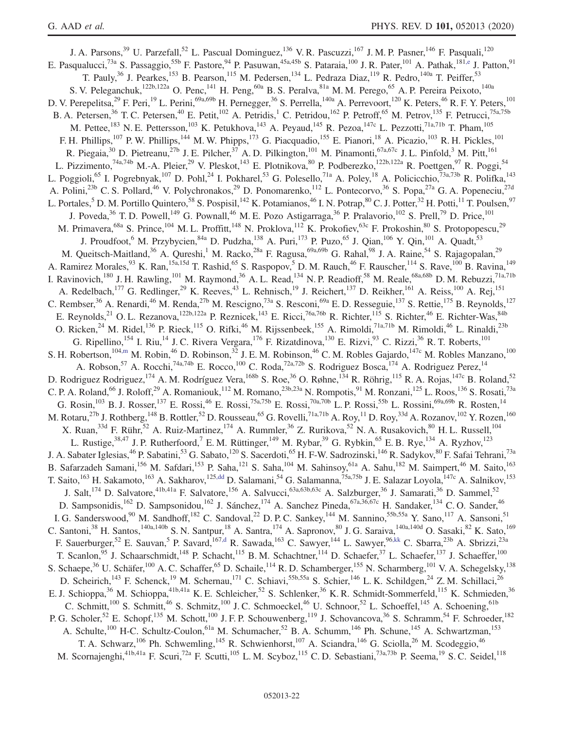J. A. Parsons,[39] U. Parzefall,[52] L. Pascual Dominguez,[136] V. R. Pascuzzi,[167] J. M. P. Pasner,[146] F. Pasquali,[120] E. Pasqualucci,[73a] S. Passaggio,[55b] F. Pastore,[94] P. Pasuwan,[45a,45b] S. Pataraia,[100] J. R. Pater,[101] A. Pathak,[181,e] J. Patton,[91] T. Pauly,[36] J. Pearkes,[153] B. Pearson,[115] M. Pedersen,[134] L. Pedraza Diaz,[119] R. Pedro,[140a] T. Peiffer,[53] S. V. Peleganchuk,[122b,122a] O. Penc,[141] H. Peng,[60a] B. S. Peralva,[81a] M. M. Perego,[65] A. P. Pereira Peixoto,[140a] D. V. Perepelitsa,[29] F. Peri,[19] L. Perini,[69a,69b] H. Pernegger,[36] S. Perrella,[140a] A. Perrevoort,[120] K. Peters,[46] R. F. Y. Peters,[101] B. A. Petersen,[36] T. C. Petersen,[40] E. Petit,[102] A. Petridis,[1] C. Petridou,[162] P. Petroff,[65] M. Petrov,[135] F. Petrucci,[75a,75b] M. Pettee,[183] N. E. Pettersson,[103] K. Petukhova,[143] A. Peyaud,[145] R. Pezoa,[147c] L. Pezzotti,[71a,71b] T. Pham,[105] F. H. Phillips,[107] P. W. Phillips,[144] M. W. Phipps,[173] G. Piacquadio,[155] E. Pianori,[18] A. Picazio,[103] R. H. Pickles,[101] R. Piegaia,[30] D. Pietreanu,[27b] J. E. Pilcher,[37] A. D. Pilkington,[101] M. Pinamonti,[67a,67c] J. L. Pinfold,[3] M. Pitt,[161] L. Pizzimento,[74a,74b] M.-A. Pleier,[29] V. Pleskot,[143] E. Plotnikova,[80] P. Podberezko,[122b,122a] R. Poettgen,[97] R. Poggi,[54] L. Poggioli,[65] I. Pogrebnyak,[107] D. Pohl,[24] I. Pokharel,[53] G. Polesello,[71a] A. Poley,[18] A. Policicchio,[73a,73b] R. Polifka,[143] A. Polini,[23b] C. S. Pollard,[46] V. Polychronakos,[29] D. Ponomarenko,[112] L. Pontecorvo,[36] S. Popa,[27a] G. A. Popeneciu,[27d] L. Portales,[5] D. M. Portillo Quintero,[58] S. Pospisil,[142] K. Potamianos,[46] I. N. Potrap,[80] C. J. Potter,[32] H. Potti,[11] T. Poulsen,[97] J. Poveda,[36] T. D. Powell,[149] G. Pownall,[46] M. E. Pozo Astigarraga,[36] P. Pralavorio,[102] S. Prell,[79] D. Price,[101] M. Primavera,[68a] S. Prince,[104] M. L. Proffitt,[148] N. Proklova,[112] K. Prokofiev,[63c] F. Prokoshin,[80] S. Protopopescu,[29] J. Proudfoot,[6] M. Przybycien,[84a] D. Pudzha,[138] A. Puri,[173] P. Puzo,[65] J. Qian,[106] Y. Qin,[101] A. Quadt,[53] M. Queitsch-Maitland,[36] A. Qureshi,[1] M. Racko,[28a] F. Ragusa,[69a,69b] G. Rahal,[98] J. A. Raine,[54] S. Rajagopalan,[29] A. Ramirez Morales,[93] K. Ran,[15a,15d] T. Rashid,[65] S. Raspopov,[5] D. M. Rauch,[46] F. Rauscher,[114] S. Rave,[100] B. Ravina,[149] I. Ravinovich,[180] J. H. Rawling,[101] M. Raymond,[36] A. L. Read,[134] N. P. Readioff,[58] M. Reale,[68a,68b] D. M. Rebuzzi,[71a,71b] A. Redelbach,[177] G. Redlinger,[29] K. Reeves,[43] L. Rehnisch,[19] J. Reichert,[137] D. Reikher,[161] A. Reiss,[100] A. Rej,[151] C. Rembser,[36] A. Renardi,[46] M. Renda,[27b] M. Rescigno,[73a] S. Resconi,[69a] E. D. Resseguie,[137] S. Rettie,[175] B. Reynolds,[127] E. Reynolds,[21] O. L. Rezanova,[122b,122a] P. Reznicek,[143] E. Ricci,[76a,76b] R. Richter,[115] S. Richter,[46] E. Richter-Was,[84b] O. Ricken,[24] M. Ridel,[136] P. Rieck,[115] O. Rifki,[46] M. Rijssenbeek,[155] A. Rimoldi,[71a,71b] M. Rimoldi,[46] L. Rinaldi,[23b] G. Ripellino,[154] I. Riu,[14] J. C. Rivera Vergara,[176] F. Rizatdinova,[130] E. Rizvi,[93] C. Rizzi,[36] R. T. Roberts,[101] S. H. Robertson,[104,m] M. Robin,[46] D. Robinson,[32] J. E. M. Robinson,[46] C. M. Robles Gajardo,[147c] M. Robles Manzano,[100] A. Robson,[57] A. Rocchi,[74a,74b] E. Rocco,[100] C. Roda,[72a,72b] S. Rodriguez Bosca,[174] A. Rodriguez Perez,[14] D. Rodriguez Rodriguez,[174] A. M. Rodríguez Vera,[168b] S. Roe,[36] O. Røhne,[134] R. Röhrig,[115] R. A. Rojas,[147c] B. Roland,[52] C. P. A. Roland,[66] J. Roloff,[29] A. Romaniouk,[112] M. Romano,[23b,23a] N. Rompotis,[91] M. Ronzani,[125] L. Roos,[136] S. Rosati,[73a] G. Rosin,[103] B. J. Rosser,[137] E. Rossi,[46] E. Rossi,[75a,75b] E. Rossi,[70a,70b] L. P. Rossi,[55b] L. Rossini,[69a,69b] R. Rosten,[14] M. Rotaru,[27b] J. Rothberg,[148] B. Rottler,[52] D. Rousseau,[65] G. Rovelli,[71a,71b] A. Roy,[11] D. Roy,[33d] A. Rozanov,[102] Y. Rozen,[160] X. Ruan,[33d] F. Rühr,[52] A. Ruiz-Martinez,[174] A. Rummler,[36] Z. Rurikova,[52] N. A. Rusakovich,[80] H. L. Russell,[104] L. Rustige,[38,47] J. P. Rutherfoord,[7] E. M. Rüttinger,[149] M. Rybar,[39] G. Rybkin,[65] E. B. Rye,[134] A. Ryzhov,[123] J. A. Sabater Iglesias,[46] P. Sabatini,[53] G. Sabato,[120] S. Sacerdoti,[65] H. F-W. Sadrozinski,[146] R. Sadykov,[80] F. Safai Tehrani,[73a] B. Safarzadeh Samani,[156] M. Safdari,[153] P. Saha,[121] S. Saha,[104] M. Sahinsoy,[61a] A. Sahu,[182] M. Saimpert,[46] M. Saito,[163] T. Saito,[163] H. Sakamoto,[163] A. Sakharov,[125,dd] D. Salamani,[54] G. Salamanna,[75a,75b] J. E. Salazar Loyola,[147c] A. Salnikov,[153] J. Salt,[174] D. Salvatore,[41b,41a] F. Salvatore,[156] A. Salvucci,[63a,63b,63c] A. Salzburger,[36] J. Samarati,[36] D. Sammel,[52] D. Sampsonidis,[162] D. Sampsonidou,[162] J. Sánchez,[174] A. Sanchez Pineda,[67a,36,67c] H. Sandaker,[134] C. O. Sander,[46] I. G. Sanderswood,[90] M. Sandhoff,[182] C. Sandoval,[22] D. P. C. Sankey,[144] M. Sannino,[55b,55a] Y. Sano,[117] A. Sansoni,[51] C. Santoni,[38] H. Santos,[140a,140b] S. N. Santpur,[18] A. Santra,[174] A. Sapronov,[80] J. G. Saraiva,[140a,140d] O. Sasaki,[82] K. Sato,[169] F. Sauerburger,[52] E. Sauvan,[5] P. Savard,[167,d] R. Sawada,[163] C. Sawyer,[144] L. Sawyer,[96,kk] C. Sbarra,[23b] A. Sbrizzi,[23a] T. Scanlon,[95] J. Schaarschmidt,[148] P. Schacht,[115] B. M. Schachtner,[114] D. Schaefer,[37] L. Schaefer,[137] J. Schaeffer,[100] S. Schaepe,[36] U. Schäfer,[100] A. C. Schaffer,[65] D. Schaile,[114] R. D. Schamberger,[155] N. Scharmberg,[101] V. A. Schegelsky,[138] D. Scheirich,[143] F. Schenck,[19] M. Schernau,[171] C. Schiavi,[55b,55a] S. Schier,[146] L. K. Schildgen,[24] Z. M. Schillaci,[26] E. J. Schioppa,[36] M. Schioppa,[41b,41a] K. E. Schleicher,[52] S. Schlenker,[36] K. R. Schmidt-Sommerfeld,[115] K. Schmieden,[36] C. Schmitt,[100] S. Schmitt,[46] S. Schmitz,[100] J. C. Schmoeckel,[46] U. Schnoor,[52] L. Schoeffel,[145] A. Schoening,[61b] P. G. Scholer,[52] E. Schopf,[135] M. Schott,[100] J. F. P. Schouwenberg,[119] J. Schovancova,[36] S. Schramm,[54] F. Schroeder,[182] A. Schulte,[100] H-C. Schultz-Coulon,[61a] M. Schumacher,[52] B. A. Schumm,[146] Ph. Schune,[145] A. Schwartzman,[153] T. A. Schwarz,[106] Ph. Schwemling,[145] R. Schwienhorst,[107] A. Sciandra,[146] G. Sciolla,[26] M. Scodeggio,[46] M. Scornajenghi,[41b,41a] F. Scuri,[72a] F. Scutti,[105] L. M. Scyboz,[115] C. D. Sebastiani,[73a,73b] P. Seema,[19] S. C. Seidel,[118]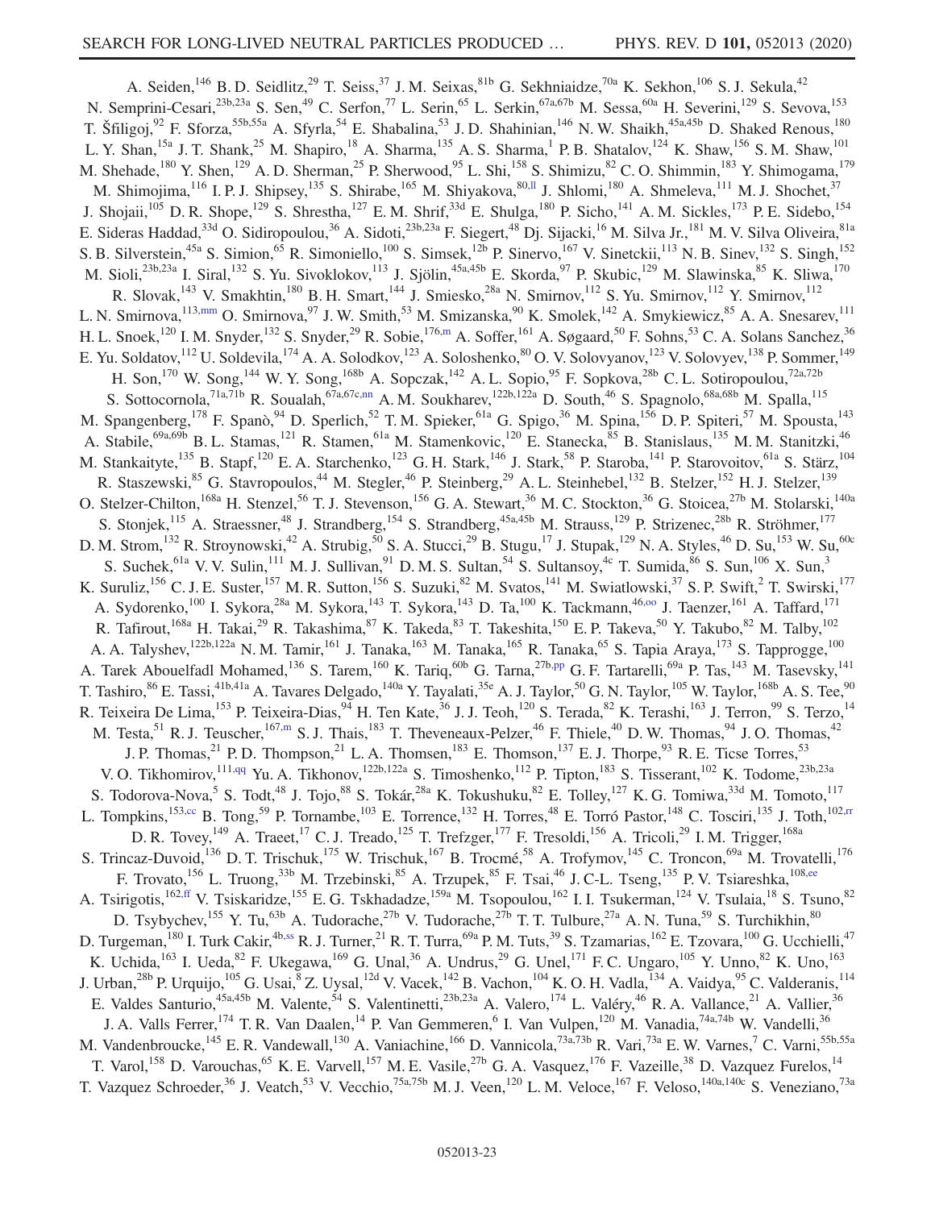A. Seiden,[146] B. D. Seidlitz,[29] T. Seiss,[37] J. M. Seixas,[81b] G. Sekhniaidze,[70a] K. Sekhon,[106] S. J. Sekula,[42] N. Semprini-Cesari,[23b,23a] S. Sen,[49] C. Serfon,[77] L. Serin,[65] L. Serkin,[67a,67b] M. Sessa,[60a] H. Severini,[129] S. Sevova,[153] T. Šfiligoj,[92] F. Sforza,[55b,55a] A. Sfyrla,[54] E. Shabalina,[53] J. D. Shahinian,[146] N. W. Shaikh,[45a,45b] D. Shaked Renous,[180] L. Y. Shan,[15a] J. T. Shank,[25] M. Shapiro,[18] A. Sharma,[135] A. S. Sharma,[1] P. B. Shatalov,[124] K. Shaw,[156] S. M. Shaw,[101] M. Shehade,[180] Y. Shen,[129] A. D. Sherman,[25] P. Sherwood,[95] L. Shi,[158] S. Shimizu,[82] C. O. Shimmin,[183] Y. Shimogama,[179] M. Shimojima,[116] I. P. J. Shipsey,[135] S. Shirabe,[165] M. Shiyakova,[80,ll] J. Shlomi,[180] A. Shmeleva,[111] M. J. Shochet,[37] J. Shojaii,[105] D. R. Shope,[129] S. Shrestha,[127] E. M. Shrif,[33d] E. Shulga,[180] P. Sicho,[141] A. M. Sickles,[173] P. E. Sidebo,[154] E. Sideras Haddad,[33d] O. Sidiropoulou,[36] A. Sidoti,[23b,23a] F. Siegert,[48] Dj. Sijacki,[16] M. Silva Jr.,[181] M. V. Silva Oliveira,[81a] S. B. Silverstein,[45a] S. Simion,[65] R. Simoniello,[100] S. Simsek,[12b] P. Sinervo,[167] V. Sinetckii,[113] N. B. Sinev,[132] S. Singh,[152] M. Sioli,[23b,23a] I. Siral,[132] S. Yu. Sivoklokov,[113] J. Sjölin,[45a,45b] E. Skorda,[97] P. Skubic,[129] M. Slawinska,[85] K. Sliwa,[170] R. Slovak,[143] V. Smakhtin,[180] B. H. Smart,[144] J. Smiesko,[28a] N. Smirnov,[112] S. Yu. Smirnov,[112] Y. Smirnov,[112] L. N. Smirnova,[113,mm] O. Smirnova,[97] J. W. Smith,[53] M. Smizanska,[90] K. Smolek,[142] A. Smykiewicz,[85] A. A. Snesarev,[111] H. L. Snoek,[120] I. M. Snyder,[132] S. Snyder,[29] R. Sobie,[176,m] A. Soffer,[161] A. Søgaard,[50] F. Sohns,[53] C. A. Solans Sanchez,[36] E. Yu. Soldatov,[112] U. Soldevila,[174] A. A. Solodkov,[123] A. Soloshenko,[80] O. V. Solovyanov,[123] V. Solovyev,[138] P. Sommer,[149] H. Son,[170] W. Song,[144] W. Y. Song,[168b] A. Sopczak,[142] A. L. Sopio,[95] F. Sopkova,[28b] C. L. Sotiropoulou,[72a,72b] S. Sottocornola,[71a,71b] R. Soualah,[67a,67c,nn] A. M. Soukharev,[122b,122a] D. South,[46] S. Spagnolo,[68a,68b] M. Spalla,[115] M. Spangenberg,[178] F. Spanò,[94] D. Sperlich,[52] T. M. Spieker,[61a] G. Spigo,[36] M. Spina,[156] D. P. Spiteri,[57] M. Spousta,[143] A. Stabile,[69a,69b] B. L. Stamas,[121] R. Stamen,[61a] M. Stamenkovic,[120] E. Stanecka,[85] B. Stanislaus,[135] M. M. Stanitzki,[46] M. Stankaityte,[135] B. Stapf,[120] E. A. Starchenko,[123] G. H. Stark,[146] J. Stark,[58] P. Staroba,[141] P. Starovoitov,[61a] S. Stärz,[104] R. Staszewski,[85] G. Stavropoulos,[44] M. Stegler,[46] P. Steinberg,[29] A. L. Steinhebel,[132] B. Stelzer,[152] H. J. Stelzer,[139] O. Stelzer-Chilton,[168a] H. Stenzel,[56] T. J. Stevenson,[156] G. A. Stewart,[36] M. C. Stockton,[36] G. Stoicea,[27b] M. Stolarski,[140a] S. Stonjek,[115] A. Straessner,[48] J. Strandberg,[154] S. Strandberg,[45a,45b] M. Strauss,[129] P. Strizenec,[28b] R. Ströhmer,[177] D. M. Strom,[132] R. Stroynowski,[42] A. Strubig,[50] S. A. Stucci,[29] B. Stugu,[17] J. Stupak,[129] N. A. Styles,[46] D. Su,[153] W. Su,[60c] S. Suchek,[61a] V. V. Sulin,[111] M. J. Sullivan,[91] D. M. S. Sultan,[54] S. Sultansoy,[4c] T. Sumida,[86] S. Sun,[106] X. Sun,[3] K. Suruliz,[156] C. J. E. Suster,[157] M. R. Sutton,[156] S. Suzuki,[82] M. Svatos,[141] M. Swiatlowski,[37] S. P. Swift,[2] T. Swirski,[177] A. Sydorenko,[100] I. Sykora,[28a] M. Sykora,[143] T. Sykora,[143] D. Ta,[100] K. Tackmann,[46,oo] J. Taenzer,[161] A. Taffard,[171] R. Tafirout,[168a] H. Takai,[29] R. Takashima,[87] K. Takeda,[83] T. Takeshita,[150] E. P. Takeva,[50] Y. Takubo,[82] M. Talby,[102] A. A. Talyshev,[122b,122a] N. M. Tamir,[161] J. Tanaka,[163] M. Tanaka,[165] R. Tanaka,[65] S. Tapia Araya,[173] S. Tapprogge,[100] A. Tarek Abouelfadl Mohamed,[136] S. Tarem,[160] K. Tariq,[60b] G. Tarna,[27b,pp] G. F. Tartarelli,[69a] P. Tas,[143] M. Tasevsky,[141] T. Tashiro,[86] E. Tassi,[41b,41a] A. Tavares Delgado,[140a] Y. Tayalati,[35e] A. J. Taylor,[50] G. N. Taylor,[105] W. Taylor,[168b] A. S. Tee,[90] R. Teixeira De Lima,[153] P. Teixeira-Dias,[94] H. Ten Kate,[36] J. J. Teoh,[120] S. Terada,[82] K. Terashi,[163] J. Terron,[99] S. Terzo,[14] M. Testa,[51] R. J. Teuscher,[167,m] S. J. Thais,[183] T. Theveneaux-Pelzer,[46] F. Thiele,[40] D. W. Thomas,[94] J. O. Thomas,[42] J. P. Thomas,[21] P. D. Thompson,[21] L. A. Thomsen,[183] E. Thomson,[137] E. J. Thorpe,[93] R. E. Ticse Torres,[53] V. O. Tikhomirov,[111,qq] Yu. A. Tikhonov,[122b,122a] S. Timoshenko,[112] P. Tipton,[183] S. Tisserant,[102] K. Todome,[23b,23a] S. Todorova-Nova,[5] S. Todt,[48] J. Tojo,[88] S. Tokár,[28a] K. Tokushuku,[82] E. Tolley,[127] K. G. Tomiwa,[33d] M. Tomoto,[117] L. Tompkins,[153,cc] B. Tong,[59] P. Tornambe,[103] E. Torrence,[132] H. Torres,[48] E. Torró Pastor,[148] C. Tosciri,[135] J. Toth,[102,rr] D. R. Tovey,[149] A. Traeet,[17] C. J. Treado,[125] T. Trefzger,[177] F. Tresoldi,[156] A. Tricoli,[29] I. M. Trigger,[168a] S. Trincaz-Duvoid,[136] D. T. Trischuk,[175] W. Trischuk,[167] B. Trocmé,[58] A. Trofymov,[145] C. Troncon,[69a] M. Trovatelli,[176] F. Trovato,[156] L. Truong,[33b] M. Trzebinski,[85] A. Trzupek,[85] F. Tsai,[46] J. C-L. Tseng,[135] P. V. Tsiareshka,[108,ee] A. Tsirigotis,[162,ff] V. Tsiskaridze,[155] E. G. Tskhadadze,[159a] M. Tsopoulou,[162] I. I. Tsukerman,[124] V. Tsulaia,[18] S. Tsuno,[82] D. Tsybychev,[155] Y. Tu,[63b] A. Tudorache,[27b] V. Tudorache,[27b] T. T. Tulbure,[27a] A. N. Tuna,[59] S. Turchikhin,[80] D. Turgeman,[180] I. Turk Cakir,[4b,ss] R. J. Turner,[21] R. T. Turra,[69a] P. M. Tuts,[39] S. Tzamarias,[162] E. Tzovara,[100] G. Ucchielli,[47] K. Uchida,[163] I. Ueda,[82] F. Ukegawa,[169] G. Unal,[36] A. Undrus,[29] G. Unel,[171] F. C. Ungaro,[105] Y. Unno,[82] K. Uno,[163] J. Urban,[28b] P. Urquijo,[105] G. Usai,[8] Z. Uysal,[12d] V. Vacek,[142] B. Vachon,[104] K. O. H. Vadla,[134] A. Vaidya,[95] C. Valderanis,[114] E. Valdes Santurio,[45a,45b] M. Valente,[54] S. Valentinetti,[23b,23a] A. Valero,[174] L. Valéry,[46] R. A. Vallance,[21] A. Vallier,[36] J. A. Valls Ferrer,[174] T. R. Van Daalen,[14] P. Van Gemmeren,[6] I. Van Vulpen,[120] M. Vanadia,[74a,74b] W. Vandelli,[36] M. Vandenbroucke,[145] E. R. Vandewall,[130] A. Vaniachine,[166] D. Vannicola,[73a,73b] R. Vari,[73a] E. W. Varnes,[7] C. Varni,[55b,55a] T. Varol,[158] D. Varouchas,[65] K. E. Varvell,[157] M. E. Vasile,[27b] G. A. Vasquez,[176] F. Vazeille,[38] D. Vazquez Furelos,[14] T. Vazquez Schroeder,[36] J. Veatch,[53] V. Vecchio,[75a,75b] M. J. Veen,[120] L. M. Veloce,[167] F. Veloso,[140a,140c] S. Veneziano,[73a]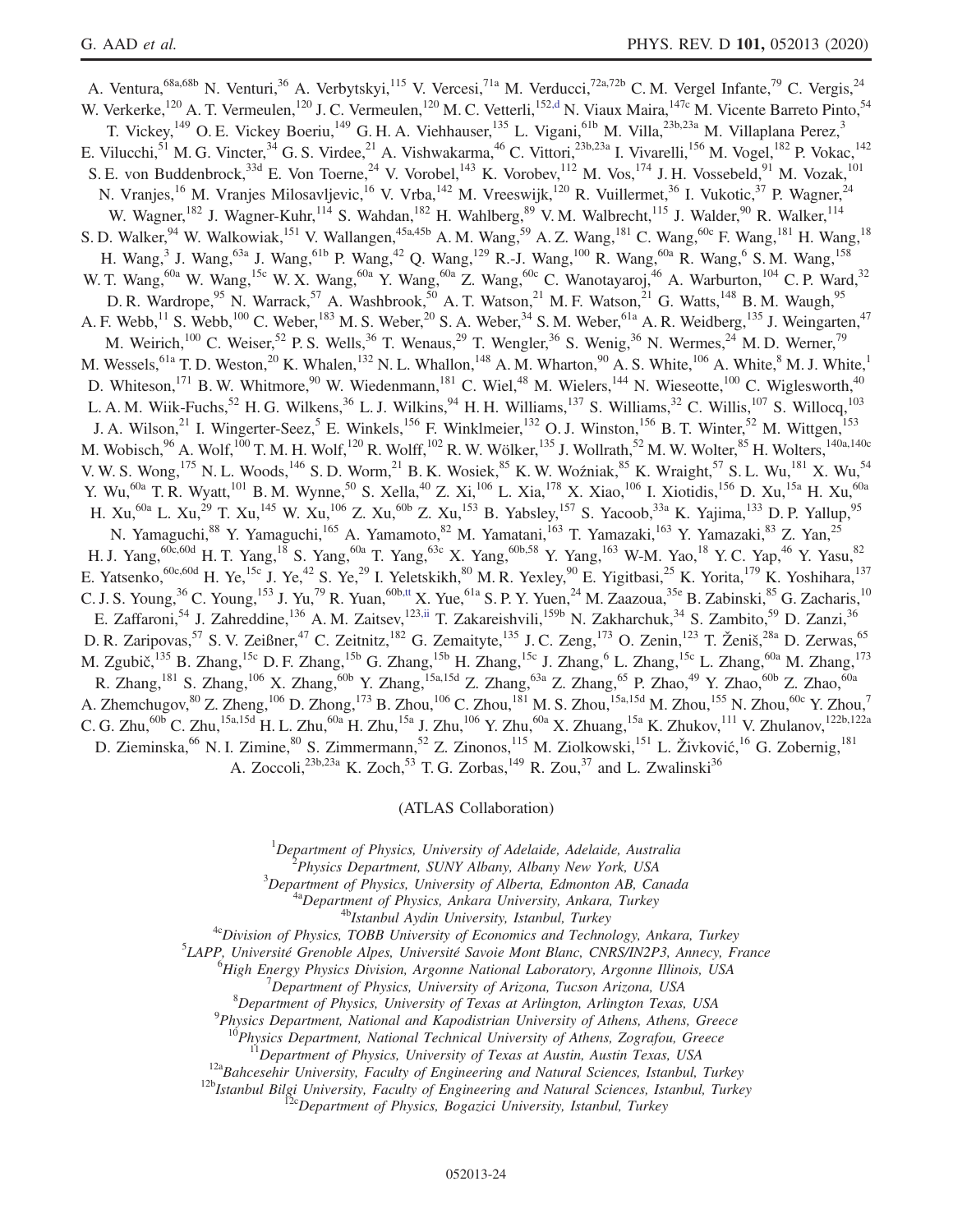A. Ventura,[68a,68b] N. Venturi,[36] A. Verbytskyi,[115] V. Vercesi,[71a] M. Verducci,[72a,72b] C. M. Vergel Infante,[79] C. Vergis,[24] W. Verkerke,[120] A. T. Vermeulen,[120] J. C. Vermeulen,[120] M. C. Vetterli,[152,d] N. Viaux Maira,[147c] M. Vicente Barreto Pinto,[54] T. Vickey,[149] O. E. Vickey Boeriu,[149] G. H. A. Viehhauser,[135] L. Vigani,[61b] M. Villa,[23b,23a] M. Villaplana Perez,[3] E. Vilucchi,[51] M. G. Vincter,[34] G. S. Virdee,[21] A. Vishwakarma,[46] C. Vittori,[23b,23a] I. Vivarelli,[156] M. Vogel,[182] P. Vokac,[142] S. E. von Buddenbrock,[33d] E. Von Toerne,[24] V. Vorobel,[143] K. Vorobev,[112] M. Vos,[174] J. H. Vossebeld,[91] M. Vozak,[101] N. Vranjes,[16] M. Vranjes Milosavljevic,[16] V. Vrba,[142] M. Vreeswijk,[120] R. Vuillermet,[36] I. Vukotic,[37] P. Wagner,[24] W. Wagner,[182] J. Wagner-Kuhr,[114] S. Wahdan,[182] H. Wahlberg,[89] V. M. Walbrecht,[115] J. Walder,[90] R. Walker,[114] S. D. Walker,[94] W. Walkowiak,[151] V. Wallangen,[45a,45b] A. M. Wang,[59] A. Z. Wang,[181] C. Wang,[60c] F. Wang,[181] H. Wang,[18] H. Wang,[3] J. Wang,[63a] J. Wang,[61b] P. Wang,[42] Q. Wang,[129] R.-J. Wang,[100] R. Wang,[60a] R. Wang,[6] S. M. Wang,[158] W. T. Wang,[60a] W. Wang,[15c] W. X. Wang,[60a] Y. Wang,[60a] Z. Wang,[60c] C. Wanotayaroj,[46] A. Warburton,[104] C. P. Ward,[32] D. R. Wardrope,[95] N. Warrack,[57] A. Washbrook,[50] A. T. Watson,[21] M. F. Watson,[21] G. Watts,[148] B. M. Waugh,[95] A. F. Webb,[11] S. Webb,[100] C. Weber,[183] M. S. Weber,[20] S. A. Weber,[34] S. M. Weber,[61a] A. R. Weidberg,[135] J. Weingarten,[47] M. Weirich,[100] C. Weiser,[52] P. S. Wells,[36] T. Wenaus,[29] T. Wengler,[36] S. Wenig,[36] N. Wermes,[24] M. D. Werner,[79] M. Wessels,[61a] T. D. Weston,[20] K. Whalen,[132] N. L. Whallon,[148] A. M. Wharton,[90] A. S. White,[106] A. White,[8] M. J. White,[1] D. Whiteson,[171] B. W. Whitmore,[90] W. Wiedenmann,[181] C. Wiel,[48] M. Wielers,[144] N. Wieseotte,[100] C. Wiglesworth,[40] L. A. M. Wiik-Fuchs,[52] H. G. Wilkens,[36] L. J. Wilkins,[94] H. H. Williams,[137] S. Williams,[32] C. Willis,[107] S. Willocq,[103] J. A. Wilson,[21] I. Wingerter-Seez,[5] E. Winkels,[156] F. Winklmeier,[132] O. J. Winston,[156] B. T. Winter,[52] M. Wittgen,[153] M. Wobisch,[96] A. Wolf,[100] T. M. H. Wolf,[120] R. Wolff,[102] R. W. Wölker,[135] J. Wollrath,[52] M. W. Wolter,[85] H. Wolters,[140a,140c] V. W. S. Wong,[175] N. L. Woods,[146] S. D. Worm,[21] B. K. Wosiek,[85] K. W. Woźniak,[85] K. Wraight,[57] S. L. Wu,[181] X. Wu,[54] Y. Wu,[60a] T. R. Wyatt,[101] B. M. Wynne,[50] S. Xella,[40] Z. Xi,[106] L. Xia,[178] X. Xiao,[106] I. Xiotidis,[156] D. Xu,[15a] H. Xu,[60a] H. Xu,[60a] L. Xu,[29] T. Xu,[145] W. Xu,[106] Z. Xu,[60b] Z. Xu,[153] B. Yabsley,[157] S. Yacoob,[33a] K. Yajima,[133] D. P. Yallup,[95] N. Yamaguchi,[88] Y. Yamaguchi,[165] A. Yamamoto,[82] M. Yamatani,[163] T. Yamazaki,[163] Y. Yamazaki,[83] Z. Yan,[25] H. J. Yang,[60c,60d] H. T. Yang,[18] S. Yang,[60a] T. Yang,[63c] X. Yang,[60b,58] Y. Yang,[163] W-M. Yao,[18] Y. C. Yap,[46] Y. Yasu,[82] E. Yatsenko,[60c,60d] H. Ye,[15c] J. Ye,[42] S. Ye,[29] I. Yeletskikh,[80] M. R. Yexley,[90] E. Yigitbasi,[25] K. Yorita,[179] K. Yoshihara,[137] C. J. S. Young,[36] C. Young,[153] J. Yu,[79] R. Yuan,[60b,tt] X. Yue,[61a] S. P. Y. Yuen,[24] M. Zaazoua,[35e] B. Zabinski,[85] G. Zacharis,[10] E. Zaffaroni,[54] J. Zahreddine,[136] A. M. Zaitsev,[123,ii] T. Zakareishvili,[159b] N. Zakharchuk,[34] S. Zambito,[59] D. Zanzi,[36] D. R. Zaripovas,[57] S. V. Zeißner,[47] C. Zeitnitz,[182] G. Zemaityte,[135] J. C. Zeng,[173] O. Zenin,[123] T. Ženiš,[28a] D. Zerwas,[65] M. Zgubič,[135] B. Zhang,[15c] D. F. Zhang,[15b] G. Zhang,[15b] H. Zhang,[15c] J. Zhang,[6] L. Zhang,[15c] L. Zhang,[60a] M. Zhang,[173] R. Zhang,[181] S. Zhang,[106] X. Zhang,[60b] Y. Zhang,[15a,15d] Z. Zhang,[63a] Z. Zhang,[65] P. Zhao,[49] Y. Zhao,[60b] Z. Zhao,[60a] A. Zhemchugov,[80] Z. Zheng,[106] D. Zhong,[173] B. Zhou,[106] C. Zhou,[181] M. S. Zhou,[15a,15d] M. Zhou,[155] N. Zhou,[60c] Y. Zhou,[7] C. G. Zhu,[60b] C. Zhu,[15a,15d] H. L. Zhu,[60a] H. Zhu,[15a] J. Zhu,[106] Y. Zhu,[60a] X. Zhuang,[15a] K. Zhukov,[111] V. Zhulanov,[122b,122a] D. Zieminska,[66] N. I. Zimine,[80] S. Zimmermann,[52] Z. Zinonos,[115] M. Ziolkowski,[151] L. Živković,[16] G. Zobernig,[181] A. Zoccoli,[23b,23a] K. Zoch,[53] T. G. Zorbas,[149] R. Zou,[37] and L. Zwalinski[36]

(ATLAS Collaboration)

[1]*Department of Physics, University of Adelaide, Adelaide, Australia*
[2]*Physics Department, SUNY Albany, Albany New York, USA*
[3]*Department of Physics, University of Alberta, Edmonton AB, Canada*
[4a]*Department of Physics, Ankara University, Ankara, Turkey*
[4b]*Istanbul Aydin University, Istanbul, Turkey*
[4c]*Division of Physics, TOBB University of Economics and Technology, Ankara, Turkey*
[5]*LAPP, Université Grenoble Alpes, Université Savoie Mont Blanc, CNRS/IN2P3, Annecy, France*
[6]*High Energy Physics Division, Argonne National Laboratory, Argonne Illinois, USA*
[7]*Department of Physics, University of Arizona, Tucson Arizona, USA*
[8]*Department of Physics, University of Texas at Arlington, Arlington Texas, USA*
[9]*Physics Department, National and Kapodistrian University of Athens, Athens, Greece*
[10]*Physics Department, National Technical University of Athens, Zografou, Greece*
[11]*Department of Physics, University of Texas at Austin, Austin Texas, USA*
[12a]*Bahcesehir University, Faculty of Engineering and Natural Sciences, Istanbul, Turkey*
[12b]*Istanbul Bilgi University, Faculty of Engineering and Natural Sciences, Istanbul, Turkey*
[12c]*Department of Physics, Bogazici University, Istanbul, Turkey*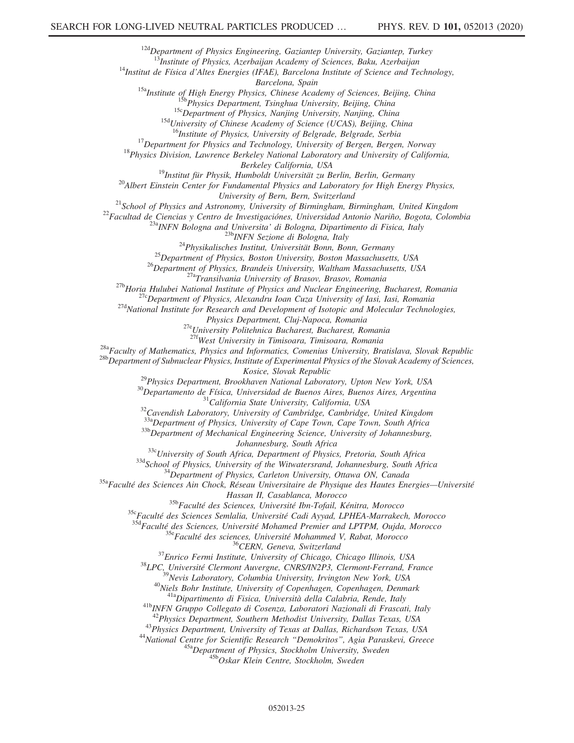[12d]Department of Physics Engineering, Gaziantep University, Gaziantep, Turkey  
[13]Institute of Physics, Azerbaijan Academy of Sciences, Baku, Azerbaijan  
[14]Institut de Física d'Altes Energies (IFAE), Barcelona Institute of Science and Technology, Barcelona, Spain  
[15a]Institute of High Energy Physics, Chinese Academy of Sciences, Beijing, China  
[15b]Physics Department, Tsinghua University, Beijing, China  
[15c]Department of Physics, Nanjing University, Nanjing, China  
[15d]University of Chinese Academy of Science (UCAS), Beijing, China  
[16]Institute of Physics, University of Belgrade, Belgrade, Serbia  
[17]Department for Physics and Technology, University of Bergen, Bergen, Norway  
[18]Physics Division, Lawrence Berkeley National Laboratory and University of California, Berkeley California, USA  
[19]Institut für Physik, Humboldt Universität zu Berlin, Berlin, Germany  
[20]Albert Einstein Center for Fundamental Physics and Laboratory for High Energy Physics, University of Bern, Bern, Switzerland  
[21]School of Physics and Astronomy, University of Birmingham, Birmingham, United Kingdom  
[22]Facultad de Ciencias y Centro de Investigaciónes, Universidad Antonio Nariño, Bogota, Colombia  
[23a]INFN Bologna and Universita' di Bologna, Dipartimento di Fisica, Italy  
[23b]INFN Sezione di Bologna, Italy  
[24]Physikalisches Institut, Universität Bonn, Bonn, Germany  
[25]Department of Physics, Boston University, Boston Massachusetts, USA  
[26]Department of Physics, Brandeis University, Waltham Massachusetts, USA  
[27a]Transilvania University of Brasov, Brasov, Romania  
[27b]Horia Hulubei National Institute of Physics and Nuclear Engineering, Bucharest, Romania  
[27c]Department of Physics, Alexandru Ioan Cuza University of Iasi, Iasi, Romania  
[27d]National Institute for Research and Development of Isotopic and Molecular Technologies, Physics Department, Cluj-Napoca, Romania  
[27e]University Politehnica Bucharest, Bucharest, Romania  
[27f]West University in Timisoara, Timisoara, Romania  
[28a]Faculty of Mathematics, Physics and Informatics, Comenius University, Bratislava, Slovak Republic  
[28b]Department of Subnuclear Physics, Institute of Experimental Physics of the Slovak Academy of Sciences, Kosice, Slovak Republic  
[29]Physics Department, Brookhaven National Laboratory, Upton New York, USA  
[30]Departamento de Física, Universidad de Buenos Aires, Buenos Aires, Argentina  
[31]California State University, California, USA  
[32]Cavendish Laboratory, University of Cambridge, Cambridge, United Kingdom  
[33a]Department of Physics, University of Cape Town, Cape Town, South Africa  
[33b]Department of Mechanical Engineering Science, University of Johannesburg, Johannesburg, South Africa  
[33c]University of South Africa, Department of Physics, Pretoria, South Africa  
[33d]School of Physics, University of the Witwatersrand, Johannesburg, South Africa  
[34]Department of Physics, Carleton University, Ottawa ON, Canada  
[35a]Faculté des Sciences Ain Chock, Réseau Universitaire de Physique des Hautes Energies—Université Hassan II, Casablanca, Morocco  
[35b]Faculté des Sciences, Université Ibn-Tofail, Kénitra, Morocco  
[35c]Faculté des Sciences Semlalia, Université Cadi Ayyad, LPHEA-Marrakech, Morocco  
[35d]Faculté des Sciences, Université Mohamed Premier and LPTPM, Oujda, Morocco  
[35e]Faculté des sciences, Université Mohammed V, Rabat, Morocco  
[36]CERN, Geneva, Switzerland  
[37]Enrico Fermi Institute, University of Chicago, Chicago Illinois, USA  
[38]LPC, Université Clermont Auvergne, CNRS/IN2P3, Clermont-Ferrand, France  
[39]Nevis Laboratory, Columbia University, Irvington New York, USA  
[40]Niels Bohr Institute, University of Copenhagen, Copenhagen, Denmark  
[41a]Dipartimento di Fisica, Università della Calabria, Rende, Italy  
[41b]INFN Gruppo Collegato di Cosenza, Laboratori Nazionali di Frascati, Italy  
[42]Physics Department, Southern Methodist University, Dallas Texas, USA  
[43]Physics Department, University of Texas at Dallas, Richardson Texas, USA  
[44]National Centre for Scientific Research "Demokritos", Agia Paraskevi, Greece  
[45a]Department of Physics, Stockholm University, Sweden  
[45b]Oskar Klein Centre, Stockholm, Sweden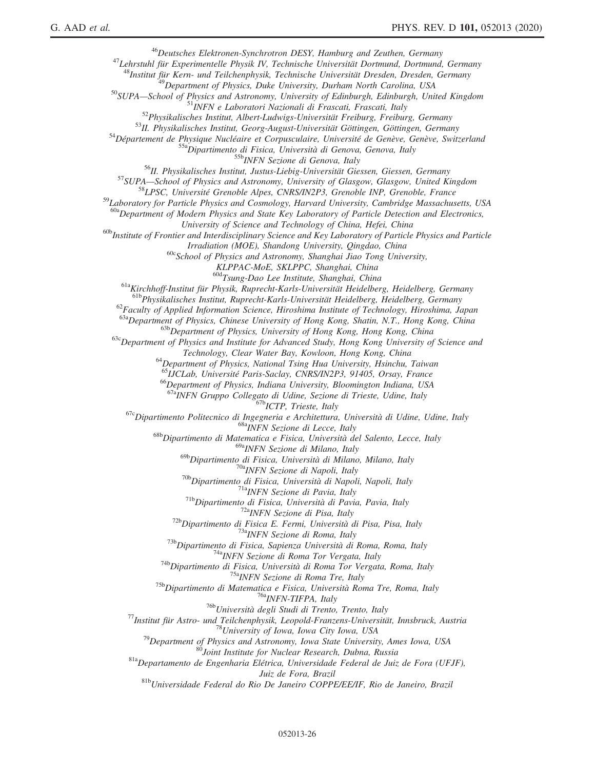[46]Deutsches Elektronen-Synchrotron DESY, Hamburg and Zeuthen, Germany
[47]Lehrstuhl für Experimentelle Physik IV, Technische Universität Dortmund, Dortmund, Germany
[48]Institut für Kern- und Teilchenphysik, Technische Universität Dresden, Dresden, Germany
[49]Department of Physics, Duke University, Durham North Carolina, USA
[50]SUPA—School of Physics and Astronomy, University of Edinburgh, Edinburgh, United Kingdom
[51]INFN e Laboratori Nazionali di Frascati, Frascati, Italy
[52]Physikalisches Institut, Albert-Ludwigs-Universität Freiburg, Freiburg, Germany
[53]II. Physikalisches Institut, Georg-August-Universität Göttingen, Göttingen, Germany
[54]Département de Physique Nucléaire et Corpusculaire, Université de Genève, Genève, Switzerland
[55a]Dipartimento di Fisica, Università di Genova, Genova, Italy
[55b]INFN Sezione di Genova, Italy
[56]II. Physikalisches Institut, Justus-Liebig-Universität Giessen, Giessen, Germany
[57]SUPA—School of Physics and Astronomy, University of Glasgow, Glasgow, United Kingdom
[58]LPSC, Université Grenoble Alpes, CNRS/IN2P3, Grenoble INP, Grenoble, France
[59]Laboratory for Particle Physics and Cosmology, Harvard University, Cambridge Massachusetts, USA
[60a]Department of Modern Physics and State Key Laboratory of Particle Detection and Electronics, University of Science and Technology of China, Hefei, China
[60b]Institute of Frontier and Interdisciplinary Science and Key Laboratory of Particle Physics and Particle Irradiation (MOE), Shandong University, Qingdao, China
[60c]School of Physics and Astronomy, Shanghai Jiao Tong University, KLPPAC-MoE, SKLPPC, Shanghai, China
[60d]Tsung-Dao Lee Institute, Shanghai, China
[61a]Kirchhoff-Institut für Physik, Ruprecht-Karls-Universität Heidelberg, Heidelberg, Germany
[61b]Physikalisches Institut, Ruprecht-Karls-Universität Heidelberg, Heidelberg, Germany
[62]Faculty of Applied Information Science, Hiroshima Institute of Technology, Hiroshima, Japan
[63a]Department of Physics, Chinese University of Hong Kong, Shatin, N.T., Hong Kong, China
[63b]Department of Physics, University of Hong Kong, Hong Kong, China
[63c]Department of Physics and Institute for Advanced Study, Hong Kong University of Science and Technology, Clear Water Bay, Kowloon, Hong Kong, China
[64]Department of Physics, National Tsing Hua University, Hsinchu, Taiwan
[65]IJCLab, Université Paris-Saclay, CNRS/IN2P3, 91405, Orsay, France
[66]Department of Physics, Indiana University, Bloomington Indiana, USA
[67a]INFN Gruppo Collegato di Udine, Sezione di Trieste, Udine, Italy
[67b]ICTP, Trieste, Italy
[67c]Dipartimento Politecnico di Ingegneria e Architettura, Università di Udine, Udine, Italy
[68a]INFN Sezione di Lecce, Italy
[68b]Dipartimento di Matematica e Fisica, Università del Salento, Lecce, Italy
[69a]INFN Sezione di Milano, Italy
[69b]Dipartimento di Fisica, Università di Milano, Milano, Italy
[70a]INFN Sezione di Napoli, Italy
[70b]Dipartimento di Fisica, Università di Napoli, Napoli, Italy
[71a]INFN Sezione di Pavia, Italy
[71b]Dipartimento di Fisica, Università di Pavia, Pavia, Italy
[72a]INFN Sezione di Pisa, Italy
[72b]Dipartimento di Fisica E. Fermi, Università di Pisa, Pisa, Italy
[73a]INFN Sezione di Roma, Italy
[73b]Dipartimento di Fisica, Sapienza Università di Roma, Roma, Italy
[74a]INFN Sezione di Roma Tor Vergata, Italy
[74b]Dipartimento di Fisica, Università di Roma Tor Vergata, Roma, Italy
[75a]INFN Sezione di Roma Tre, Italy
[75b]Dipartimento di Matematica e Fisica, Università Roma Tre, Roma, Italy
[76a]INFN-TIFPA, Italy
[76b]Università degli Studi di Trento, Trento, Italy
[77]Institut für Astro- und Teilchenphysik, Leopold-Franzens-Universität, Innsbruck, Austria
[78]University of Iowa, Iowa City Iowa, USA
[79]Department of Physics and Astronomy, Iowa State University, Ames Iowa, USA
[80]Joint Institute for Nuclear Research, Dubna, Russia
[81a]Departamento de Engenharia Elétrica, Universidade Federal de Juiz de Fora (UFJF), Juiz de Fora, Brazil
[81b]Universidade Federal do Rio De Janeiro COPPE/EE/IF, Rio de Janeiro, Brazil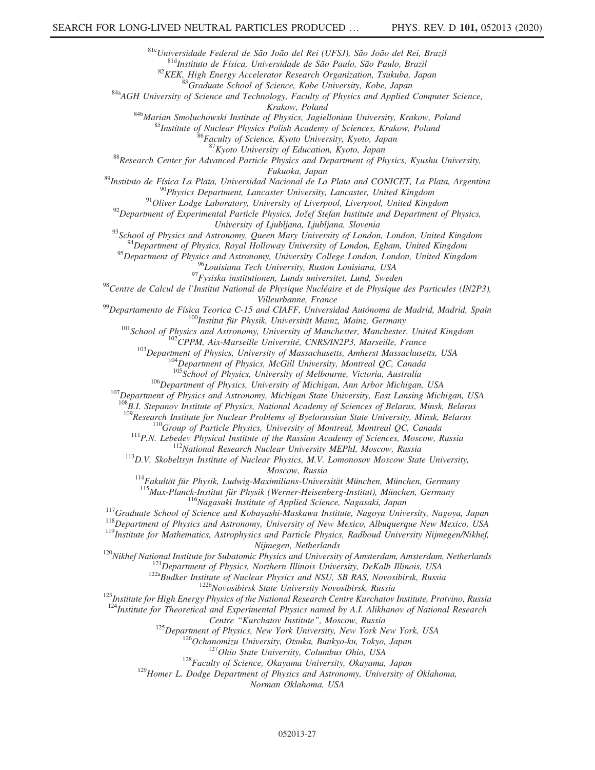[81c]Universidade Federal de São João del Rei (UFSJ), São João del Rei, Brazil
[81d]Instituto de Física, Universidade de São Paulo, São Paulo, Brazil
[82]KEK, High Energy Accelerator Research Organization, Tsukuba, Japan
[83]Graduate School of Science, Kobe University, Kobe, Japan
[84a]AGH University of Science and Technology, Faculty of Physics and Applied Computer Science, Krakow, Poland
[84b]Marian Smoluchowski Institute of Physics, Jagiellonian University, Krakow, Poland
[85]Institute of Nuclear Physics Polish Academy of Sciences, Krakow, Poland
[86]Faculty of Science, Kyoto University, Kyoto, Japan
[87]Kyoto University of Education, Kyoto, Japan
[88]Research Center for Advanced Particle Physics and Department of Physics, Kyushu University, Fukuoka, Japan
[89]Instituto de Física La Plata, Universidad Nacional de La Plata and CONICET, La Plata, Argentina
[90]Physics Department, Lancaster University, Lancaster, United Kingdom
[91]Oliver Lodge Laboratory, University of Liverpool, Liverpool, United Kingdom
[92]Department of Experimental Particle Physics, Jožef Stefan Institute and Department of Physics, University of Ljubljana, Ljubljana, Slovenia
[93]School of Physics and Astronomy, Queen Mary University of London, London, United Kingdom
[94]Department of Physics, Royal Holloway University of London, Egham, United Kingdom
[95]Department of Physics and Astronomy, University College London, London, United Kingdom
[96]Louisiana Tech University, Ruston Louisiana, USA
[97]Fysiska institutionen, Lunds universitet, Lund, Sweden
[98]Centre de Calcul de l'Institut National de Physique Nucléaire et de Physique des Particules (IN2P3), Villeurbanne, France
[99]Departamento de Física Teorica C-15 and CIAFF, Universidad Autónoma de Madrid, Madrid, Spain
[100]Institut für Physik, Universität Mainz, Mainz, Germany
[101]School of Physics and Astronomy, University of Manchester, Manchester, United Kingdom
[102]CPPM, Aix-Marseille Université, CNRS/IN2P3, Marseille, France
[103]Department of Physics, University of Massachusetts, Amherst Massachusetts, USA
[104]Department of Physics, McGill University, Montreal QC, Canada
[105]School of Physics, University of Melbourne, Victoria, Australia
[106]Department of Physics, University of Michigan, Ann Arbor Michigan, USA
[107]Department of Physics and Astronomy, Michigan State University, East Lansing Michigan, USA
[108]B.I. Stepanov Institute of Physics, National Academy of Sciences of Belarus, Minsk, Belarus
[109]Research Institute for Nuclear Problems of Byelorussian State University, Minsk, Belarus
[110]Group of Particle Physics, University of Montreal, Montreal QC, Canada
[111]P.N. Lebedev Physical Institute of the Russian Academy of Sciences, Moscow, Russia
[112]National Research Nuclear University MEPhI, Moscow, Russia
[113]D.V. Skobeltsyn Institute of Nuclear Physics, M.V. Lomonosov Moscow State University, Moscow, Russia
[114]Fakultät für Physik, Ludwig-Maximilians-Universität München, München, Germany
[115]Max-Planck-Institut für Physik (Werner-Heisenberg-Institut), München, Germany
[116]Nagasaki Institute of Applied Science, Nagasaki, Japan
[117]Graduate School of Science and Kobayashi-Maskawa Institute, Nagoya University, Nagoya, Japan
[118]Department of Physics and Astronomy, University of New Mexico, Albuquerque New Mexico, USA
[119]Institute for Mathematics, Astrophysics and Particle Physics, Radboud University Nijmegen/Nikhef, Nijmegen, Netherlands
[120]Nikhef National Institute for Subatomic Physics and University of Amsterdam, Amsterdam, Netherlands
[121]Department of Physics, Northern Illinois University, DeKalb Illinois, USA
[122a]Budker Institute of Nuclear Physics and NSU, SB RAS, Novosibirsk, Russia
[122b]Novosibirsk State University Novosibirsk, Russia
[123]Institute for High Energy Physics of the National Research Centre Kurchatov Institute, Protvino, Russia
[124]Institute for Theoretical and Experimental Physics named by A.I. Alikhanov of National Research Centre "Kurchatov Institute", Moscow, Russia
[125]Department of Physics, New York University, New York New York, USA
[126]Ochanomizu University, Otsuka, Bunkyo-ku, Tokyo, Japan
[127]Ohio State University, Columbus Ohio, USA
[128]Faculty of Science, Okayama University, Okayama, Japan
[129]Homer L. Dodge Department of Physics and Astronomy, University of Oklahoma, Norman Oklahoma, USA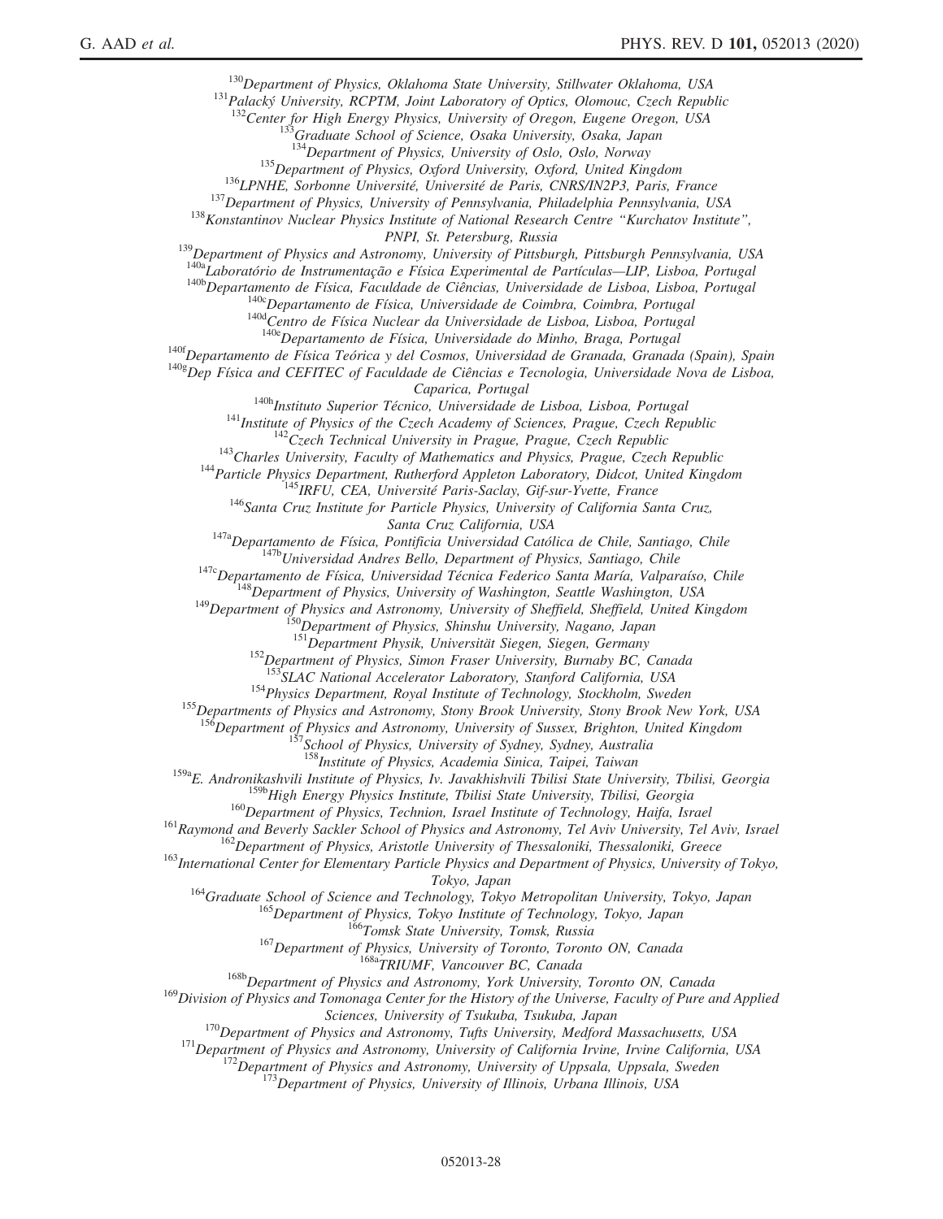[130]Department of Physics, Oklahoma State University, Stillwater Oklahoma, USA

[131]Palacký University, RCPTM, Joint Laboratory of Optics, Olomouc, Czech Republic

[132]Center for High Energy Physics, University of Oregon, Eugene Oregon, USA

[133]Graduate School of Science, Osaka University, Osaka, Japan

[134]Department of Physics, University of Oslo, Oslo, Norway

[135]Department of Physics, Oxford University, Oxford, United Kingdom

[136]LPNHE, Sorbonne Université, Université de Paris, CNRS/IN2P3, Paris, France

[137]Department of Physics, University of Pennsylvania, Philadelphia Pennsylvania, USA

[138]Konstantinov Nuclear Physics Institute of National Research Centre "Kurchatov Institute", PNPI, St. Petersburg, Russia

[139]Department of Physics and Astronomy, University of Pittsburgh, Pittsburgh Pennsylvania, USA

[140a]Laboratório de Instrumentação e Física Experimental de Partículas—LIP, Lisboa, Portugal

[140b]Departamento de Física, Faculdade de Ciências, Universidade de Lisboa, Lisboa, Portugal

[140c]Departamento de Física, Universidade de Coimbra, Coimbra, Portugal

[140d]Centro de Física Nuclear da Universidade de Lisboa, Lisboa, Portugal

[140e]Departamento de Física, Universidade do Minho, Braga, Portugal

[140f]Departamento de Física Teórica y del Cosmos, Universidad de Granada, Granada (Spain), Spain

[140g]Dep Física and CEFITEC of Faculdade de Ciências e Tecnologia, Universidade Nova de Lisboa, Caparica, Portugal

[140h]Instituto Superior Técnico, Universidade de Lisboa, Lisboa, Portugal

[141]Institute of Physics of the Czech Academy of Sciences, Prague, Czech Republic

[142]Czech Technical University in Prague, Prague, Czech Republic

[143]Charles University, Faculty of Mathematics and Physics, Prague, Czech Republic

[144]Particle Physics Department, Rutherford Appleton Laboratory, Didcot, United Kingdom

[145]IRFU, CEA, Université Paris-Saclay, Gif-sur-Yvette, France

[146]Santa Cruz Institute for Particle Physics, University of California Santa Cruz, Santa Cruz California, USA

[147a]Departamento de Física, Pontificia Universidad Católica de Chile, Santiago, Chile

[147b]Universidad Andres Bello, Department of Physics, Santiago, Chile

[147c]Departamento de Física, Universidad Técnica Federico Santa María, Valparaíso, Chile

[148]Department of Physics, University of Washington, Seattle Washington, USA

[149]Department of Physics and Astronomy, University of Sheffield, Sheffield, United Kingdom

[150]Department of Physics, Shinshu University, Nagano, Japan

[151]Department Physik, Universität Siegen, Siegen, Germany

[152]Department of Physics, Simon Fraser University, Burnaby BC, Canada

[153]SLAC National Accelerator Laboratory, Stanford California, USA

[154]Physics Department, Royal Institute of Technology, Stockholm, Sweden

[155]Departments of Physics and Astronomy, Stony Brook University, Stony Brook New York, USA

[156]Department of Physics and Astronomy, University of Sussex, Brighton, United Kingdom

[157]School of Physics, University of Sydney, Sydney, Australia

[158]Institute of Physics, Academia Sinica, Taipei, Taiwan

[159a]E. Andronikashvili Institute of Physics, Iv. Javakhishvili Tbilisi State University, Tbilisi, Georgia

[159b]High Energy Physics Institute, Tbilisi State University, Tbilisi, Georgia

[160]Department of Physics, Technion, Israel Institute of Technology, Haifa, Israel

[161]Raymond and Beverly Sackler School of Physics and Astronomy, Tel Aviv University, Tel Aviv, Israel

[162]Department of Physics, Aristotle University of Thessaloniki, Thessaloniki, Greece

[163]International Center for Elementary Particle Physics and Department of Physics, University of Tokyo, Tokyo, Japan

[164]Graduate School of Science and Technology, Tokyo Metropolitan University, Tokyo, Japan

[165]Department of Physics, Tokyo Institute of Technology, Tokyo, Japan

[166]Tomsk State University, Tomsk, Russia

[167]Department of Physics, University of Toronto, Toronto ON, Canada

[168a]TRIUMF, Vancouver BC, Canada

[168b]Department of Physics and Astronomy, York University, Toronto ON, Canada

[169]Division of Physics and Tomonaga Center for the History of the Universe, Faculty of Pure and Applied Sciences, University of Tsukuba, Tsukuba, Japan

[170]Department of Physics and Astronomy, Tufts University, Medford Massachusetts, USA

[171]Department of Physics and Astronomy, University of California Irvine, Irvine California, USA

[172]Department of Physics and Astronomy, University of Uppsala, Uppsala, Sweden

[173]Department of Physics, University of Illinois, Urbana Illinois, USA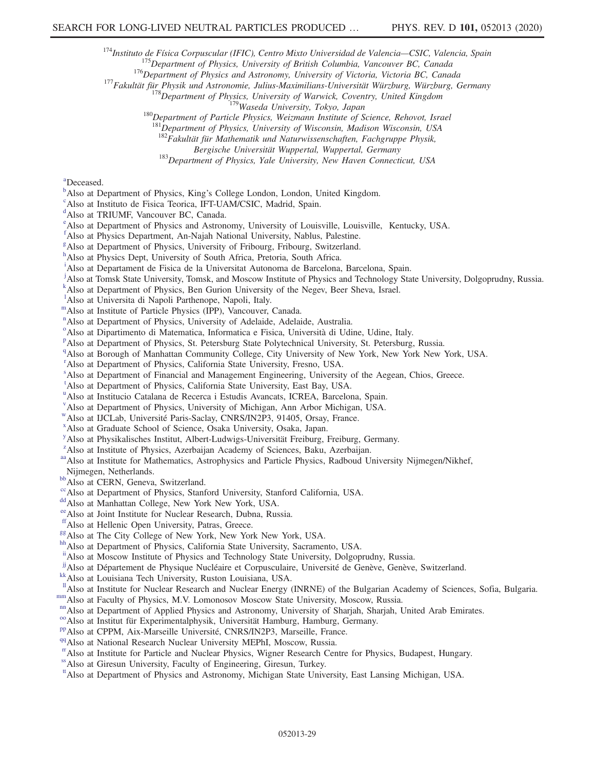[174]*Instituto de Física Corpuscular (IFIC), Centro Mixto Universidad de Valencia—CSIC, Valencia, Spain*
[175]*Department of Physics, University of British Columbia, Vancouver BC, Canada*
[176]*Department of Physics and Astronomy, University of Victoria, Victoria BC, Canada*
[177]*Fakultät für Physik und Astronomie, Julius-Maximilians-Universität Würzburg, Würzburg, Germany*
[178]*Department of Physics, University of Warwick, Coventry, United Kingdom*
[179]*Waseda University, Tokyo, Japan*
[180]*Department of Particle Physics, Weizmann Institute of Science, Rehovot, Israel*
[181]*Department of Physics, University of Wisconsin, Madison Wisconsin, USA*
[182]*Fakultät für Mathematik und Naturwissenschaften, Fachgruppe Physik, Bergische Universität Wuppertal, Wuppertal, Germany*
[183]*Department of Physics, Yale University, New Haven Connecticut, USA*

[a]Deceased.
[b]Also at Department of Physics, King's College London, London, United Kingdom.
[c]Also at Instituto de Fisica Teorica, IFT-UAM/CSIC, Madrid, Spain.
[d]Also at TRIUMF, Vancouver BC, Canada.
[e]Also at Department of Physics and Astronomy, University of Louisville, Louisville, Kentucky, USA.
[f]Also at Physics Department, An-Najah National University, Nablus, Palestine.
[g]Also at Department of Physics, University of Fribourg, Fribourg, Switzerland.
[h]Also at Physics Dept, University of South Africa, Pretoria, South Africa.
[i]Also at Departament de Fisica de la Universitat Autonoma de Barcelona, Barcelona, Spain.
[j]Also at Tomsk State University, Tomsk, and Moscow Institute of Physics and Technology State University, Dolgoprudny, Russia.
[k]Also at Department of Physics, Ben Gurion University of the Negev, Beer Sheva, Israel.
[l]Also at Universita di Napoli Parthenope, Napoli, Italy.
[m]Also at Institute of Particle Physics (IPP), Vancouver, Canada.
[n]Also at Department of Physics, University of Adelaide, Adelaide, Australia.
[o]Also at Dipartimento di Matematica, Informatica e Fisica, Università di Udine, Udine, Italy.
[p]Also at Department of Physics, St. Petersburg State Polytechnical University, St. Petersburg, Russia.
[q]Also at Borough of Manhattan Community College, City University of New York, New York New York, USA.
[r]Also at Department of Physics, California State University, Fresno, USA.
[s]Also at Department of Financial and Management Engineering, University of the Aegean, Chios, Greece.
[t]Also at Department of Physics, California State University, East Bay, USA.
[u]Also at Institucio Catalana de Recerca i Estudis Avancats, ICREA, Barcelona, Spain.
[v]Also at Department of Physics, University of Michigan, Ann Arbor Michigan, USA.
[w]Also at IJCLab, Université Paris-Saclay, CNRS/IN2P3, 91405, Orsay, France.
[x]Also at Graduate School of Science, Osaka University, Osaka, Japan.
[y]Also at Physikalisches Institut, Albert-Ludwigs-Universität Freiburg, Freiburg, Germany.
[z]Also at Institute of Physics, Azerbaijan Academy of Sciences, Baku, Azerbaijan.
[aa]Also at Institute for Mathematics, Astrophysics and Particle Physics, Radboud University Nijmegen/Nikhef, Nijmegen, Netherlands.
[bb]Also at CERN, Geneva, Switzerland.
[cc]Also at Department of Physics, Stanford University, Stanford California, USA.
[dd]Also at Manhattan College, New York New York, USA.
[ee]Also at Joint Institute for Nuclear Research, Dubna, Russia.
[ff]Also at Hellenic Open University, Patras, Greece.
[gg]Also at The City College of New York, New York New York, USA.
[hh]Also at Department of Physics, California State University, Sacramento, USA.
[ii]Also at Moscow Institute of Physics and Technology State University, Dolgoprudny, Russia.
[jj]Also at Département de Physique Nucléaire et Corpusculaire, Université de Genève, Genève, Switzerland.
[kk]Also at Louisiana Tech University, Ruston Louisiana, USA.
[ll]Also at Institute for Nuclear Research and Nuclear Energy (INRNE) of the Bulgarian Academy of Sciences, Sofia, Bulgaria.
[mm]Also at Faculty of Physics, M.V. Lomonosov Moscow State University, Moscow, Russia.
[nn]Also at Department of Applied Physics and Astronomy, University of Sharjah, Sharjah, United Arab Emirates.
[oo]Also at Institut für Experimentalphysik, Universität Hamburg, Hamburg, Germany.
[pp]Also at CPPM, Aix-Marseille Université, CNRS/IN2P3, Marseille, France.
[qq]Also at National Research Nuclear University MEPhI, Moscow, Russia.
[rr]Also at Institute for Particle and Nuclear Physics, Wigner Research Centre for Physics, Budapest, Hungary.
[ss]Also at Giresun University, Faculty of Engineering, Giresun, Turkey.
[tt]Also at Department of Physics and Astronomy, Michigan State University, East Lansing Michigan, USA.